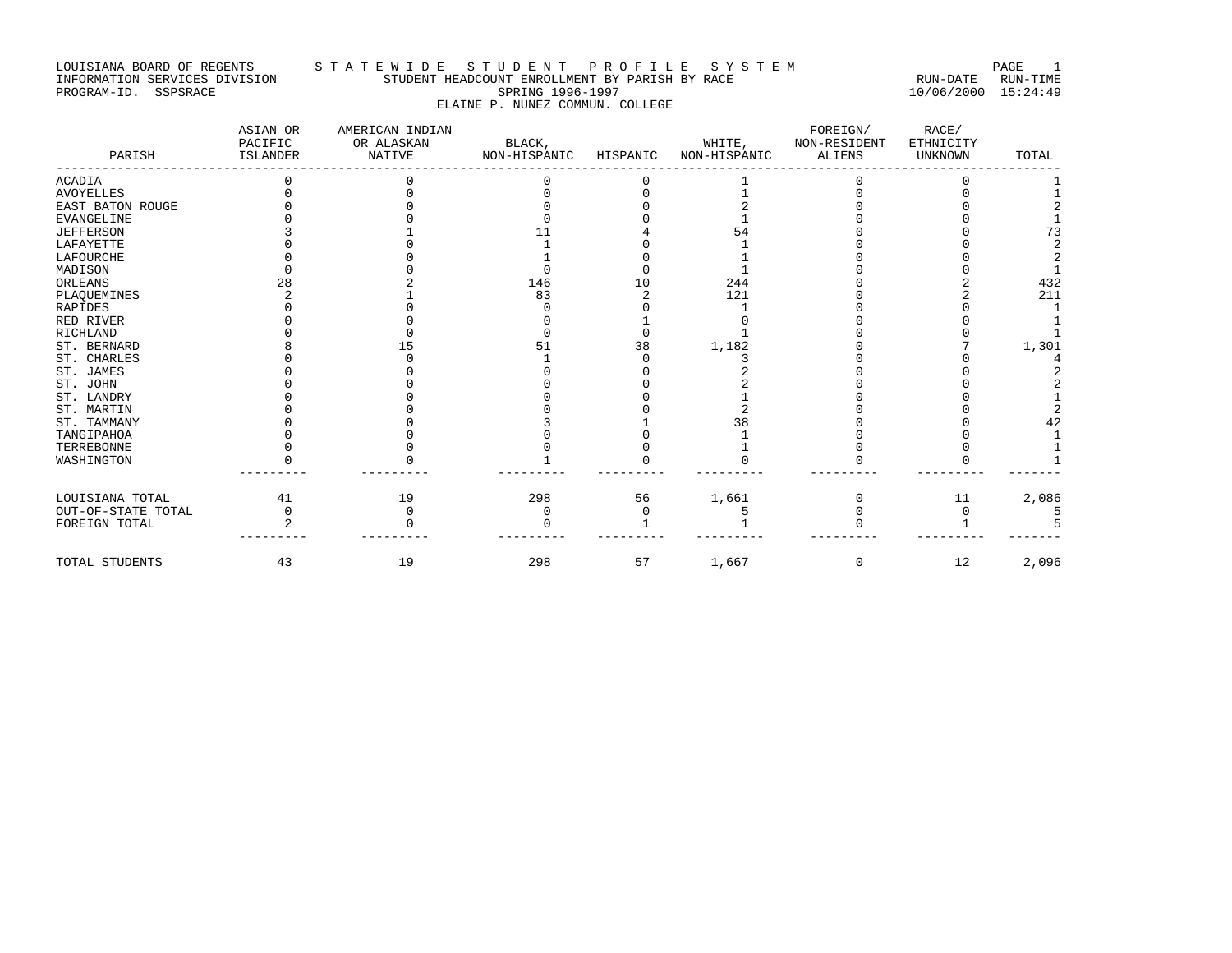LOUISIANA BOARD OF REGENTS — S T A T E W I D E   S T U D E N T   P R O F I L E   S Y S T E M

INFORMATION SERVICES DIVISION — STUDENT HEADCOUNT ENROLLMENT BY PARISH BY RACE — RUN-DATE 10/06/2000 RUN-TIME 15:24:49

PROGRAM-ID. SSPSRACE — SPRING 1996-1997

ELAINE P. NUNEZ COMMUN. COLLEGE

| PARISH | ASIAN OR PACIFIC ISLANDER | AMERICAN INDIAN OR ALASKAN NATIVE | BLACK, NON-HISPANIC | HISPANIC | WHITE, NON-HISPANIC | FOREIGN/ NON-RESIDENT ALIENS | RACE/ ETHNICITY UNKNOWN | TOTAL |
|---|---|---|---|---|---|---|---|---|
| ACADIA | 0 | 0 | 0 | 0 | 1 | 0 | 0 | 1 |
| AVOYELLES | 0 | 0 | 0 | 0 | 1 | 0 | 0 | 1 |
| EAST BATON ROUGE | 0 | 0 | 0 | 0 | 2 | 0 | 0 | 2 |
| EVANGELINE | 0 | 0 | 0 | 0 | 1 | 0 | 0 | 1 |
| JEFFERSON | 3 | 1 | 11 | 4 | 54 | 0 | 0 | 73 |
| LAFAYETTE | 0 | 0 | 1 | 0 | 1 | 0 | 0 | 2 |
| LAFOURCHE | 0 | 0 | 1 | 0 | 1 | 0 | 0 | 2 |
| MADISON | 0 | 0 | 0 | 0 | 1 | 0 | 0 | 1 |
| ORLEANS | 28 | 2 | 146 | 10 | 244 | 0 | 2 | 432 |
| PLAQUEMINES | 2 | 1 | 83 | 2 | 121 | 0 | 2 | 211 |
| RAPIDES | 0 | 0 | 0 | 0 | 1 | 0 | 0 | 1 |
| RED RIVER | 0 | 0 | 0 | 1 | 0 | 0 | 0 | 1 |
| RICHLAND | 0 | 0 | 0 | 0 | 1 | 0 | 0 | 1 |
| ST. BERNARD | 8 | 15 | 51 | 38 | 1,182 | 0 | 7 | 1,301 |
| ST. CHARLES | 0 | 0 | 1 | 0 | 3 | 0 | 0 | 4 |
| ST. JAMES | 0 | 0 | 0 | 0 | 2 | 0 | 0 | 2 |
| ST. JOHN | 0 | 0 | 0 | 0 | 2 | 0 | 0 | 2 |
| ST. LANDRY | 0 | 0 | 0 | 0 | 1 | 0 | 0 | 1 |
| ST. MARTIN | 0 | 0 | 0 | 0 | 2 | 0 | 0 | 2 |
| ST. TAMMANY | 0 | 0 | 3 | 1 | 38 | 0 | 0 | 42 |
| TANGIPAHOA | 0 | 0 | 0 | 0 | 1 | 0 | 0 | 1 |
| TERREBONNE | 0 | 0 | 0 | 0 | 1 | 0 | 0 | 1 |
| WASHINGTON | 0 | 0 | 1 | 0 | 0 | 0 | 0 | 1 |
| LOUISIANA TOTAL | 41 | 19 | 298 | 56 | 1,661 | 0 | 11 | 2,086 |
| OUT-OF-STATE TOTAL | 0 | 0 | 0 | 0 | 5 | 0 | 0 | 5 |
| FOREIGN TOTAL | 2 | 0 | 0 | 1 | 1 | 0 | 1 | 5 |
| TOTAL STUDENTS | 43 | 19 | 298 | 57 | 1,667 | 0 | 12 | 2,096 |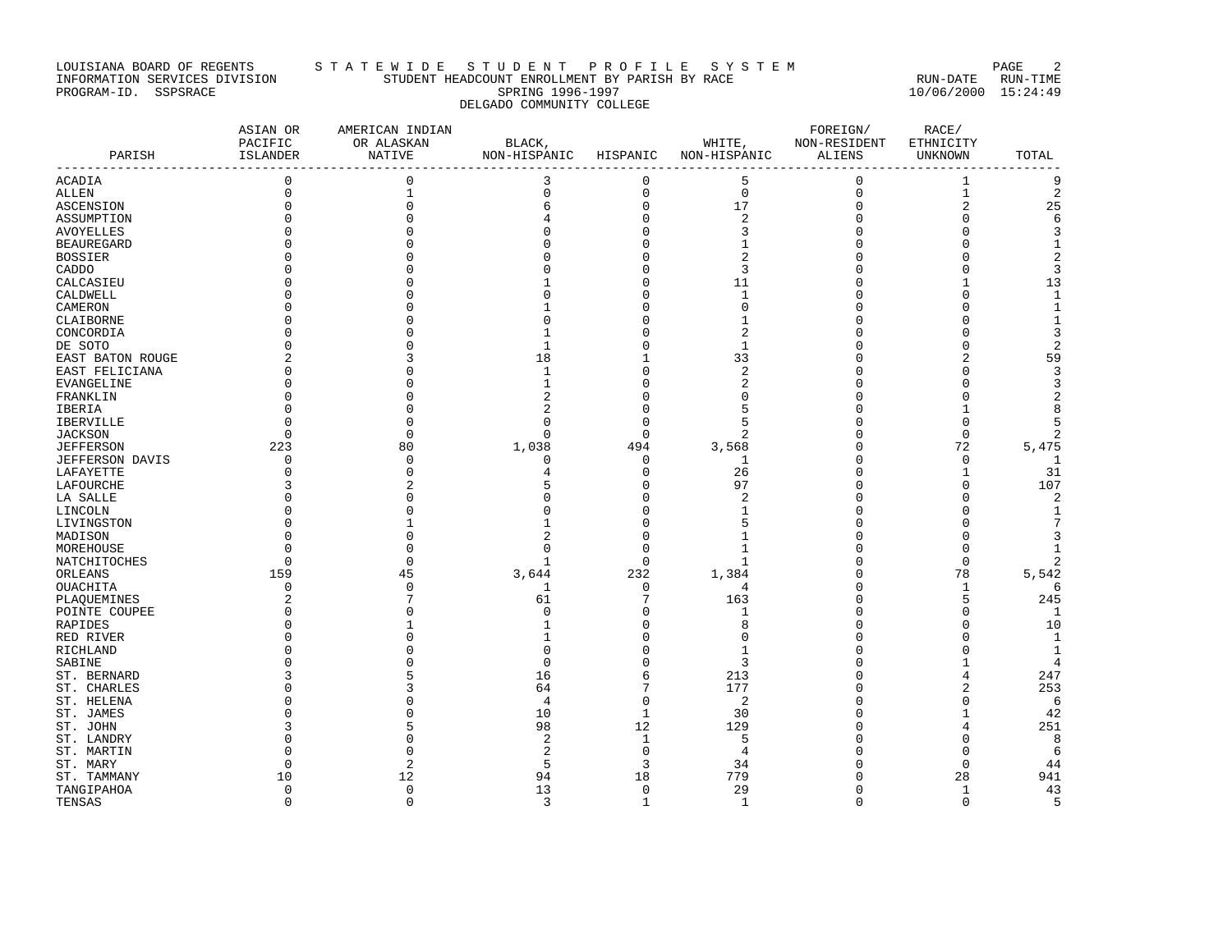LOUISIANA BOARD OF REGENTS — STATEWIDE STUDENT PROFILE SYSTEM
INFORMATION SERVICES DIVISION — STUDENT HEADCOUNT ENROLLMENT BY PARISH BY RACE
PROGRAM-ID. SSPSRACE — SPRING 1996-1997 — RUN-DATE 10/06/2000 RUN-TIME 15:24:49

DELGADO COMMUNITY COLLEGE

| PARISH | ASIAN OR PACIFIC ISLANDER | AMERICAN INDIAN OR ALASKAN NATIVE | BLACK, NON-HISPANIC | HISPANIC | WHITE, NON-HISPANIC | FOREIGN/ NON-RESIDENT ALIENS | RACE/ ETHNICITY UNKNOWN | TOTAL |
|---|---|---|---|---|---|---|---|---|
| ACADIA | 0 | 0 | 3 | 0 | 5 | 0 | 1 | 9 |
| ALLEN | 0 | 1 | 0 | 0 | 0 | 0 | 1 | 2 |
| ASCENSION | 0 | 0 | 6 | 0 | 17 | 0 | 2 | 25 |
| ASSUMPTION | 0 | 0 | 4 | 0 | 2 | 0 | 0 | 6 |
| AVOYELLES | 0 | 0 | 0 | 0 | 3 | 0 | 0 | 3 |
| BEAUREGARD | 0 | 0 | 0 | 0 | 1 | 0 | 0 | 1 |
| BOSSIER | 0 | 0 | 0 | 0 | 2 | 0 | 0 | 2 |
| CADDO | 0 | 0 | 0 | 0 | 3 | 0 | 0 | 3 |
| CALCASIEU | 0 | 0 | 1 | 0 | 11 | 0 | 1 | 13 |
| CALDWELL | 0 | 0 | 0 | 0 | 1 | 0 | 0 | 1 |
| CAMERON | 0 | 0 | 1 | 0 | 0 | 0 | 0 | 1 |
| CLAIBORNE | 0 | 0 | 0 | 0 | 1 | 0 | 0 | 1 |
| CONCORDIA | 0 | 0 | 1 | 0 | 2 | 0 | 0 | 3 |
| DE SOTO | 0 | 0 | 1 | 0 | 1 | 0 | 0 | 2 |
| EAST BATON ROUGE | 2 | 3 | 18 | 1 | 33 | 0 | 2 | 59 |
| EAST FELICIANA | 0 | 0 | 1 | 0 | 2 | 0 | 0 | 3 |
| EVANGELINE | 0 | 0 | 1 | 0 | 2 | 0 | 0 | 3 |
| FRANKLIN | 0 | 0 | 2 | 0 | 0 | 0 | 0 | 2 |
| IBERIA | 0 | 0 | 2 | 0 | 5 | 0 | 1 | 8 |
| IBERVILLE | 0 | 0 | 0 | 0 | 5 | 0 | 0 | 5 |
| JACKSON | 0 | 0 | 0 | 0 | 2 | 0 | 0 | 2 |
| JEFFERSON | 223 | 80 | 1,038 | 494 | 3,568 | 0 | 72 | 5,475 |
| JEFFERSON DAVIS | 0 | 0 | 0 | 0 | 1 | 0 | 0 | 1 |
| LAFAYETTE | 0 | 0 | 4 | 0 | 26 | 0 | 1 | 31 |
| LAFOURCHE | 3 | 2 | 5 | 0 | 97 | 0 | 0 | 107 |
| LA SALLE | 0 | 0 | 0 | 0 | 2 | 0 | 0 | 2 |
| LINCOLN | 0 | 0 | 0 | 0 | 1 | 0 | 0 | 1 |
| LIVINGSTON | 0 | 1 | 1 | 0 | 5 | 0 | 0 | 7 |
| MADISON | 0 | 0 | 2 | 0 | 1 | 0 | 0 | 3 |
| MOREHOUSE | 0 | 0 | 0 | 0 | 1 | 0 | 0 | 1 |
| NATCHITOCHES | 0 | 0 | 1 | 0 | 1 | 0 | 0 | 2 |
| ORLEANS | 159 | 45 | 3,644 | 232 | 1,384 | 0 | 78 | 5,542 |
| OUACHITA | 0 | 0 | 1 | 0 | 4 | 0 | 1 | 6 |
| PLAQUEMINES | 2 | 7 | 61 | 7 | 163 | 0 | 5 | 245 |
| POINTE COUPEE | 0 | 0 | 0 | 0 | 1 | 0 | 0 | 1 |
| RAPIDES | 0 | 1 | 1 | 0 | 8 | 0 | 0 | 10 |
| RED RIVER | 0 | 0 | 1 | 0 | 0 | 0 | 0 | 1 |
| RICHLAND | 0 | 0 | 0 | 0 | 1 | 0 | 0 | 1 |
| SABINE | 0 | 0 | 0 | 0 | 3 | 0 | 1 | 4 |
| ST. BERNARD | 3 | 5 | 16 | 6 | 213 | 0 | 4 | 247 |
| ST. CHARLES | 0 | 3 | 64 | 7 | 177 | 0 | 2 | 253 |
| ST. HELENA | 0 | 0 | 4 | 0 | 2 | 0 | 0 | 6 |
| ST. JAMES | 0 | 0 | 10 | 1 | 30 | 0 | 1 | 42 |
| ST. JOHN | 3 | 5 | 98 | 12 | 129 | 0 | 4 | 251 |
| ST. LANDRY | 0 | 0 | 2 | 1 | 5 | 0 | 0 | 8 |
| ST. MARTIN | 0 | 0 | 2 | 0 | 4 | 0 | 0 | 6 |
| ST. MARY | 0 | 2 | 5 | 3 | 34 | 0 | 0 | 44 |
| ST. TAMMANY | 10 | 12 | 94 | 18 | 779 | 0 | 28 | 941 |
| TANGIPAHOA | 0 | 0 | 13 | 0 | 29 | 0 | 1 | 43 |
| TENSAS | 0 | 0 | 3 | 1 | 1 | 0 | 0 | 5 |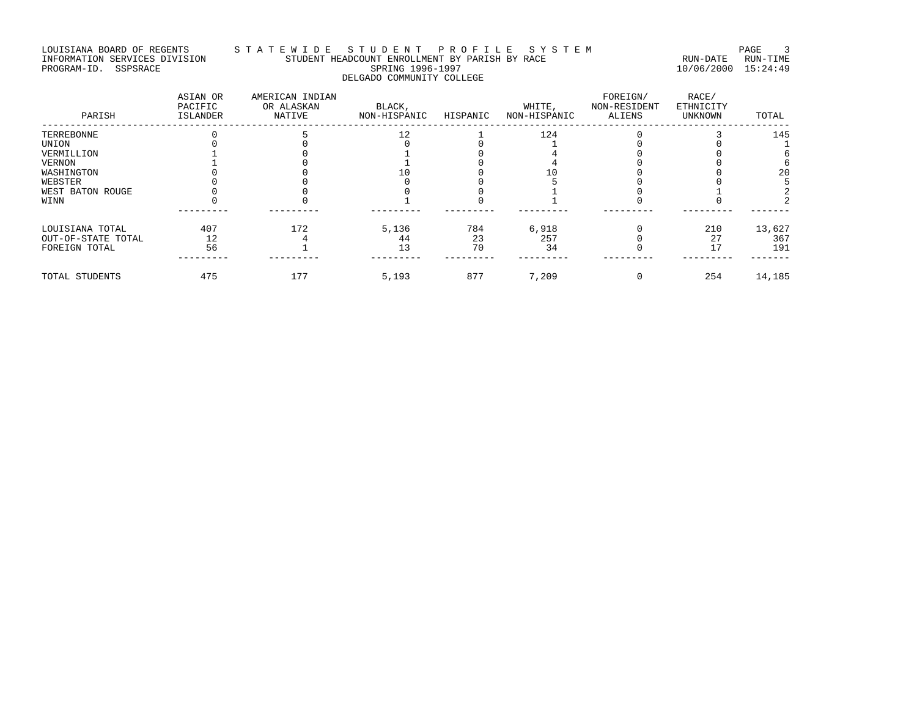LOUISIANA BOARD OF REGENTS — STATEWIDE STUDENT PROFILE SYSTEM

INFORMATION SERVICES DIVISION — STUDENT HEADCOUNT ENROLLMENT BY PARISH BY RACE — RUN-DATE 10/06/2000 RUN-TIME 15:24:49

PROGRAM-ID. SSPSRACE — SPRING 1996-1997

DELGADO COMMUNITY COLLEGE

| PARISH | ASIAN OR PACIFIC ISLANDER | AMERICAN INDIAN OR ALASKAN NATIVE | BLACK, NON-HISPANIC | HISPANIC | WHITE, NON-HISPANIC | FOREIGN/ NON-RESIDENT ALIENS | RACE/ ETHNICITY UNKNOWN | TOTAL |
|---|---|---|---|---|---|---|---|---|
| TERREBONNE | 0 | 5 | 12 | 1 | 124 | 0 | 3 | 145 |
| UNION | 0 | 0 | 0 | 0 | 1 | 0 | 0 | 1 |
| VERMILLION | 1 | 0 | 1 | 0 | 4 | 0 | 0 | 6 |
| VERNON | 1 | 0 | 1 | 0 | 4 | 0 | 0 | 6 |
| WASHINGTON | 0 | 0 | 10 | 0 | 10 | 0 | 0 | 20 |
| WEBSTER | 0 | 0 | 0 | 0 | 5 | 0 | 0 | 5 |
| WEST BATON ROUGE | 0 | 0 | 0 | 0 | 1 | 0 | 1 | 2 |
| WINN | 0 | 0 | 1 | 0 | 1 | 0 | 0 | 2 |
| LOUISIANA TOTAL | 407 | 172 | 5,136 | 784 | 6,918 | 0 | 210 | 13,627 |
| OUT-OF-STATE TOTAL | 12 | 4 | 44 | 23 | 257 | 0 | 27 | 367 |
| FOREIGN TOTAL | 56 | 1 | 13 | 70 | 34 | 0 | 17 | 191 |
| TOTAL STUDENTS | 475 | 177 | 5,193 | 877 | 7,209 | 0 | 254 | 14,185 |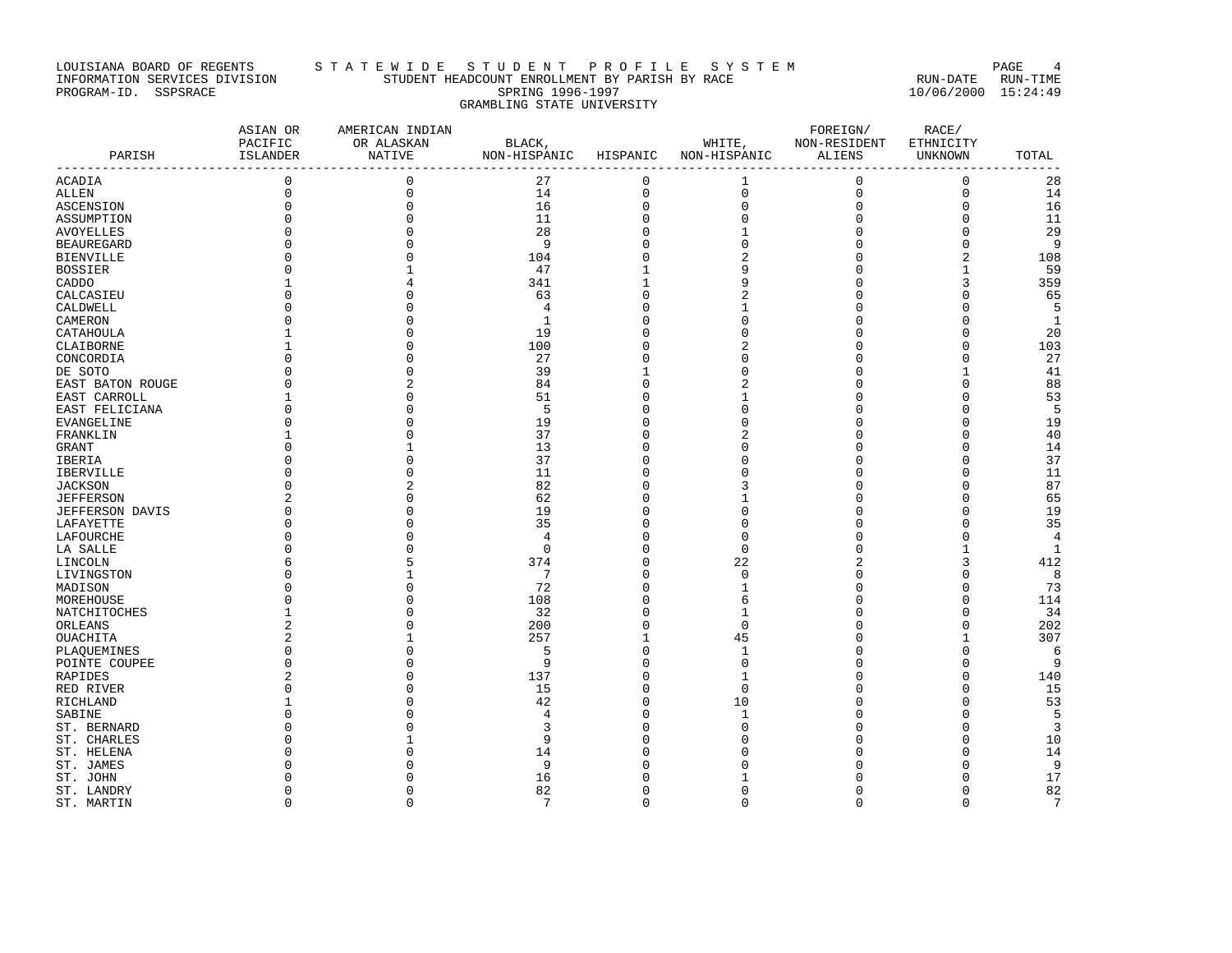LOUISIANA BOARD OF REGENTS — S T A T E W I D E   S T U D E N T   P R O F I L E   S Y S T E M

INFORMATION SERVICES DIVISION — STUDENT HEADCOUNT ENROLLMENT BY PARISH BY RACE — RUN-DATE 10/06/2000 RUN-TIME 15:24:49

PROGRAM-ID. SSPSRACE — SPRING 1996-1997

GRAMBLING STATE UNIVERSITY

| PARISH | ASIAN OR PACIFIC ISLANDER | AMERICAN INDIAN OR ALASKAN NATIVE | BLACK, NON-HISPANIC | HISPANIC | WHITE, NON-HISPANIC | FOREIGN/ NON-RESIDENT ALIENS | RACE/ ETHNICITY UNKNOWN | TOTAL |
|---|---|---|---|---|---|---|---|---|
| ACADIA | 0 | 0 | 27 | 0 | 1 | 0 | 0 | 28 |
| ALLEN | 0 | 0 | 14 | 0 | 0 | 0 | 0 | 14 |
| ASCENSION | 0 | 0 | 16 | 0 | 0 | 0 | 0 | 16 |
| ASSUMPTION | 0 | 0 | 11 | 0 | 0 | 0 | 0 | 11 |
| AVOYELLES | 0 | 0 | 28 | 0 | 1 | 0 | 0 | 29 |
| BEAUREGARD | 0 | 0 | 9 | 0 | 0 | 0 | 0 | 9 |
| BIENVILLE | 0 | 0 | 104 | 0 | 2 | 0 | 2 | 108 |
| BOSSIER | 0 | 1 | 47 | 1 | 9 | 0 | 1 | 59 |
| CADDO | 1 | 4 | 341 | 1 | 9 | 0 | 3 | 359 |
| CALCASIEU | 0 | 0 | 63 | 0 | 2 | 0 | 0 | 65 |
| CALDWELL | 0 | 0 | 4 | 0 | 1 | 0 | 0 | 5 |
| CAMERON | 0 | 0 | 1 | 0 | 0 | 0 | 0 | 1 |
| CATAHOULA | 1 | 0 | 19 | 0 | 0 | 0 | 0 | 20 |
| CLAIBORNE | 1 | 0 | 100 | 0 | 2 | 0 | 0 | 103 |
| CONCORDIA | 0 | 0 | 27 | 0 | 0 | 0 | 0 | 27 |
| DE SOTO | 0 | 0 | 39 | 1 | 0 | 0 | 1 | 41 |
| EAST BATON ROUGE | 0 | 2 | 84 | 0 | 2 | 0 | 0 | 88 |
| EAST CARROLL | 1 | 0 | 51 | 0 | 1 | 0 | 0 | 53 |
| EAST FELICIANA | 0 | 0 | 5 | 0 | 0 | 0 | 0 | 5 |
| EVANGELINE | 0 | 0 | 19 | 0 | 0 | 0 | 0 | 19 |
| FRANKLIN | 1 | 0 | 37 | 0 | 2 | 0 | 0 | 40 |
| GRANT | 0 | 1 | 13 | 0 | 0 | 0 | 0 | 14 |
| IBERIA | 0 | 0 | 37 | 0 | 0 | 0 | 0 | 37 |
| IBERVILLE | 0 | 0 | 11 | 0 | 0 | 0 | 0 | 11 |
| JACKSON | 0 | 2 | 82 | 0 | 3 | 0 | 0 | 87 |
| JEFFERSON | 2 | 0 | 62 | 0 | 1 | 0 | 0 | 65 |
| JEFFERSON DAVIS | 0 | 0 | 19 | 0 | 0 | 0 | 0 | 19 |
| LAFAYETTE | 0 | 0 | 35 | 0 | 0 | 0 | 0 | 35 |
| LAFOURCHE | 0 | 0 | 4 | 0 | 0 | 0 | 0 | 4 |
| LA SALLE | 0 | 0 | 0 | 0 | 0 | 0 | 1 | 1 |
| LINCOLN | 6 | 5 | 374 | 0 | 22 | 2 | 3 | 412 |
| LIVINGSTON | 0 | 1 | 7 | 0 | 0 | 0 | 0 | 8 |
| MADISON | 0 | 0 | 72 | 0 | 1 | 0 | 0 | 73 |
| MOREHOUSE | 0 | 0 | 108 | 0 | 6 | 0 | 0 | 114 |
| NATCHITOCHES | 1 | 0 | 32 | 0 | 1 | 0 | 0 | 34 |
| ORLEANS | 2 | 0 | 200 | 0 | 0 | 0 | 0 | 202 |
| OUACHITA | 2 | 1 | 257 | 1 | 45 | 0 | 1 | 307 |
| PLAQUEMINES | 0 | 0 | 5 | 0 | 1 | 0 | 0 | 6 |
| POINTE COUPEE | 0 | 0 | 9 | 0 | 0 | 0 | 0 | 9 |
| RAPIDES | 2 | 0 | 137 | 0 | 1 | 0 | 0 | 140 |
| RED RIVER | 0 | 0 | 15 | 0 | 0 | 0 | 0 | 15 |
| RICHLAND | 1 | 0 | 42 | 0 | 10 | 0 | 0 | 53 |
| SABINE | 0 | 0 | 4 | 0 | 1 | 0 | 0 | 5 |
| ST. BERNARD | 0 | 0 | 3 | 0 | 0 | 0 | 0 | 3 |
| ST. CHARLES | 0 | 1 | 9 | 0 | 0 | 0 | 0 | 10 |
| ST. HELENA | 0 | 0 | 14 | 0 | 0 | 0 | 0 | 14 |
| ST. JAMES | 0 | 0 | 9 | 0 | 0 | 0 | 0 | 9 |
| ST. JOHN | 0 | 0 | 16 | 0 | 1 | 0 | 0 | 17 |
| ST. LANDRY | 0 | 0 | 82 | 0 | 0 | 0 | 0 | 82 |
| ST. MARTIN | 0 | 0 | 7 | 0 | 0 | 0 | 0 | 7 |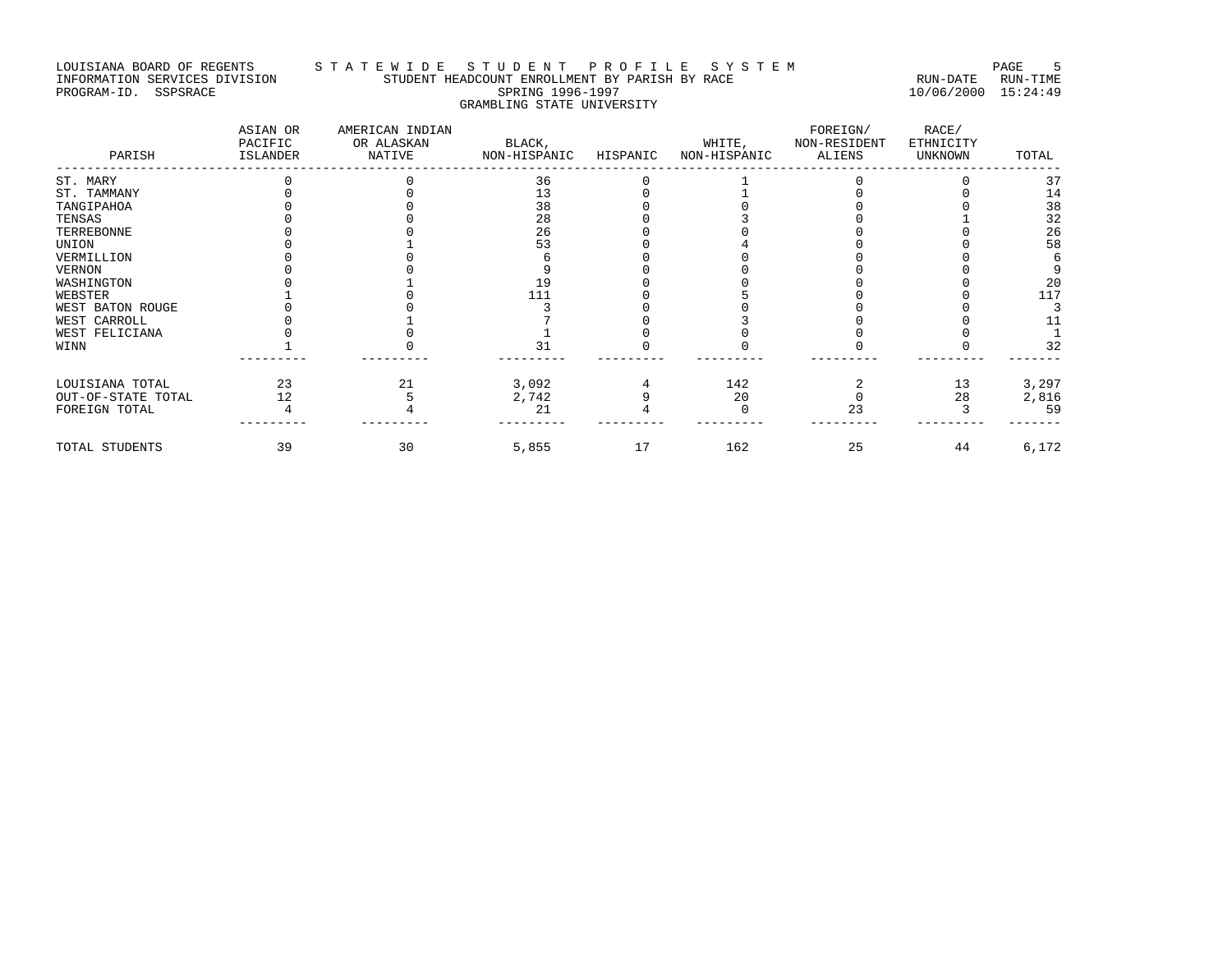LOUISIANA BOARD OF REGENTS — STATEWIDE STUDENT PROFILE SYSTEM
INFORMATION SERVICES DIVISION — STUDENT HEADCOUNT ENROLLMENT BY PARISH BY RACE — RUN-DATE 10/06/2000 RUN-TIME 15:24:49
PROGRAM-ID. SSPSRACE

SPRING 1996-1997

GRAMBLING STATE UNIVERSITY

| PARISH | ASIAN OR PACIFIC ISLANDER | AMERICAN INDIAN OR ALASKAN NATIVE | BLACK, NON-HISPANIC | HISPANIC | WHITE, NON-HISPANIC | FOREIGN/ NON-RESIDENT ALIENS | RACE/ ETHNICITY UNKNOWN | TOTAL |
|---|---|---|---|---|---|---|---|---|
| ST. MARY | 0 | 0 | 36 | 0 | 1 | 0 | 0 | 37 |
| ST. TAMMANY | 0 | 0 | 13 | 0 | 1 | 0 | 0 | 14 |
| TANGIPAHOA | 0 | 0 | 38 | 0 | 0 | 0 | 0 | 38 |
| TENSAS | 0 | 0 | 28 | 0 | 3 | 0 | 1 | 32 |
| TERREBONNE | 0 | 0 | 26 | 0 | 0 | 0 | 0 | 26 |
| UNION | 0 | 1 | 53 | 0 | 4 | 0 | 0 | 58 |
| VERMILLION | 0 | 0 | 6 | 0 | 0 | 0 | 0 | 6 |
| VERNON | 0 | 0 | 9 | 0 | 0 | 0 | 0 | 9 |
| WASHINGTON | 0 | 1 | 19 | 0 | 0 | 0 | 0 | 20 |
| WEBSTER | 1 | 0 | 111 | 0 | 5 | 0 | 0 | 117 |
| WEST BATON ROUGE | 0 | 0 | 3 | 0 | 0 | 0 | 0 | 3 |
| WEST CARROLL | 0 | 1 | 7 | 0 | 3 | 0 | 0 | 11 |
| WEST FELICIANA | 0 | 0 | 1 | 0 | 0 | 0 | 0 | 1 |
| WINN | 1 | 0 | 31 | 0 | 0 | 0 | 0 | 32 |
| LOUISIANA TOTAL | 23 | 21 | 3,092 | 4 | 142 | 2 | 13 | 3,297 |
| OUT-OF-STATE TOTAL | 12 | 5 | 2,742 | 9 | 20 | 0 | 28 | 2,816 |
| FOREIGN TOTAL | 4 | 4 | 21 | 4 | 0 | 23 | 3 | 59 |
| TOTAL STUDENTS | 39 | 30 | 5,855 | 17 | 162 | 25 | 44 | 6,172 |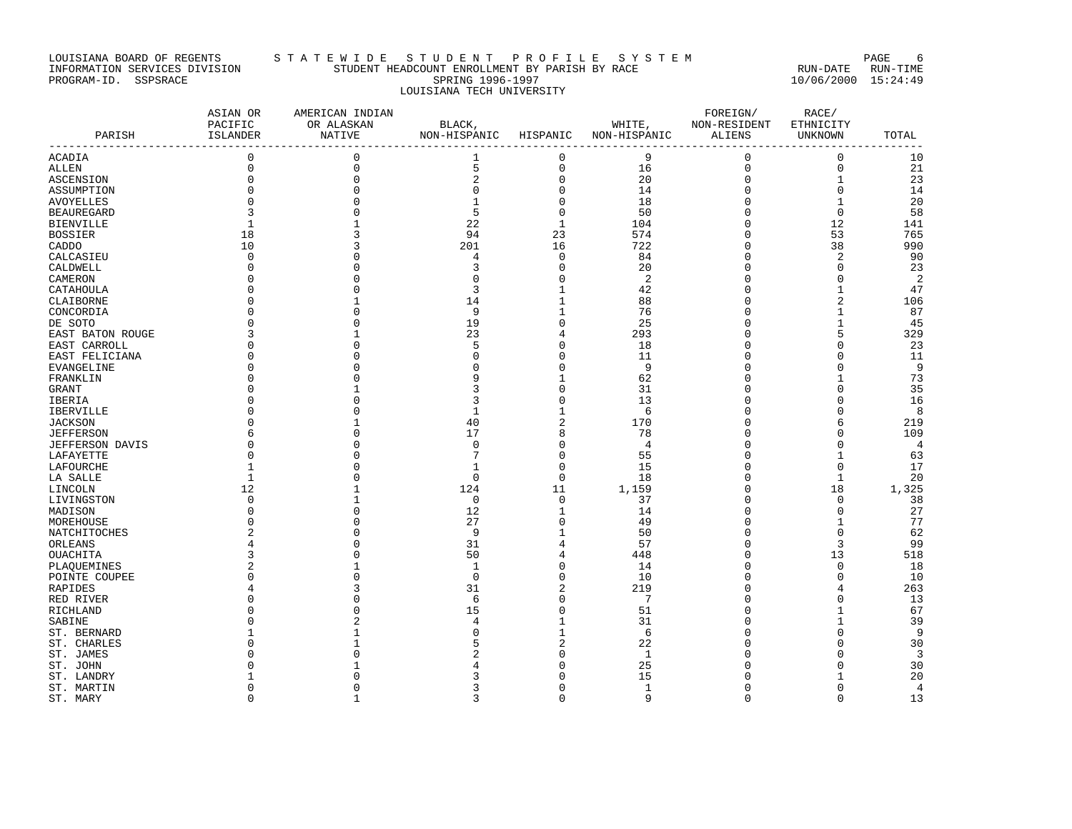LOUISIANA BOARD OF REGENTS — S T A T E W I D E   S T U D E N T   P R O F I L E   S Y S T E M

INFORMATION SERVICES DIVISION — STUDENT HEADCOUNT ENROLLMENT BY PARISH BY RACE — RUN-DATE 10/06/2000 RUN-TIME 15:24:49

PROGRAM-ID. SSPSRACE

SPRING 1996-1997

LOUISIANA TECH UNIVERSITY

| PARISH | ASIAN OR PACIFIC ISLANDER | AMERICAN INDIAN OR ALASKAN NATIVE | BLACK, NON-HISPANIC | HISPANIC | WHITE, NON-HISPANIC | FOREIGN/ NON-RESIDENT ALIENS | RACE/ ETHNICITY UNKNOWN | TOTAL |
|---|---|---|---|---|---|---|---|---|
| ACADIA | 0 | 0 | 1 | 0 | 9 | 0 | 0 | 10 |
| ALLEN | 0 | 0 | 5 | 0 | 16 | 0 | 0 | 21 |
| ASCENSION | 0 | 0 | 2 | 0 | 20 | 0 | 1 | 23 |
| ASSUMPTION | 0 | 0 | 0 | 0 | 14 | 0 | 0 | 14 |
| AVOYELLES | 0 | 0 | 1 | 0 | 18 | 0 | 1 | 20 |
| BEAUREGARD | 3 | 0 | 5 | 0 | 50 | 0 | 0 | 58 |
| BIENVILLE | 1 | 1 | 22 | 1 | 104 | 0 | 12 | 141 |
| BOSSIER | 18 | 3 | 94 | 23 | 574 | 0 | 53 | 765 |
| CADDO | 10 | 3 | 201 | 16 | 722 | 0 | 38 | 990 |
| CALCASIEU | 0 | 0 | 4 | 0 | 84 | 0 | 2 | 90 |
| CALDWELL | 0 | 0 | 3 | 0 | 20 | 0 | 0 | 23 |
| CAMERON | 0 | 0 | 0 | 0 | 2 | 0 | 0 | 2 |
| CATAHOULA | 0 | 0 | 3 | 1 | 42 | 0 | 1 | 47 |
| CLAIBORNE | 0 | 1 | 14 | 1 | 88 | 0 | 2 | 106 |
| CONCORDIA | 0 | 0 | 9 | 1 | 76 | 0 | 1 | 87 |
| DE SOTO | 0 | 0 | 19 | 0 | 25 | 0 | 1 | 45 |
| EAST BATON ROUGE | 3 | 1 | 23 | 4 | 293 | 0 | 5 | 329 |
| EAST CARROLL | 0 | 0 | 5 | 0 | 18 | 0 | 0 | 23 |
| EAST FELICIANA | 0 | 0 | 0 | 0 | 11 | 0 | 0 | 11 |
| EVANGELINE | 0 | 0 | 0 | 0 | 9 | 0 | 0 | 9 |
| FRANKLIN | 0 | 0 | 9 | 1 | 62 | 0 | 1 | 73 |
| GRANT | 0 | 1 | 3 | 0 | 31 | 0 | 0 | 35 |
| IBERIA | 0 | 0 | 3 | 0 | 13 | 0 | 0 | 16 |
| IBERVILLE | 0 | 0 | 1 | 1 | 6 | 0 | 0 | 8 |
| JACKSON | 0 | 1 | 40 | 2 | 170 | 0 | 6 | 219 |
| JEFFERSON | 6 | 0 | 17 | 8 | 78 | 0 | 0 | 109 |
| JEFFERSON DAVIS | 0 | 0 | 0 | 0 | 4 | 0 | 0 | 4 |
| LAFAYETTE | 0 | 0 | 7 | 0 | 55 | 0 | 1 | 63 |
| LAFOURCHE | 1 | 0 | 1 | 0 | 15 | 0 | 0 | 17 |
| LA SALLE | 1 | 0 | 0 | 0 | 18 | 0 | 1 | 20 |
| LINCOLN | 12 | 1 | 124 | 11 | 1,159 | 0 | 18 | 1,325 |
| LIVINGSTON | 0 | 1 | 0 | 0 | 37 | 0 | 0 | 38 |
| MADISON | 0 | 0 | 12 | 1 | 14 | 0 | 0 | 27 |
| MOREHOUSE | 0 | 0 | 27 | 0 | 49 | 0 | 1 | 77 |
| NATCHITOCHES | 2 | 0 | 9 | 1 | 50 | 0 | 0 | 62 |
| ORLEANS | 4 | 0 | 31 | 4 | 57 | 0 | 3 | 99 |
| OUACHITA | 3 | 0 | 50 | 4 | 448 | 0 | 13 | 518 |
| PLAQUEMINES | 2 | 1 | 1 | 0 | 14 | 0 | 0 | 18 |
| POINTE COUPEE | 0 | 0 | 0 | 0 | 10 | 0 | 0 | 10 |
| RAPIDES | 4 | 3 | 31 | 2 | 219 | 0 | 4 | 263 |
| RED RIVER | 0 | 0 | 6 | 0 | 7 | 0 | 0 | 13 |
| RICHLAND | 0 | 0 | 15 | 0 | 51 | 0 | 1 | 67 |
| SABINE | 0 | 2 | 4 | 1 | 31 | 0 | 1 | 39 |
| ST. BERNARD | 1 | 1 | 0 | 1 | 6 | 0 | 0 | 9 |
| ST. CHARLES | 0 | 1 | 5 | 2 | 22 | 0 | 0 | 30 |
| ST. JAMES | 0 | 0 | 2 | 0 | 1 | 0 | 0 | 3 |
| ST. JOHN | 0 | 1 | 4 | 0 | 25 | 0 | 0 | 30 |
| ST. LANDRY | 1 | 0 | 3 | 0 | 15 | 0 | 1 | 20 |
| ST. MARTIN | 0 | 0 | 3 | 0 | 1 | 0 | 0 | 4 |
| ST. MARY | 0 | 1 | 3 | 0 | 9 | 0 | 0 | 13 |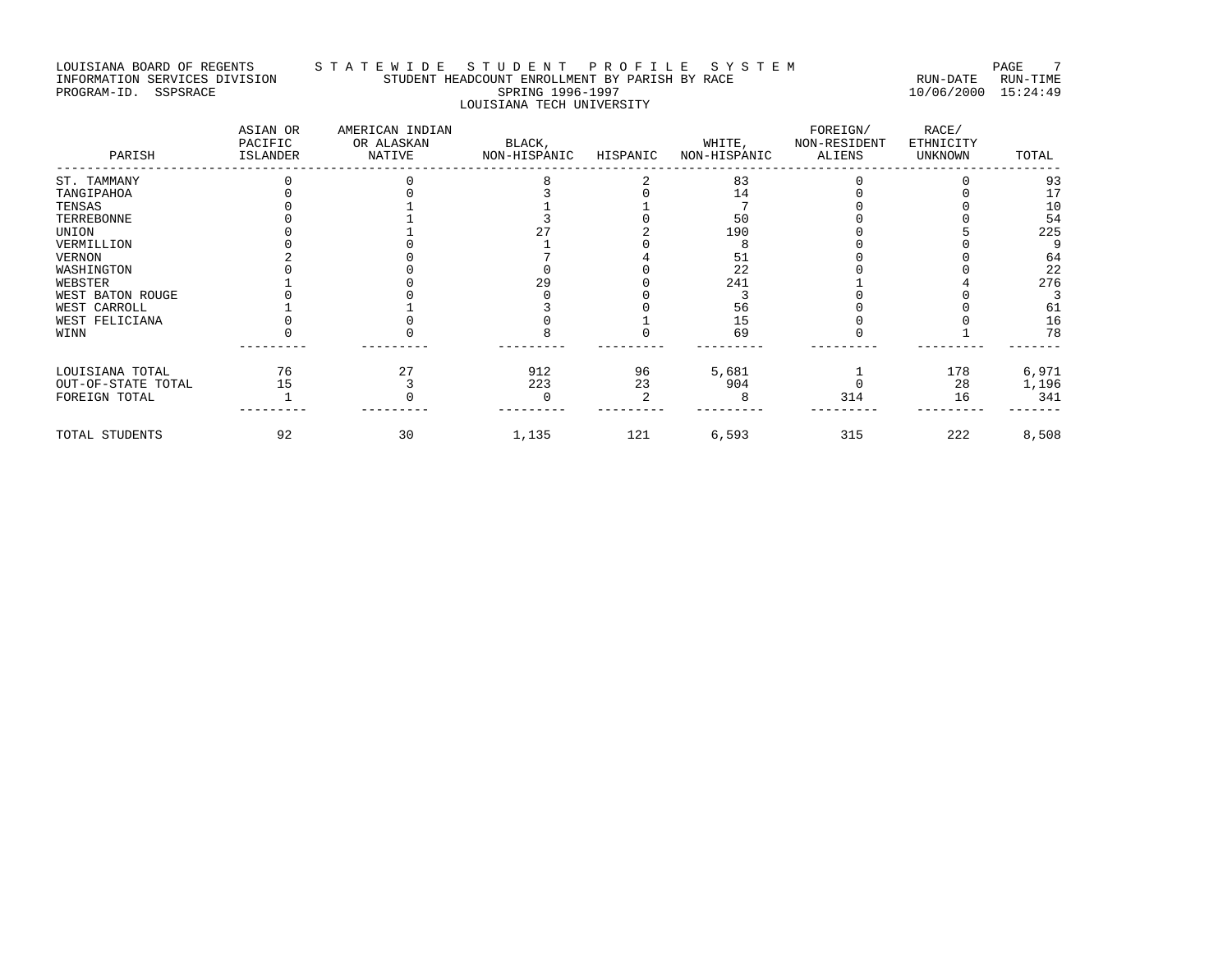LOUISIANA BOARD OF REGENTS
INFORMATION SERVICES DIVISION
PROGRAM-ID. SSPSRACE

# S T A T E W I D E   S T U D E N T   P R O F I L E   S Y S T E M

STUDENT HEADCOUNT ENROLLMENT BY PARISH BY RACE
SPRING 1996-1997
LOUISIANA TECH UNIVERSITY

RUN-DATE 10/06/2000 RUN-TIME 15:24:49

| PARISH | ASIAN OR PACIFIC ISLANDER | AMERICAN INDIAN OR ALASKAN NATIVE | BLACK, NON-HISPANIC | HISPANIC | WHITE, NON-HISPANIC | FOREIGN/ NON-RESIDENT ALIENS | RACE/ ETHNICITY UNKNOWN | TOTAL |
|---|---|---|---|---|---|---|---|---|
| ST. TAMMANY | 0 | 0 | 8 | 2 | 83 | 0 | 0 | 93 |
| TANGIPAHOA | 0 | 0 | 3 | 0 | 14 | 0 | 0 | 17 |
| TENSAS | 0 | 1 | 1 | 1 | 7 | 0 | 0 | 10 |
| TERREBONNE | 0 | 1 | 3 | 0 | 50 | 0 | 0 | 54 |
| UNION | 0 | 1 | 27 | 2 | 190 | 0 | 5 | 225 |
| VERMILLION | 0 | 0 | 1 | 0 | 8 | 0 | 0 | 9 |
| VERNON | 2 | 0 | 7 | 4 | 51 | 0 | 0 | 64 |
| WASHINGTON | 0 | 0 | 0 | 0 | 22 | 0 | 0 | 22 |
| WEBSTER | 1 | 0 | 29 | 0 | 241 | 1 | 4 | 276 |
| WEST BATON ROUGE | 0 | 0 | 0 | 0 | 3 | 0 | 0 | 3 |
| WEST CARROLL | 1 | 1 | 3 | 0 | 56 | 0 | 0 | 61 |
| WEST FELICIANA | 0 | 0 | 0 | 1 | 15 | 0 | 0 | 16 |
| WINN | 0 | 0 | 8 | 0 | 69 | 0 | 1 | 78 |
| LOUISIANA TOTAL | 76 | 27 | 912 | 96 | 5,681 | 1 | 178 | 6,971 |
| OUT-OF-STATE TOTAL | 15 | 3 | 223 | 23 | 904 | 0 | 28 | 1,196 |
| FOREIGN TOTAL | 1 | 0 | 0 | 2 | 8 | 314 | 16 | 341 |
| TOTAL STUDENTS | 92 | 30 | 1,135 | 121 | 6,593 | 315 | 222 | 8,508 |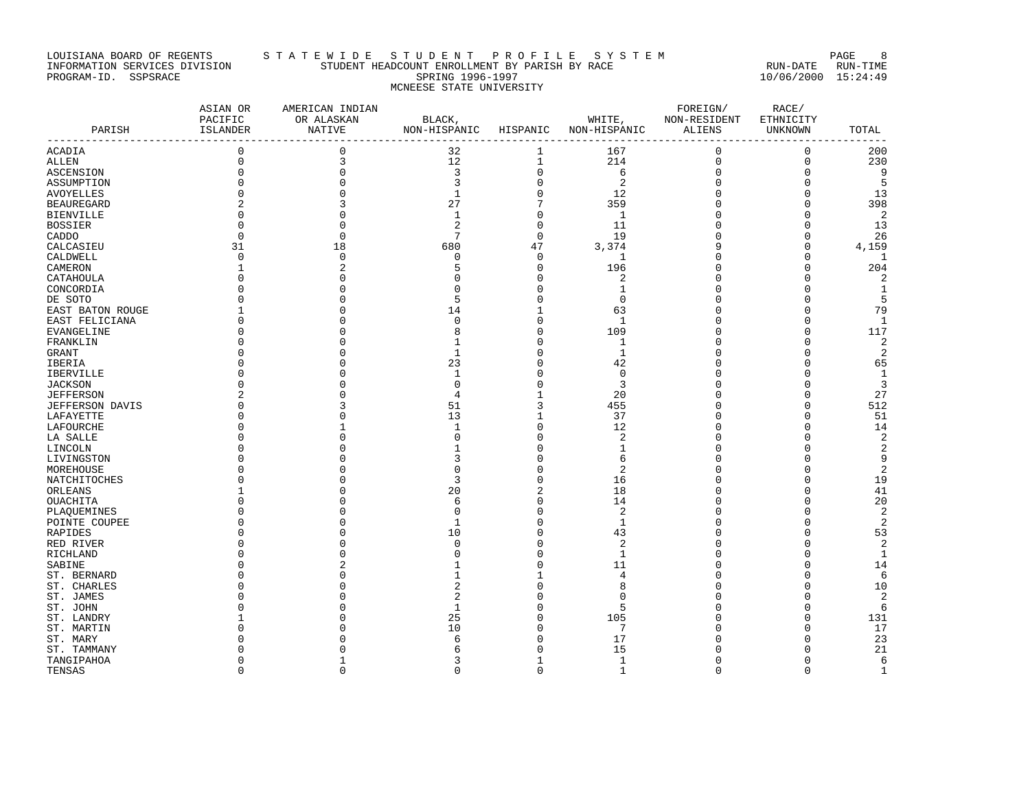LOUISIANA BOARD OF REGENTS — STATEWIDE STUDENT PROFILE SYSTEM

INFORMATION SERVICES DIVISION — STUDENT HEADCOUNT ENROLLMENT BY PARISH BY RACE — RUN-DATE 10/06/2000 RUN-TIME 15:24:49

PROGRAM-ID. SSPSRACE — SPRING 1996-1997

MCNEESE STATE UNIVERSITY

| PARISH | ASIAN OR PACIFIC ISLANDER | AMERICAN INDIAN OR ALASKAN NATIVE | BLACK, NON-HISPANIC | HISPANIC | WHITE, NON-HISPANIC | FOREIGN/ NON-RESIDENT ALIENS | RACE/ ETHNICITY UNKNOWN | TOTAL |
|---|---|---|---|---|---|---|---|---|
| ACADIA | 0 | 0 | 32 | 1 | 167 | 0 | 0 | 200 |
| ALLEN | 0 | 3 | 12 | 1 | 214 | 0 | 0 | 230 |
| ASCENSION | 0 | 0 | 3 | 0 | 6 | 0 | 0 | 9 |
| ASSUMPTION | 0 | 0 | 3 | 0 | 2 | 0 | 0 | 5 |
| AVOYELLES | 0 | 0 | 1 | 0 | 12 | 0 | 0 | 13 |
| BEAUREGARD | 2 | 3 | 27 | 7 | 359 | 0 | 0 | 398 |
| BIENVILLE | 0 | 0 | 1 | 0 | 1 | 0 | 0 | 2 |
| BOSSIER | 0 | 0 | 2 | 0 | 11 | 0 | 0 | 13 |
| CADDO | 0 | 0 | 7 | 0 | 19 | 0 | 0 | 26 |
| CALCASIEU | 31 | 18 | 680 | 47 | 3,374 | 9 | 0 | 4,159 |
| CALDWELL | 0 | 0 | 0 | 0 | 1 | 0 | 0 | 1 |
| CAMERON | 1 | 2 | 5 | 0 | 196 | 0 | 0 | 204 |
| CATAHOULA | 0 | 0 | 0 | 0 | 2 | 0 | 0 | 2 |
| CONCORDIA | 0 | 0 | 0 | 0 | 1 | 0 | 0 | 1 |
| DE SOTO | 0 | 0 | 5 | 0 | 0 | 0 | 0 | 5 |
| EAST BATON ROUGE | 1 | 0 | 14 | 1 | 63 | 0 | 0 | 79 |
| EAST FELICIANA | 0 | 0 | 0 | 0 | 1 | 0 | 0 | 1 |
| EVANGELINE | 0 | 0 | 8 | 0 | 109 | 0 | 0 | 117 |
| FRANKLIN | 0 | 0 | 1 | 0 | 1 | 0 | 0 | 2 |
| GRANT | 0 | 0 | 1 | 0 | 1 | 0 | 0 | 2 |
| IBERIA | 0 | 0 | 23 | 0 | 42 | 0 | 0 | 65 |
| IBERVILLE | 0 | 0 | 1 | 0 | 0 | 0 | 0 | 1 |
| JACKSON | 0 | 0 | 0 | 0 | 3 | 0 | 0 | 3 |
| JEFFERSON | 2 | 0 | 4 | 1 | 20 | 0 | 0 | 27 |
| JEFFERSON DAVIS | 0 | 3 | 51 | 3 | 455 | 0 | 0 | 512 |
| LAFAYETTE | 0 | 0 | 13 | 1 | 37 | 0 | 0 | 51 |
| LAFOURCHE | 0 | 1 | 1 | 0 | 12 | 0 | 0 | 14 |
| LA SALLE | 0 | 0 | 0 | 0 | 2 | 0 | 0 | 2 |
| LINCOLN | 0 | 0 | 1 | 0 | 1 | 0 | 0 | 2 |
| LIVINGSTON | 0 | 0 | 3 | 0 | 6 | 0 | 0 | 9 |
| MOREHOUSE | 0 | 0 | 0 | 0 | 2 | 0 | 0 | 2 |
| NATCHITOCHES | 0 | 0 | 3 | 0 | 16 | 0 | 0 | 19 |
| ORLEANS | 1 | 0 | 20 | 2 | 18 | 0 | 0 | 41 |
| OUACHITA | 0 | 0 | 6 | 0 | 14 | 0 | 0 | 20 |
| PLAQUEMINES | 0 | 0 | 0 | 0 | 2 | 0 | 0 | 2 |
| POINTE COUPEE | 0 | 0 | 1 | 0 | 1 | 0 | 0 | 2 |
| RAPIDES | 0 | 0 | 10 | 0 | 43 | 0 | 0 | 53 |
| RED RIVER | 0 | 0 | 0 | 0 | 2 | 0 | 0 | 2 |
| RICHLAND | 0 | 0 | 0 | 0 | 1 | 0 | 0 | 1 |
| SABINE | 0 | 2 | 1 | 0 | 11 | 0 | 0 | 14 |
| ST. BERNARD | 0 | 0 | 1 | 1 | 4 | 0 | 0 | 6 |
| ST. CHARLES | 0 | 0 | 2 | 0 | 8 | 0 | 0 | 10 |
| ST. JAMES | 0 | 0 | 2 | 0 | 0 | 0 | 0 | 2 |
| ST. JOHN | 0 | 0 | 1 | 0 | 5 | 0 | 0 | 6 |
| ST. LANDRY | 1 | 0 | 25 | 0 | 105 | 0 | 0 | 131 |
| ST. MARTIN | 0 | 0 | 10 | 0 | 7 | 0 | 0 | 17 |
| ST. MARY | 0 | 0 | 6 | 0 | 17 | 0 | 0 | 23 |
| ST. TAMMANY | 0 | 0 | 6 | 0 | 15 | 0 | 0 | 21 |
| TANGIPAHOA | 0 | 1 | 3 | 1 | 1 | 0 | 0 | 6 |
| TENSAS | 0 | 0 | 0 | 0 | 1 | 0 | 0 | 1 |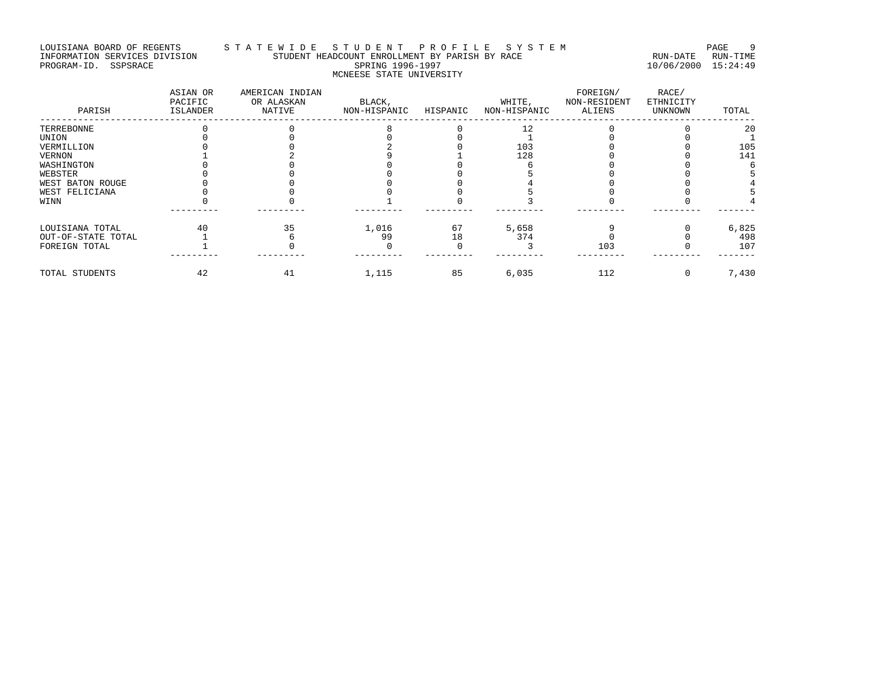LOUISIANA BOARD OF REGENTS — STATEWIDE STUDENT PROFILE SYSTEM
INFORMATION SERVICES DIVISION — STUDENT HEADCOUNT ENROLLMENT BY PARISH BY RACE — RUN-DATE 10/06/2000 RUN-TIME 15:24:49
PROGRAM-ID. SSPSRACE — SPRING 1996-1997

MCNEESE STATE UNIVERSITY

| PARISH | ASIAN OR PACIFIC ISLANDER | AMERICAN INDIAN OR ALASKAN NATIVE | BLACK, NON-HISPANIC | HISPANIC | WHITE, NON-HISPANIC | FOREIGN/ NON-RESIDENT ALIENS | RACE/ ETHNICITY UNKNOWN | TOTAL |
|---|---|---|---|---|---|---|---|---|
| TERREBONNE | 0 | 0 | 8 | 0 | 12 | 0 | 0 | 20 |
| UNION | 0 | 0 | 0 | 0 | 1 | 0 | 0 | 1 |
| VERMILLION | 0 | 0 | 2 | 0 | 103 | 0 | 0 | 105 |
| VERNON | 1 | 2 | 9 | 1 | 128 | 0 | 0 | 141 |
| WASHINGTON | 0 | 0 | 0 | 0 | 6 | 0 | 0 | 6 |
| WEBSTER | 0 | 0 | 0 | 0 | 5 | 0 | 0 | 5 |
| WEST BATON ROUGE | 0 | 0 | 0 | 0 | 4 | 0 | 0 | 4 |
| WEST FELICIANA | 0 | 0 | 0 | 0 | 5 | 0 | 0 | 5 |
| WINN | 0 | 0 | 1 | 0 | 3 | 0 | 0 | 4 |
| LOUISIANA TOTAL | 40 | 35 | 1,016 | 67 | 5,658 | 9 | 0 | 6,825 |
| OUT-OF-STATE TOTAL | 1 | 6 | 99 | 18 | 374 | 0 | 0 | 498 |
| FOREIGN TOTAL | 1 | 0 | 0 | 0 | 3 | 103 | 0 | 107 |
| TOTAL STUDENTS | 42 | 41 | 1,115 | 85 | 6,035 | 112 | 0 | 7,430 |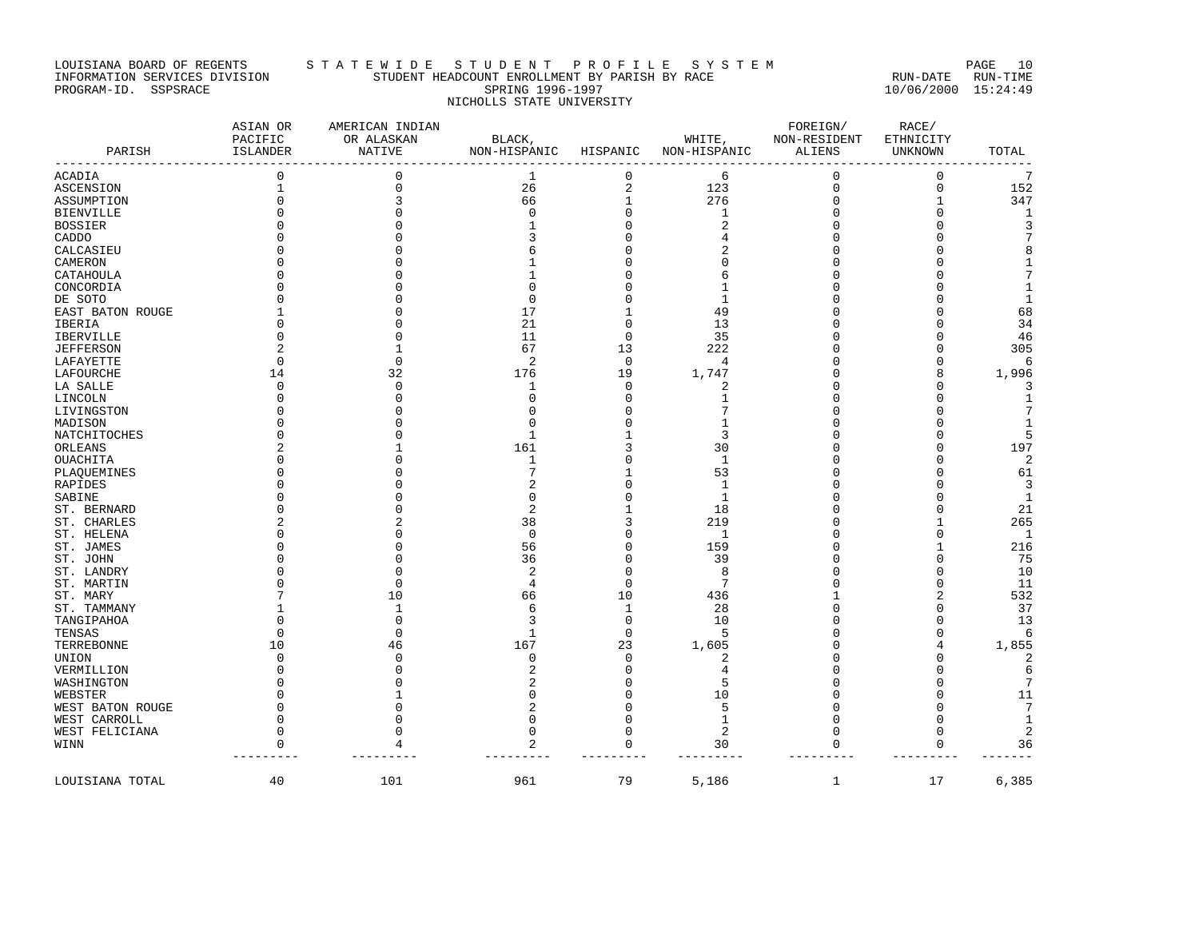LOUISIANA BOARD OF REGENTS — STATEWIDE STUDENT PROFILE SYSTEM
INFORMATION SERVICES DIVISION — STUDENT HEADCOUNT ENROLLMENT BY PARISH BY RACE — RUN-DATE 10/06/2000 RUN-TIME 15:24:49
PROGRAM-ID. SSPSRACE

SPRING 1996-1997

NICHOLLS STATE UNIVERSITY

| PARISH | ASIAN OR PACIFIC ISLANDER | AMERICAN INDIAN OR ALASKAN NATIVE | BLACK, NON-HISPANIC | HISPANIC | WHITE, NON-HISPANIC | FOREIGN/ NON-RESIDENT ALIENS | RACE/ ETHNICITY UNKNOWN | TOTAL |
|---|---|---|---|---|---|---|---|---|
| ACADIA | 0 | 0 | 1 | 0 | 6 | 0 | 0 | 7 |
| ASCENSION | 1 | 0 | 26 | 2 | 123 | 0 | 0 | 152 |
| ASSUMPTION | 0 | 3 | 66 | 1 | 276 | 0 | 1 | 347 |
| BIENVILLE | 0 | 0 | 0 | 0 | 1 | 0 | 0 | 1 |
| BOSSIER | 0 | 0 | 1 | 0 | 2 | 0 | 0 | 3 |
| CADDO | 0 | 0 | 3 | 0 | 4 | 0 | 0 | 7 |
| CALCASIEU | 0 | 0 | 6 | 0 | 2 | 0 | 0 | 8 |
| CAMERON | 0 | 0 | 1 | 0 | 0 | 0 | 0 | 1 |
| CATAHOULA | 0 | 0 | 1 | 0 | 6 | 0 | 0 | 7 |
| CONCORDIA | 0 | 0 | 0 | 0 | 1 | 0 | 0 | 1 |
| DE SOTO | 0 | 0 | 0 | 0 | 1 | 0 | 0 | 1 |
| EAST BATON ROUGE | 1 | 0 | 17 | 1 | 49 | 0 | 0 | 68 |
| IBERIA | 0 | 0 | 21 | 0 | 13 | 0 | 0 | 34 |
| IBERVILLE | 0 | 0 | 11 | 0 | 35 | 0 | 0 | 46 |
| JEFFERSON | 2 | 1 | 67 | 13 | 222 | 0 | 0 | 305 |
| LAFAYETTE | 0 | 0 | 2 | 0 | 4 | 0 | 0 | 6 |
| LAFOURCHE | 14 | 32 | 176 | 19 | 1,747 | 0 | 8 | 1,996 |
| LA SALLE | 0 | 0 | 1 | 0 | 2 | 0 | 0 | 3 |
| LINCOLN | 0 | 0 | 0 | 0 | 1 | 0 | 0 | 1 |
| LIVINGSTON | 0 | 0 | 0 | 0 | 7 | 0 | 0 | 7 |
| MADISON | 0 | 0 | 0 | 0 | 1 | 0 | 0 | 1 |
| NATCHITOCHES | 0 | 0 | 1 | 1 | 3 | 0 | 0 | 5 |
| ORLEANS | 2 | 1 | 161 | 3 | 30 | 0 | 0 | 197 |
| OUACHITA | 0 | 0 | 1 | 0 | 1 | 0 | 0 | 2 |
| PLAQUEMINES | 0 | 0 | 7 | 1 | 53 | 0 | 0 | 61 |
| RAPIDES | 0 | 0 | 2 | 0 | 1 | 0 | 0 | 3 |
| SABINE | 0 | 0 | 0 | 0 | 1 | 0 | 0 | 1 |
| ST. BERNARD | 0 | 0 | 2 | 1 | 18 | 0 | 0 | 21 |
| ST. CHARLES | 2 | 2 | 38 | 3 | 219 | 0 | 1 | 265 |
| ST. HELENA | 0 | 0 | 0 | 0 | 1 | 0 | 0 | 1 |
| ST. JAMES | 0 | 0 | 56 | 0 | 159 | 0 | 1 | 216 |
| ST. JOHN | 0 | 0 | 36 | 0 | 39 | 0 | 0 | 75 |
| ST. LANDRY | 0 | 0 | 2 | 0 | 8 | 0 | 0 | 10 |
| ST. MARTIN | 0 | 0 | 4 | 0 | 7 | 0 | 0 | 11 |
| ST. MARY | 7 | 10 | 66 | 10 | 436 | 1 | 2 | 532 |
| ST. TAMMANY | 1 | 1 | 6 | 1 | 28 | 0 | 0 | 37 |
| TANGIPAHOA | 0 | 0 | 3 | 0 | 10 | 0 | 0 | 13 |
| TENSAS | 0 | 0 | 1 | 0 | 5 | 0 | 0 | 6 |
| TERREBONNE | 10 | 46 | 167 | 23 | 1,605 | 0 | 4 | 1,855 |
| UNION | 0 | 0 | 0 | 0 | 2 | 0 | 0 | 2 |
| VERMILLION | 0 | 0 | 2 | 0 | 4 | 0 | 0 | 6 |
| WASHINGTON | 0 | 0 | 2 | 0 | 5 | 0 | 0 | 7 |
| WEBSTER | 0 | 1 | 0 | 0 | 10 | 0 | 0 | 11 |
| WEST BATON ROUGE | 0 | 0 | 2 | 0 | 5 | 0 | 0 | 7 |
| WEST CARROLL | 0 | 0 | 0 | 0 | 1 | 0 | 0 | 1 |
| WEST FELICIANA | 0 | 0 | 0 | 0 | 2 | 0 | 0 | 2 |
| WINN | 0 | 4 | 2 | 0 | 30 | 0 | 0 | 36 |
| LOUISIANA TOTAL | 40 | 101 | 961 | 79 | 5,186 | 1 | 17 | 6,385 |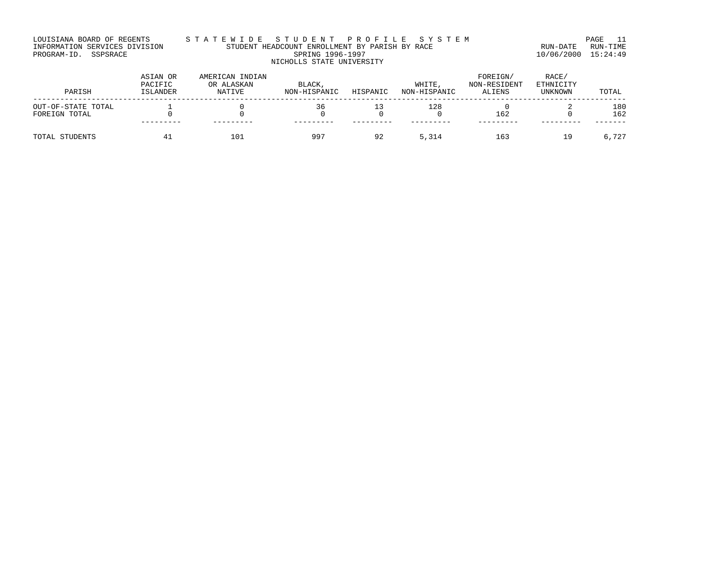LOUISIANA BOARD OF REGENTS
INFORMATION SERVICES DIVISION
PROGRAM-ID. SSPSRACE

STATEWIDE STUDENT PROFILE SYSTEM
STUDENT HEADCOUNT ENROLLMENT BY PARISH BY RACE
SPRING 1996-1997
NICHOLLS STATE UNIVERSITY

RUN-DATE 10/06/2000 RUN-TIME 15:24:49

| PARISH | ASIAN OR PACIFIC ISLANDER | AMERICAN INDIAN OR ALASKAN NATIVE | BLACK, NON-HISPANIC | HISPANIC | WHITE, NON-HISPANIC | FOREIGN/ NON-RESIDENT ALIENS | RACE/ ETHNICITY UNKNOWN | TOTAL |
|---|---|---|---|---|---|---|---|---|
| OUT-OF-STATE TOTAL | 1 | 0 | 36 | 13 | 128 | 0 | 2 | 180 |
| FOREIGN TOTAL | 0 | 0 | 0 | 0 | 0 | 162 | 0 | 162 |
| TOTAL STUDENTS | 41 | 101 | 997 | 92 | 5,314 | 163 | 19 | 6,727 |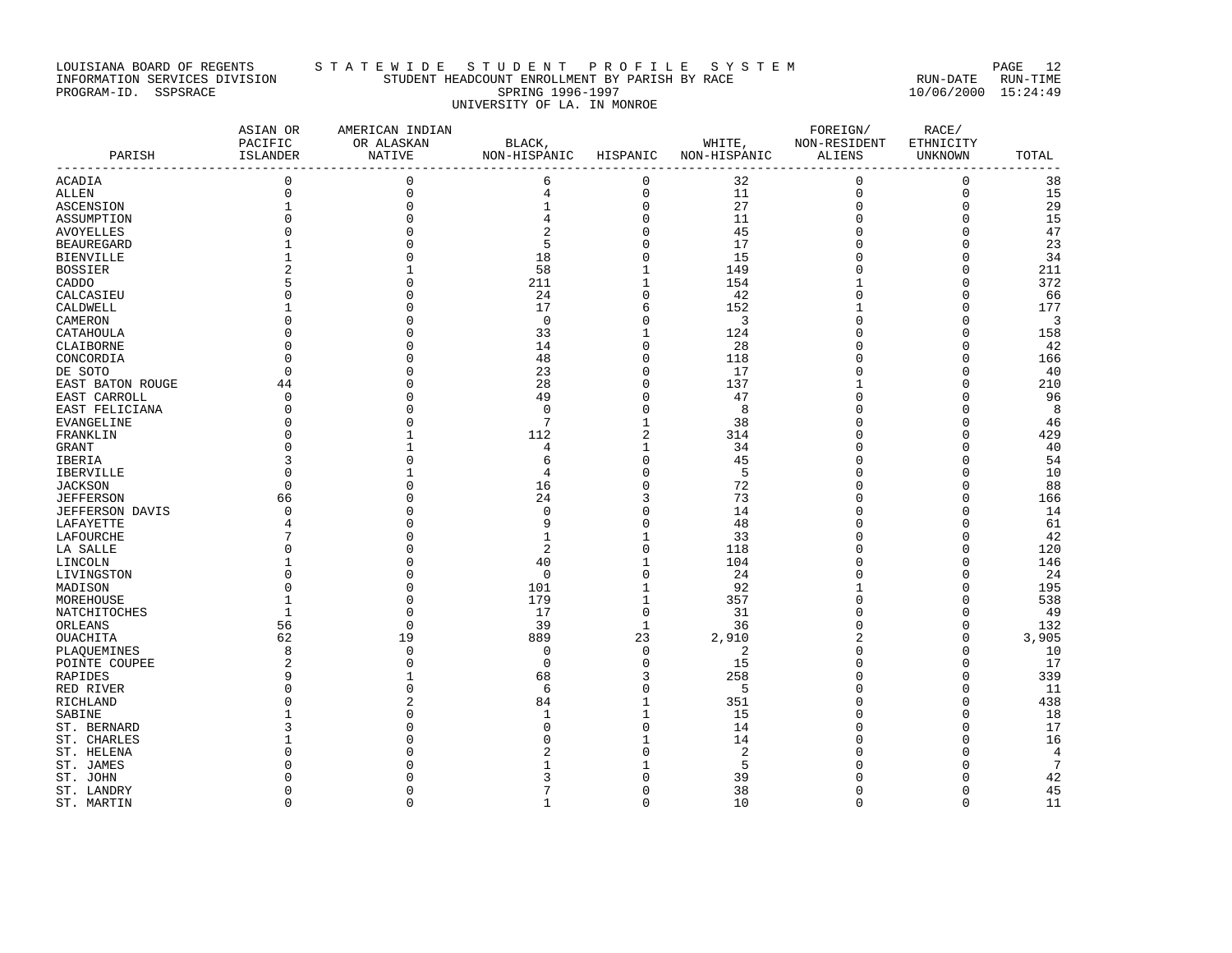LOUISIANA BOARD OF REGENTS — STATEWIDE STUDENT PROFILE SYSTEM
INFORMATION SERVICES DIVISION — STUDENT HEADCOUNT ENROLLMENT BY PARISH BY RACE — RUN-DATE 10/06/2000 RUN-TIME 15:24:49
PROGRAM-ID. SSPSRACE — SPRING 1996-1997

UNIVERSITY OF LA. IN MONROE

| PARISH | ASIAN OR PACIFIC ISLANDER | AMERICAN INDIAN OR ALASKAN NATIVE | BLACK, NON-HISPANIC | HISPANIC | WHITE, NON-HISPANIC | FOREIGN/ NON-RESIDENT ALIENS | RACE/ ETHNICITY UNKNOWN | TOTAL |
|---|---|---|---|---|---|---|---|---|
| ACADIA | 0 | 0 | 6 | 0 | 32 | 0 | 0 | 38 |
| ALLEN | 0 | 0 | 4 | 0 | 11 | 0 | 0 | 15 |
| ASCENSION | 1 | 0 | 1 | 0 | 27 | 0 | 0 | 29 |
| ASSUMPTION | 0 | 0 | 4 | 0 | 11 | 0 | 0 | 15 |
| AVOYELLES | 0 | 0 | 2 | 0 | 45 | 0 | 0 | 47 |
| BEAUREGARD | 1 | 0 | 5 | 0 | 17 | 0 | 0 | 23 |
| BIENVILLE | 1 | 0 | 18 | 0 | 15 | 0 | 0 | 34 |
| BOSSIER | 2 | 1 | 58 | 1 | 149 | 0 | 0 | 211 |
| CADDO | 5 | 0 | 211 | 1 | 154 | 1 | 0 | 372 |
| CALCASIEU | 0 | 0 | 24 | 0 | 42 | 0 | 0 | 66 |
| CALDWELL | 1 | 0 | 17 | 6 | 152 | 1 | 0 | 177 |
| CAMERON | 0 | 0 | 0 | 0 | 3 | 0 | 0 | 3 |
| CATAHOULA | 0 | 0 | 33 | 1 | 124 | 0 | 0 | 158 |
| CLAIBORNE | 0 | 0 | 14 | 0 | 28 | 0 | 0 | 42 |
| CONCORDIA | 0 | 0 | 48 | 0 | 118 | 0 | 0 | 166 |
| DE SOTO | 0 | 0 | 23 | 0 | 17 | 0 | 0 | 40 |
| EAST BATON ROUGE | 44 | 0 | 28 | 0 | 137 | 1 | 0 | 210 |
| EAST CARROLL | 0 | 0 | 49 | 0 | 47 | 0 | 0 | 96 |
| EAST FELICIANA | 0 | 0 | 0 | 0 | 8 | 0 | 0 | 8 |
| EVANGELINE | 0 | 0 | 7 | 1 | 38 | 0 | 0 | 46 |
| FRANKLIN | 0 | 1 | 112 | 2 | 314 | 0 | 0 | 429 |
| GRANT | 0 | 1 | 4 | 1 | 34 | 0 | 0 | 40 |
| IBERIA | 3 | 0 | 6 | 0 | 45 | 0 | 0 | 54 |
| IBERVILLE | 0 | 1 | 4 | 0 | 5 | 0 | 0 | 10 |
| JACKSON | 0 | 0 | 16 | 0 | 72 | 0 | 0 | 88 |
| JEFFERSON | 66 | 0 | 24 | 3 | 73 | 0 | 0 | 166 |
| JEFFERSON DAVIS | 0 | 0 | 0 | 0 | 14 | 0 | 0 | 14 |
| LAFAYETTE | 4 | 0 | 9 | 0 | 48 | 0 | 0 | 61 |
| LAFOURCHE | 7 | 0 | 1 | 1 | 33 | 0 | 0 | 42 |
| LA SALLE | 0 | 0 | 2 | 0 | 118 | 0 | 0 | 120 |
| LINCOLN | 1 | 0 | 40 | 1 | 104 | 0 | 0 | 146 |
| LIVINGSTON | 0 | 0 | 0 | 0 | 24 | 0 | 0 | 24 |
| MADISON | 0 | 0 | 101 | 1 | 92 | 1 | 0 | 195 |
| MOREHOUSE | 1 | 0 | 179 | 1 | 357 | 0 | 0 | 538 |
| NATCHITOCHES | 1 | 0 | 17 | 0 | 31 | 0 | 0 | 49 |
| ORLEANS | 56 | 0 | 39 | 1 | 36 | 0 | 0 | 132 |
| OUACHITA | 62 | 19 | 889 | 23 | 2,910 | 2 | 0 | 3,905 |
| PLAQUEMINES | 8 | 0 | 0 | 0 | 2 | 0 | 0 | 10 |
| POINTE COUPEE | 2 | 0 | 0 | 0 | 15 | 0 | 0 | 17 |
| RAPIDES | 9 | 1 | 68 | 3 | 258 | 0 | 0 | 339 |
| RED RIVER | 0 | 0 | 6 | 0 | 5 | 0 | 0 | 11 |
| RICHLAND | 0 | 2 | 84 | 1 | 351 | 0 | 0 | 438 |
| SABINE | 1 | 0 | 1 | 1 | 15 | 0 | 0 | 18 |
| ST. BERNARD | 3 | 0 | 0 | 0 | 14 | 0 | 0 | 17 |
| ST. CHARLES | 1 | 0 | 0 | 1 | 14 | 0 | 0 | 16 |
| ST. HELENA | 0 | 0 | 2 | 0 | 2 | 0 | 0 | 4 |
| ST. JAMES | 0 | 0 | 1 | 1 | 5 | 0 | 0 | 7 |
| ST. JOHN | 0 | 0 | 3 | 0 | 39 | 0 | 0 | 42 |
| ST. LANDRY | 0 | 0 | 7 | 0 | 38 | 0 | 0 | 45 |
| ST. MARTIN | 0 | 0 | 1 | 0 | 10 | 0 | 0 | 11 |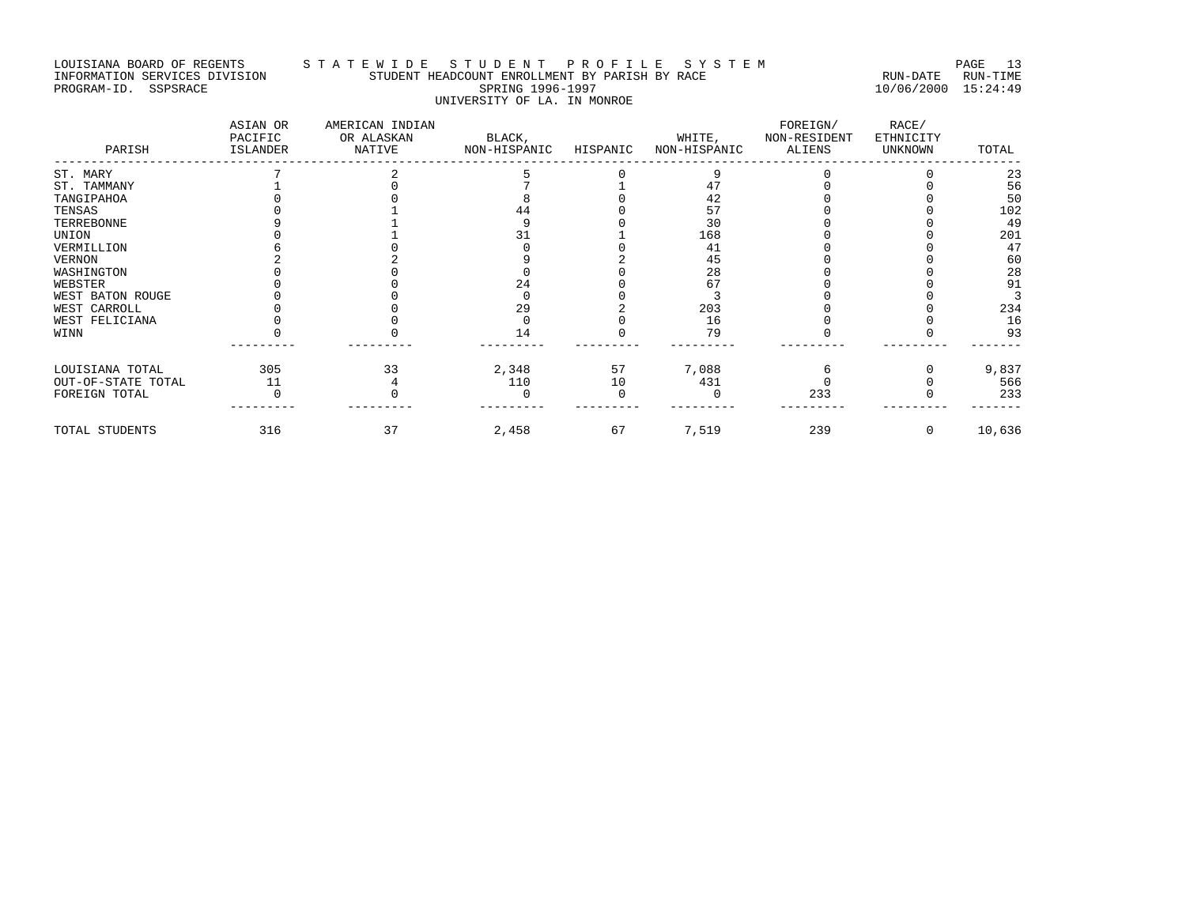LOUISIANA BOARD OF REGENTS — S T A T E W I D E   S T U D E N T   P R O F I L E   S Y S T E M

INFORMATION SERVICES DIVISION — STUDENT HEADCOUNT ENROLLMENT BY PARISH BY RACE — RUN-DATE 10/06/2000 RUN-TIME 15:24:49

PROGRAM-ID. SSPSRACE

SPRING 1996-1997

UNIVERSITY OF LA. IN MONROE

| PARISH | ASIAN OR PACIFIC ISLANDER | AMERICAN INDIAN OR ALASKAN NATIVE | BLACK, NON-HISPANIC | HISPANIC | WHITE, NON-HISPANIC | FOREIGN/ NON-RESIDENT ALIENS | RACE/ ETHNICITY UNKNOWN | TOTAL |
|---|---|---|---|---|---|---|---|---|
| ST. MARY | 7 | 2 | 5 | 0 | 9 | 0 | 0 | 23 |
| ST. TAMMANY | 1 | 0 | 7 | 1 | 47 | 0 | 0 | 56 |
| TANGIPAHOA | 0 | 0 | 8 | 0 | 42 | 0 | 0 | 50 |
| TENSAS | 0 | 1 | 44 | 0 | 57 | 0 | 0 | 102 |
| TERREBONNE | 9 | 1 | 9 | 0 | 30 | 0 | 0 | 49 |
| UNION | 0 | 1 | 31 | 1 | 168 | 0 | 0 | 201 |
| VERMILLION | 6 | 0 | 0 | 0 | 41 | 0 | 0 | 47 |
| VERNON | 2 | 2 | 9 | 2 | 45 | 0 | 0 | 60 |
| WASHINGTON | 0 | 0 | 0 | 0 | 28 | 0 | 0 | 28 |
| WEBSTER | 0 | 0 | 24 | 0 | 67 | 0 | 0 | 91 |
| WEST BATON ROUGE | 0 | 0 | 0 | 0 | 3 | 0 | 0 | 3 |
| WEST CARROLL | 0 | 0 | 29 | 2 | 203 | 0 | 0 | 234 |
| WEST FELICIANA | 0 | 0 | 0 | 0 | 16 | 0 | 0 | 16 |
| WINN | 0 | 0 | 14 | 0 | 79 | 0 | 0 | 93 |
| LOUISIANA TOTAL | 305 | 33 | 2,348 | 57 | 7,088 | 6 | 0 | 9,837 |
| OUT-OF-STATE TOTAL | 11 | 4 | 110 | 10 | 431 | 0 | 0 | 566 |
| FOREIGN TOTAL | 0 | 0 | 0 | 0 | 0 | 233 | 0 | 233 |
| TOTAL STUDENTS | 316 | 37 | 2,458 | 67 | 7,519 | 239 | 0 | 10,636 |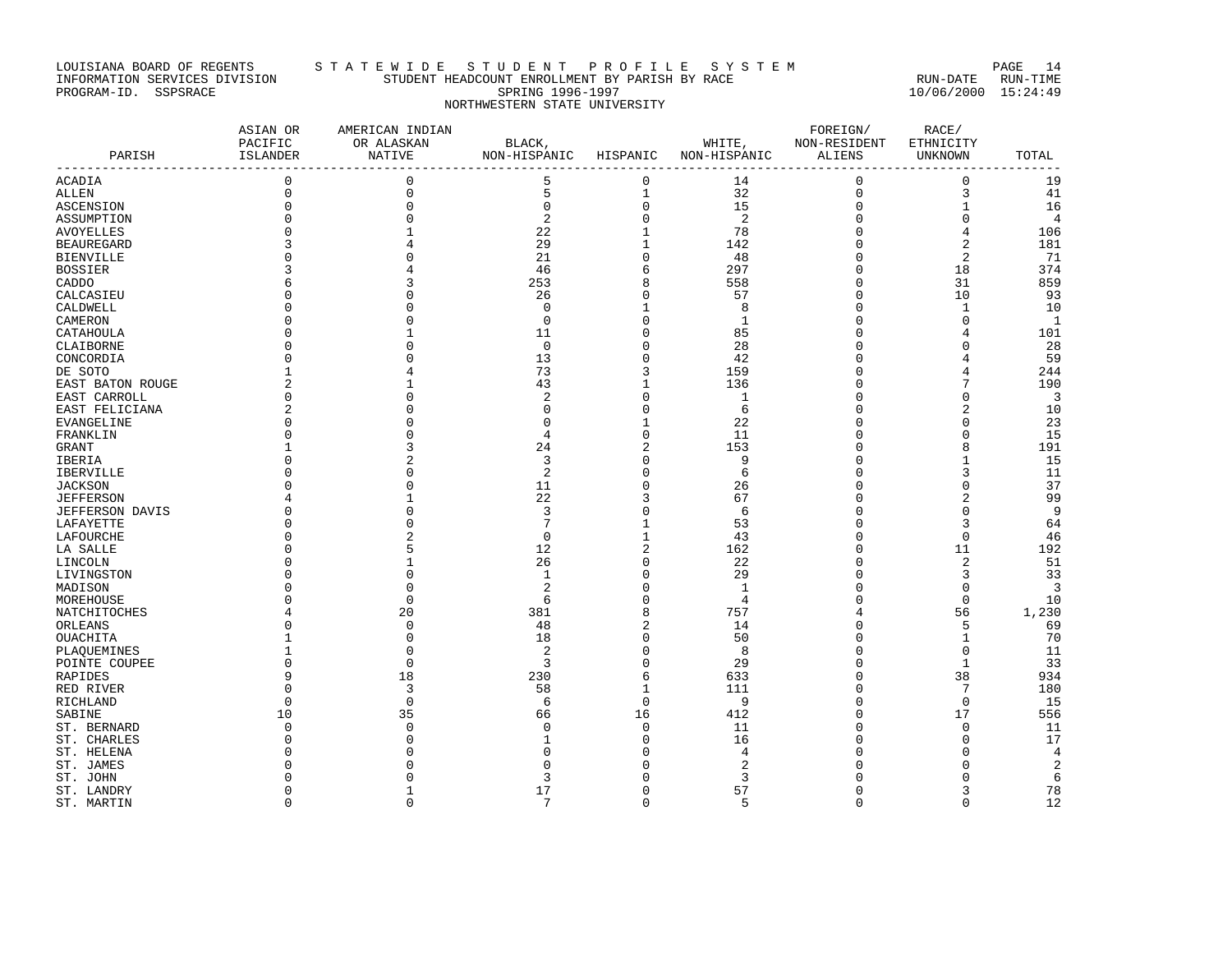LOUISIANA BOARD OF REGENTS — STATEWIDE STUDENT PROFILE SYSTEM

INFORMATION SERVICES DIVISION — STUDENT HEADCOUNT ENROLLMENT BY PARISH BY RACE — RUN-DATE 10/06/2000 RUN-TIME 15:24:49

PROGRAM-ID. SSPSRACE

SPRING 1996-1997

NORTHWESTERN STATE UNIVERSITY

| PARISH | ASIAN OR PACIFIC ISLANDER | AMERICAN INDIAN OR ALASKAN NATIVE | BLACK, NON-HISPANIC | HISPANIC | WHITE, NON-HISPANIC | FOREIGN/ NON-RESIDENT ALIENS | RACE/ ETHNICITY UNKNOWN | TOTAL |
|---|---|---|---|---|---|---|---|---|
| ACADIA | 0 | 0 | 5 | 0 | 14 | 0 | 0 | 19 |
| ALLEN | 0 | 0 | 5 | 1 | 32 | 0 | 3 | 41 |
| ASCENSION | 0 | 0 | 0 | 0 | 15 | 0 | 1 | 16 |
| ASSUMPTION | 0 | 0 | 2 | 0 | 2 | 0 | 0 | 4 |
| AVOYELLES | 0 | 1 | 22 | 1 | 78 | 0 | 4 | 106 |
| BEAUREGARD | 3 | 4 | 29 | 1 | 142 | 0 | 2 | 181 |
| BIENVILLE | 0 | 0 | 21 | 0 | 48 | 0 | 2 | 71 |
| BOSSIER | 3 | 4 | 46 | 6 | 297 | 0 | 18 | 374 |
| CADDO | 6 | 3 | 253 | 8 | 558 | 0 | 31 | 859 |
| CALCASIEU | 0 | 0 | 26 | 0 | 57 | 0 | 10 | 93 |
| CALDWELL | 0 | 0 | 0 | 1 | 8 | 0 | 1 | 10 |
| CAMERON | 0 | 0 | 0 | 0 | 1 | 0 | 0 | 1 |
| CATAHOULA | 0 | 1 | 11 | 0 | 85 | 0 | 4 | 101 |
| CLAIBORNE | 0 | 0 | 0 | 0 | 28 | 0 | 0 | 28 |
| CONCORDIA | 0 | 0 | 13 | 0 | 42 | 0 | 4 | 59 |
| DE SOTO | 1 | 4 | 73 | 3 | 159 | 0 | 4 | 244 |
| EAST BATON ROUGE | 2 | 1 | 43 | 1 | 136 | 0 | 7 | 190 |
| EAST CARROLL | 0 | 0 | 2 | 0 | 1 | 0 | 0 | 3 |
| EAST FELICIANA | 2 | 0 | 0 | 0 | 6 | 0 | 2 | 10 |
| EVANGELINE | 0 | 0 | 0 | 1 | 22 | 0 | 0 | 23 |
| FRANKLIN | 0 | 0 | 4 | 0 | 11 | 0 | 0 | 15 |
| GRANT | 1 | 3 | 24 | 2 | 153 | 0 | 8 | 191 |
| IBERIA | 0 | 2 | 3 | 0 | 9 | 0 | 1 | 15 |
| IBERVILLE | 0 | 0 | 2 | 0 | 6 | 0 | 3 | 11 |
| JACKSON | 0 | 0 | 11 | 0 | 26 | 0 | 0 | 37 |
| JEFFERSON | 4 | 1 | 22 | 3 | 67 | 0 | 2 | 99 |
| JEFFERSON DAVIS | 0 | 0 | 3 | 0 | 6 | 0 | 0 | 9 |
| LAFAYETTE | 0 | 0 | 7 | 1 | 53 | 0 | 3 | 64 |
| LAFOURCHE | 0 | 2 | 0 | 1 | 43 | 0 | 0 | 46 |
| LA SALLE | 0 | 5 | 12 | 2 | 162 | 0 | 11 | 192 |
| LINCOLN | 0 | 1 | 26 | 0 | 22 | 0 | 2 | 51 |
| LIVINGSTON | 0 | 0 | 1 | 0 | 29 | 0 | 3 | 33 |
| MADISON | 0 | 0 | 2 | 0 | 1 | 0 | 0 | 3 |
| MOREHOUSE | 0 | 0 | 6 | 0 | 4 | 0 | 0 | 10 |
| NATCHITOCHES | 4 | 20 | 381 | 8 | 757 | 4 | 56 | 1,230 |
| ORLEANS | 0 | 0 | 48 | 2 | 14 | 0 | 5 | 69 |
| OUACHITA | 1 | 0 | 18 | 0 | 50 | 0 | 1 | 70 |
| PLAQUEMINES | 1 | 0 | 2 | 0 | 8 | 0 | 0 | 11 |
| POINTE COUPEE | 0 | 0 | 3 | 0 | 29 | 0 | 1 | 33 |
| RAPIDES | 9 | 18 | 230 | 6 | 633 | 0 | 38 | 934 |
| RED RIVER | 0 | 3 | 58 | 1 | 111 | 0 | 7 | 180 |
| RICHLAND | 0 | 0 | 6 | 0 | 9 | 0 | 0 | 15 |
| SABINE | 10 | 35 | 66 | 16 | 412 | 0 | 17 | 556 |
| ST. BERNARD | 0 | 0 | 0 | 0 | 11 | 0 | 0 | 11 |
| ST. CHARLES | 0 | 0 | 1 | 0 | 16 | 0 | 0 | 17 |
| ST. HELENA | 0 | 0 | 0 | 0 | 4 | 0 | 0 | 4 |
| ST. JAMES | 0 | 0 | 0 | 0 | 2 | 0 | 0 | 2 |
| ST. JOHN | 0 | 0 | 3 | 0 | 3 | 0 | 0 | 6 |
| ST. LANDRY | 0 | 1 | 17 | 0 | 57 | 0 | 3 | 78 |
| ST. MARTIN | 0 | 0 | 7 | 0 | 5 | 0 | 0 | 12 |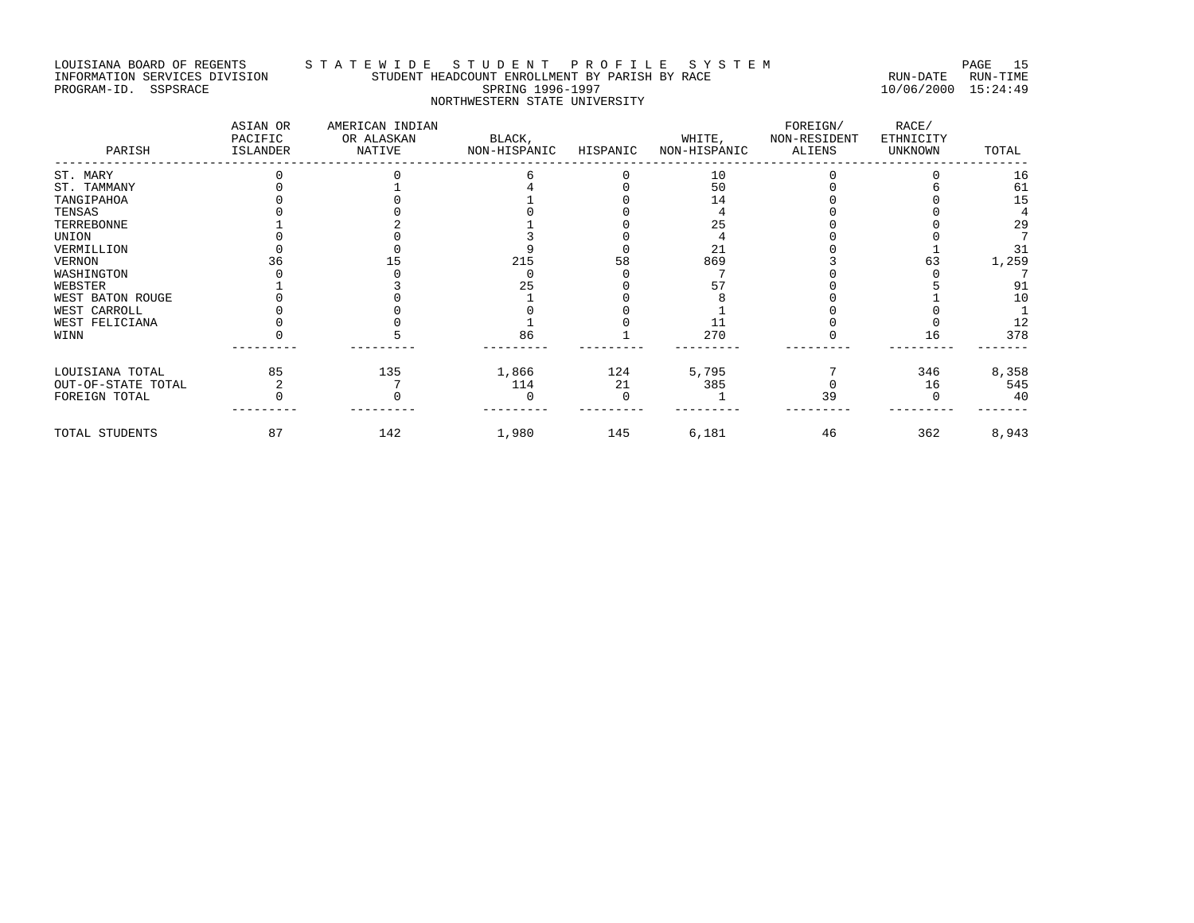LOUISIANA BOARD OF REGENTS — STATEWIDE STUDENT PROFILE SYSTEM

INFORMATION SERVICES DIVISION — STUDENT HEADCOUNT ENROLLMENT BY PARISH BY RACE — RUN-DATE 10/06/2000 RUN-TIME 15:24:49

PROGRAM-ID. SSPSRACE — SPRING 1996-1997

NORTHWESTERN STATE UNIVERSITY

| PARISH | ASIAN OR PACIFIC ISLANDER | AMERICAN INDIAN OR ALASKAN NATIVE | BLACK, NON-HISPANIC | HISPANIC | WHITE, NON-HISPANIC | FOREIGN/ NON-RESIDENT ALIENS | RACE/ ETHNICITY UNKNOWN | TOTAL |
|---|---|---|---|---|---|---|---|---|
| ST. MARY | 0 | 0 | 6 | 0 | 10 | 0 | 0 | 16 |
| ST. TAMMANY | 0 | 1 | 4 | 0 | 50 | 0 | 6 | 61 |
| TANGIPAHOA | 0 | 0 | 1 | 0 | 14 | 0 | 0 | 15 |
| TENSAS | 0 | 0 | 0 | 0 | 4 | 0 | 0 | 4 |
| TERREBONNE | 1 | 2 | 1 | 0 | 25 | 0 | 0 | 29 |
| UNION | 0 | 0 | 3 | 0 | 4 | 0 | 0 | 7 |
| VERMILLION | 0 | 0 | 9 | 0 | 21 | 0 | 1 | 31 |
| VERNON | 36 | 15 | 215 | 58 | 869 | 3 | 63 | 1,259 |
| WASHINGTON | 0 | 0 | 0 | 0 | 7 | 0 | 0 | 7 |
| WEBSTER | 1 | 3 | 25 | 0 | 57 | 0 | 5 | 91 |
| WEST BATON ROUGE | 0 | 0 | 1 | 0 | 8 | 0 | 1 | 10 |
| WEST CARROLL | 0 | 0 | 0 | 0 | 1 | 0 | 0 | 1 |
| WEST FELICIANA | 0 | 0 | 1 | 0 | 11 | 0 | 0 | 12 |
| WINN | 0 | 5 | 86 | 1 | 270 | 0 | 16 | 378 |
| LOUISIANA TOTAL | 85 | 135 | 1,866 | 124 | 5,795 | 7 | 346 | 8,358 |
| OUT-OF-STATE TOTAL | 2 | 7 | 114 | 21 | 385 | 0 | 16 | 545 |
| FOREIGN TOTAL | 0 | 0 | 0 | 0 | 1 | 39 | 0 | 40 |
| TOTAL STUDENTS | 87 | 142 | 1,980 | 145 | 6,181 | 46 | 362 | 8,943 |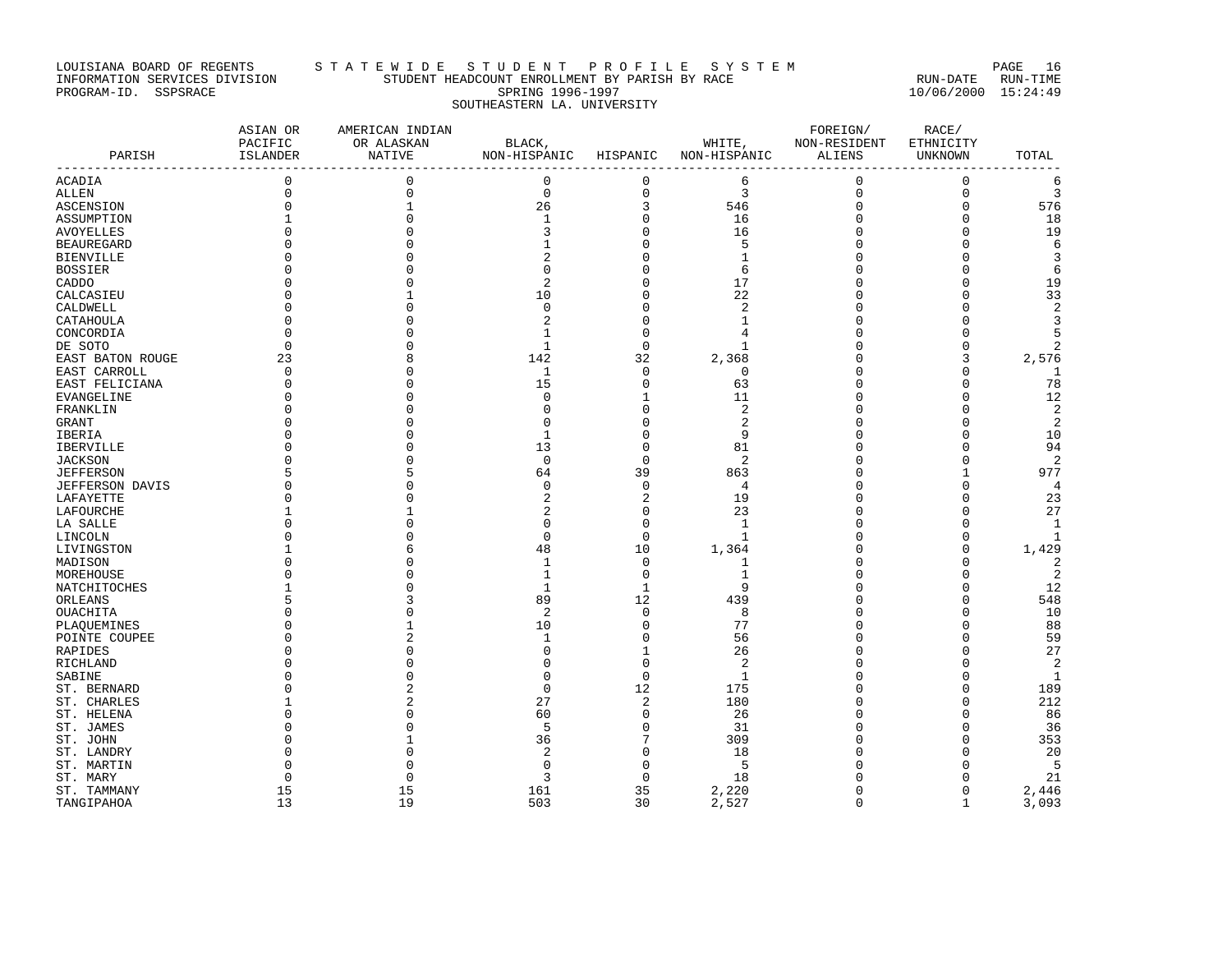LOUISIANA BOARD OF REGENTS — S T A T E W I D E   S T U D E N T   P R O F I L E   S Y S T E M

INFORMATION SERVICES DIVISION — STUDENT HEADCOUNT ENROLLMENT BY PARISH BY RACE — RUN-DATE 10/06/2000 RUN-TIME 15:24:49

PROGRAM-ID. SSPSRACE — SPRING 1996-1997

SOUTHEASTERN LA. UNIVERSITY

| PARISH | ASIAN OR PACIFIC ISLANDER | AMERICAN INDIAN OR ALASKAN NATIVE | BLACK, NON-HISPANIC | HISPANIC | WHITE, NON-HISPANIC | FOREIGN/ NON-RESIDENT ALIENS | RACE/ ETHNICITY UNKNOWN | TOTAL |
|---|---|---|---|---|---|---|---|---|
| ACADIA | 0 | 0 | 0 | 0 | 6 | 0 | 0 | 6 |
| ALLEN | 0 | 0 | 0 | 0 | 3 | 0 | 0 | 3 |
| ASCENSION | 0 | 1 | 26 | 3 | 546 | 0 | 0 | 576 |
| ASSUMPTION | 1 | 0 | 1 | 0 | 16 | 0 | 0 | 18 |
| AVOYELLES | 0 | 0 | 3 | 0 | 16 | 0 | 0 | 19 |
| BEAUREGARD | 0 | 0 | 1 | 0 | 5 | 0 | 0 | 6 |
| BIENVILLE | 0 | 0 | 2 | 0 | 1 | 0 | 0 | 3 |
| BOSSIER | 0 | 0 | 0 | 0 | 6 | 0 | 0 | 6 |
| CADDO | 0 | 0 | 2 | 0 | 17 | 0 | 0 | 19 |
| CALCASIEU | 0 | 1 | 10 | 0 | 22 | 0 | 0 | 33 |
| CALDWELL | 0 | 0 | 0 | 0 | 2 | 0 | 0 | 2 |
| CATAHOULA | 0 | 0 | 2 | 0 | 1 | 0 | 0 | 3 |
| CONCORDIA | 0 | 0 | 1 | 0 | 4 | 0 | 0 | 5 |
| DE SOTO | 0 | 0 | 1 | 0 | 1 | 0 | 0 | 2 |
| EAST BATON ROUGE | 23 | 8 | 142 | 32 | 2,368 | 0 | 3 | 2,576 |
| EAST CARROLL | 0 | 0 | 1 | 0 | 0 | 0 | 0 | 1 |
| EAST FELICIANA | 0 | 0 | 15 | 0 | 63 | 0 | 0 | 78 |
| EVANGELINE | 0 | 0 | 0 | 1 | 11 | 0 | 0 | 12 |
| FRANKLIN | 0 | 0 | 0 | 0 | 2 | 0 | 0 | 2 |
| GRANT | 0 | 0 | 0 | 0 | 2 | 0 | 0 | 2 |
| IBERIA | 0 | 0 | 1 | 0 | 9 | 0 | 0 | 10 |
| IBERVILLE | 0 | 0 | 13 | 0 | 81 | 0 | 0 | 94 |
| JACKSON | 0 | 0 | 0 | 0 | 2 | 0 | 0 | 2 |
| JEFFERSON | 5 | 5 | 64 | 39 | 863 | 0 | 1 | 977 |
| JEFFERSON DAVIS | 0 | 0 | 0 | 0 | 4 | 0 | 0 | 4 |
| LAFAYETTE | 0 | 0 | 2 | 2 | 19 | 0 | 0 | 23 |
| LAFOURCHE | 1 | 1 | 2 | 0 | 23 | 0 | 0 | 27 |
| LA SALLE | 0 | 0 | 0 | 0 | 1 | 0 | 0 | 1 |
| LINCOLN | 0 | 0 | 0 | 0 | 1 | 0 | 0 | 1 |
| LIVINGSTON | 1 | 6 | 48 | 10 | 1,364 | 0 | 0 | 1,429 |
| MADISON | 0 | 0 | 1 | 0 | 1 | 0 | 0 | 2 |
| MOREHOUSE | 0 | 0 | 1 | 0 | 1 | 0 | 0 | 2 |
| NATCHITOCHES | 1 | 0 | 1 | 1 | 9 | 0 | 0 | 12 |
| ORLEANS | 5 | 3 | 89 | 12 | 439 | 0 | 0 | 548 |
| OUACHITA | 0 | 0 | 2 | 0 | 8 | 0 | 0 | 10 |
| PLAQUEMINES | 0 | 1 | 10 | 0 | 77 | 0 | 0 | 88 |
| POINTE COUPEE | 0 | 2 | 1 | 0 | 56 | 0 | 0 | 59 |
| RAPIDES | 0 | 0 | 0 | 1 | 26 | 0 | 0 | 27 |
| RICHLAND | 0 | 0 | 0 | 0 | 2 | 0 | 0 | 2 |
| SABINE | 0 | 0 | 0 | 0 | 1 | 0 | 0 | 1 |
| ST. BERNARD | 0 | 2 | 0 | 12 | 175 | 0 | 0 | 189 |
| ST. CHARLES | 1 | 2 | 27 | 2 | 180 | 0 | 0 | 212 |
| ST. HELENA | 0 | 0 | 60 | 0 | 26 | 0 | 0 | 86 |
| ST. JAMES | 0 | 0 | 5 | 0 | 31 | 0 | 0 | 36 |
| ST. JOHN | 0 | 1 | 36 | 7 | 309 | 0 | 0 | 353 |
| ST. LANDRY | 0 | 0 | 2 | 0 | 18 | 0 | 0 | 20 |
| ST. MARTIN | 0 | 0 | 0 | 0 | 5 | 0 | 0 | 5 |
| ST. MARY | 0 | 0 | 3 | 0 | 18 | 0 | 0 | 21 |
| ST. TAMMANY | 15 | 15 | 161 | 35 | 2,220 | 0 | 0 | 2,446 |
| TANGIPAHOA | 13 | 19 | 503 | 30 | 2,527 | 0 | 1 | 3,093 |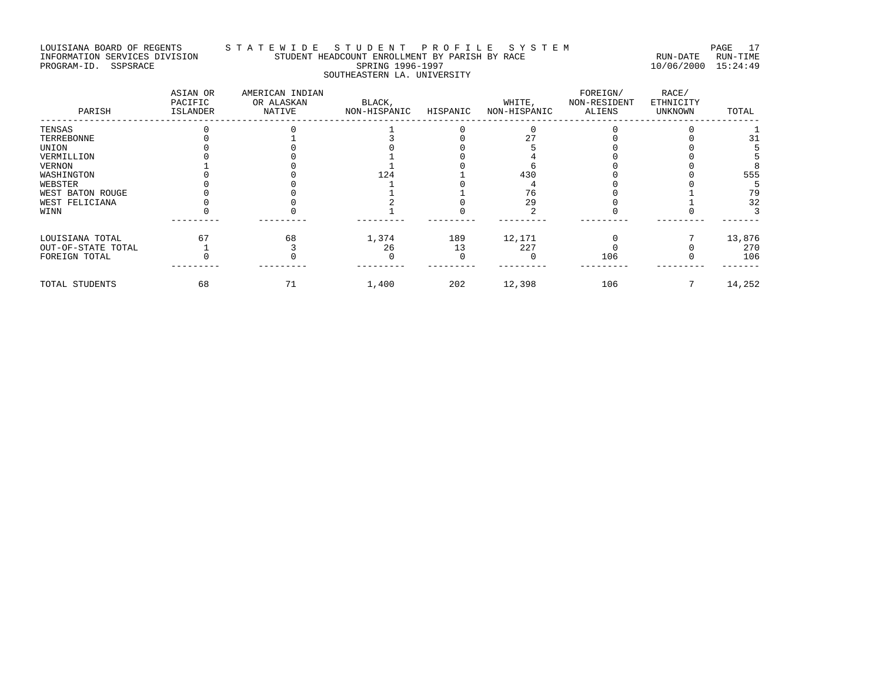LOUISIANA BOARD OF REGENTS — S T A T E W I D E S T U D E N T P R O F I L E S Y S T E M

INFORMATION SERVICES DIVISION — STUDENT HEADCOUNT ENROLLMENT BY PARISH BY RACE — RUN-DATE 10/06/2000 RUN-TIME 15:24:49

PROGRAM-ID. SSPSRACE — SPRING 1996-1997

SOUTHEASTERN LA. UNIVERSITY

| PARISH | ASIAN OR PACIFIC ISLANDER | AMERICAN INDIAN OR ALASKAN NATIVE | BLACK, NON-HISPANIC | HISPANIC | WHITE, NON-HISPANIC | FOREIGN/ NON-RESIDENT ALIENS | RACE/ ETHNICITY UNKNOWN | TOTAL |
|---|---|---|---|---|---|---|---|---|
| TENSAS | 0 | 0 | 1 | 0 | 0 | 0 | 0 | 1 |
| TERREBONNE | 0 | 1 | 3 | 0 | 27 | 0 | 0 | 31 |
| UNION | 0 | 0 | 0 | 0 | 5 | 0 | 0 | 5 |
| VERMILLION | 0 | 0 | 1 | 0 | 4 | 0 | 0 | 5 |
| VERNON | 1 | 0 | 1 | 0 | 6 | 0 | 0 | 8 |
| WASHINGTON | 0 | 0 | 124 | 1 | 430 | 0 | 0 | 555 |
| WEBSTER | 0 | 0 | 1 | 0 | 4 | 0 | 0 | 5 |
| WEST BATON ROUGE | 0 | 0 | 1 | 1 | 76 | 0 | 1 | 79 |
| WEST FELICIANA | 0 | 0 | 2 | 0 | 29 | 0 | 1 | 32 |
| WINN | 0 | 0 | 1 | 0 | 2 | 0 | 0 | 3 |
| LOUISIANA TOTAL | 67 | 68 | 1,374 | 189 | 12,171 | 0 | 7 | 13,876 |
| OUT-OF-STATE TOTAL | 1 | 3 | 26 | 13 | 227 | 0 | 0 | 270 |
| FOREIGN TOTAL | 0 | 0 | 0 | 0 | 0 | 106 | 0 | 106 |
| TOTAL STUDENTS | 68 | 71 | 1,400 | 202 | 12,398 | 106 | 7 | 14,252 |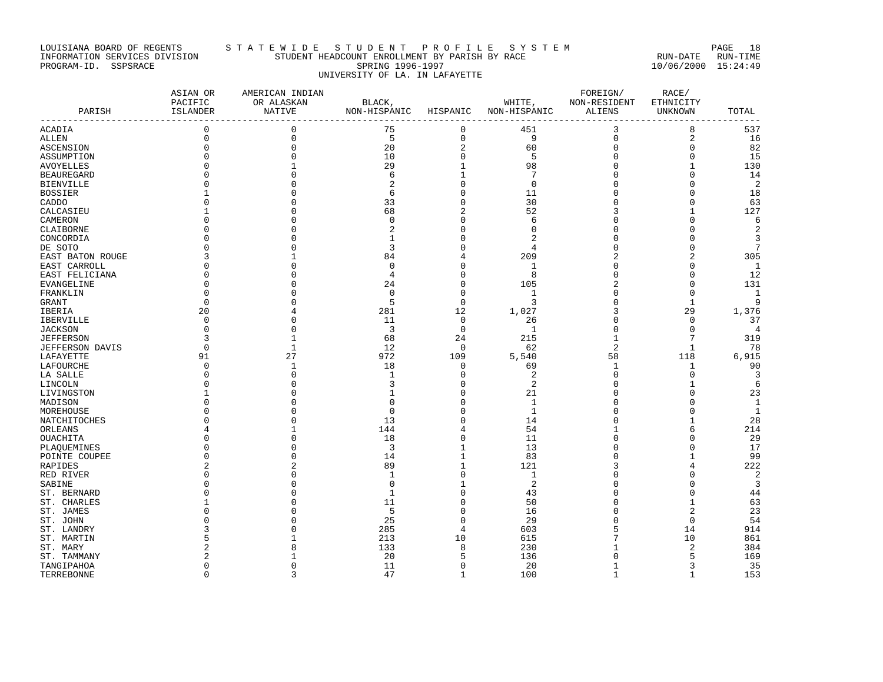LOUISIANA BOARD OF REGENTS S T A T E W I D E S T U D E N T P R O F I L E S Y S T E M
INFORMATION SERVICES DIVISION STUDENT HEADCOUNT ENROLLMENT BY PARISH BY RACE RUN-DATE RUN-TIME
PROGRAM-ID. SSPSRACE SPRING 1996-1997 10/06/2000 15:24:49
UNIVERSITY OF LA. IN LAFAYETTE

| PARISH | ASIAN OR PACIFIC ISLANDER | AMERICAN INDIAN OR ALASKAN NATIVE | BLACK, NON-HISPANIC | HISPANIC | WHITE, NON-HISPANIC | FOREIGN/ NON-RESIDENT ALIENS | RACE/ ETHNICITY UNKNOWN | TOTAL |
|---|---|---|---|---|---|---|---|---|
| ACADIA | 0 | 0 | 75 | 0 | 451 | 3 | 8 | 537 |
| ALLEN | 0 | 0 | 5 | 0 | 9 | 0 | 2 | 16 |
| ASCENSION | 0 | 0 | 20 | 2 | 60 | 0 | 0 | 82 |
| ASSUMPTION | 0 | 0 | 10 | 0 | 5 | 0 | 0 | 15 |
| AVOYELLES | 0 | 1 | 29 | 1 | 98 | 0 | 1 | 130 |
| BEAUREGARD | 0 | 0 | 6 | 1 | 7 | 0 | 0 | 14 |
| BIENVILLE | 0 | 0 | 2 | 0 | 0 | 0 | 0 | 2 |
| BOSSIER | 1 | 0 | 6 | 0 | 11 | 0 | 0 | 18 |
| CADDO | 0 | 0 | 33 | 0 | 30 | 0 | 0 | 63 |
| CALCASIEU | 1 | 0 | 68 | 2 | 52 | 3 | 1 | 127 |
| CAMERON | 0 | 0 | 0 | 0 | 6 | 0 | 0 | 6 |
| CLAIBORNE | 0 | 0 | 2 | 0 | 0 | 0 | 0 | 2 |
| CONCORDIA | 0 | 0 | 1 | 0 | 2 | 0 | 0 | 3 |
| DE SOTO | 0 | 0 | 3 | 0 | 4 | 0 | 0 | 7 |
| EAST BATON ROUGE | 3 | 1 | 84 | 4 | 209 | 2 | 2 | 305 |
| EAST CARROLL | 0 | 0 | 0 | 0 | 1 | 0 | 0 | 1 |
| EAST FELICIANA | 0 | 0 | 4 | 0 | 8 | 0 | 0 | 12 |
| EVANGELINE | 0 | 0 | 24 | 0 | 105 | 2 | 0 | 131 |
| FRANKLIN | 0 | 0 | 0 | 0 | 1 | 0 | 0 | 1 |
| GRANT | 0 | 0 | 5 | 0 | 3 | 0 | 1 | 9 |
| IBERIA | 20 | 4 | 281 | 12 | 1,027 | 3 | 29 | 1,376 |
| IBERVILLE | 0 | 0 | 11 | 0 | 26 | 0 | 0 | 37 |
| JACKSON | 0 | 0 | 3 | 0 | 1 | 0 | 0 | 4 |
| JEFFERSON | 3 | 1 | 68 | 24 | 215 | 1 | 7 | 319 |
| JEFFERSON DAVIS | 0 | 1 | 12 | 0 | 62 | 2 | 1 | 78 |
| LAFAYETTE | 91 | 27 | 972 | 109 | 5,540 | 58 | 118 | 6,915 |
| LAFOURCHE | 0 | 1 | 18 | 0 | 69 | 1 | 1 | 90 |
| LA SALLE | 0 | 0 | 1 | 0 | 2 | 0 | 0 | 3 |
| LINCOLN | 0 | 0 | 3 | 0 | 2 | 0 | 1 | 6 |
| LIVINGSTON | 1 | 0 | 1 | 0 | 21 | 0 | 0 | 23 |
| MADISON | 0 | 0 | 0 | 0 | 1 | 0 | 0 | 1 |
| MOREHOUSE | 0 | 0 | 0 | 0 | 1 | 0 | 0 | 1 |
| NATCHITOCHES | 0 | 0 | 13 | 0 | 14 | 0 | 1 | 28 |
| ORLEANS | 4 | 1 | 144 | 4 | 54 | 1 | 6 | 214 |
| OUACHITA | 0 | 0 | 18 | 0 | 11 | 0 | 0 | 29 |
| PLAQUEMINES | 0 | 0 | 3 | 1 | 13 | 0 | 0 | 17 |
| POINTE COUPEE | 0 | 0 | 14 | 1 | 83 | 0 | 1 | 99 |
| RAPIDES | 2 | 2 | 89 | 1 | 121 | 3 | 4 | 222 |
| RED RIVER | 0 | 0 | 1 | 0 | 1 | 0 | 0 | 2 |
| SABINE | 0 | 0 | 0 | 1 | 2 | 0 | 0 | 3 |
| ST. BERNARD | 0 | 0 | 1 | 0 | 43 | 0 | 0 | 44 |
| ST. CHARLES | 1 | 0 | 11 | 0 | 50 | 0 | 1 | 63 |
| ST. JAMES | 0 | 0 | 5 | 0 | 16 | 0 | 2 | 23 |
| ST. JOHN | 0 | 0 | 25 | 0 | 29 | 0 | 0 | 54 |
| ST. LANDRY | 3 | 0 | 285 | 4 | 603 | 5 | 14 | 914 |
| ST. MARTIN | 5 | 1 | 213 | 10 | 615 | 7 | 10 | 861 |
| ST. MARY | 2 | 8 | 133 | 8 | 230 | 1 | 2 | 384 |
| ST. TAMMANY | 2 | 1 | 20 | 5 | 136 | 0 | 5 | 169 |
| TANGIPAHOA | 0 | 0 | 11 | 0 | 20 | 1 | 3 | 35 |
| TERREBONNE | 0 | 3 | 47 | 1 | 100 | 1 | 1 | 153 |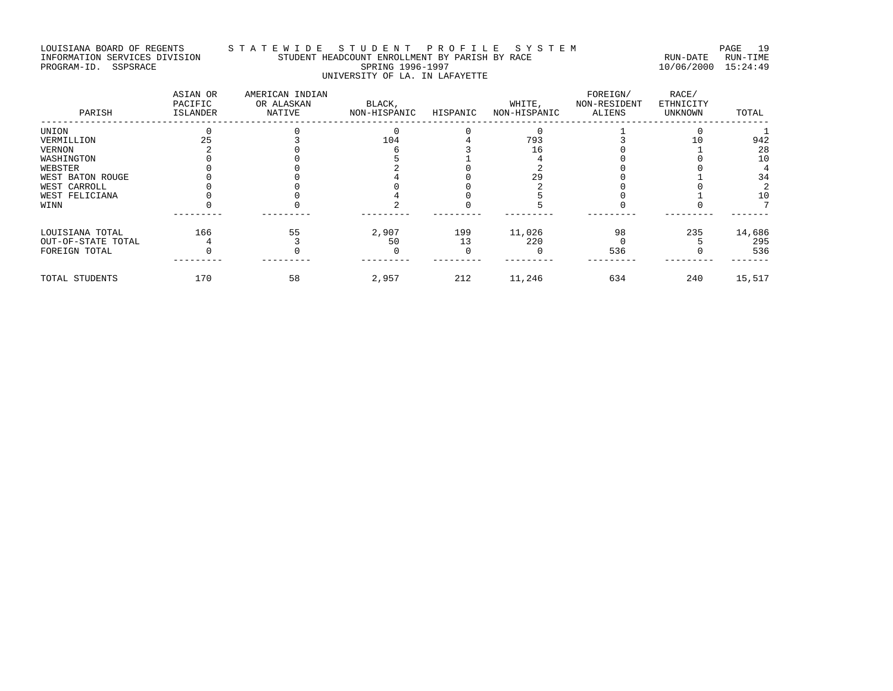LOUISIANA BOARD OF REGENTS — STATEWIDE STUDENT PROFILE SYSTEM
INFORMATION SERVICES DIVISION — STUDENT HEADCOUNT ENROLLMENT BY PARISH BY RACE — RUN-DATE 10/06/2000 RUN-TIME 15:24:49
PROGRAM-ID. SSPSRACE — SPRING 1996-1997

UNIVERSITY OF LA. IN LAFAYETTE

| PARISH | ASIAN OR PACIFIC ISLANDER | AMERICAN INDIAN OR ALASKAN NATIVE | BLACK, NON-HISPANIC | HISPANIC | WHITE, NON-HISPANIC | FOREIGN/ NON-RESIDENT ALIENS | RACE/ ETHNICITY UNKNOWN | TOTAL |
|---|---|---|---|---|---|---|---|---|
| UNION | 0 | 0 | 0 | 0 | 0 | 1 | 0 | 1 |
| VERMILLION | 25 | 3 | 104 | 4 | 793 | 3 | 10 | 942 |
| VERNON | 2 | 0 | 6 | 3 | 16 | 0 | 1 | 28 |
| WASHINGTON | 0 | 0 | 5 | 1 | 4 | 0 | 0 | 10 |
| WEBSTER | 0 | 0 | 2 | 0 | 2 | 0 | 0 | 4 |
| WEST BATON ROUGE | 0 | 0 | 4 | 0 | 29 | 0 | 1 | 34 |
| WEST CARROLL | 0 | 0 | 0 | 0 | 2 | 0 | 0 | 2 |
| WEST FELICIANA | 0 | 0 | 4 | 0 | 5 | 0 | 1 | 10 |
| WINN | 0 | 0 | 2 | 0 | 5 | 0 | 0 | 7 |
| LOUISIANA TOTAL | 166 | 55 | 2,907 | 199 | 11,026 | 98 | 235 | 14,686 |
| OUT-OF-STATE TOTAL | 4 | 3 | 50 | 13 | 220 | 0 | 5 | 295 |
| FOREIGN TOTAL | 0 | 0 | 0 | 0 | 0 | 536 | 0 | 536 |
| TOTAL STUDENTS | 170 | 58 | 2,957 | 212 | 11,246 | 634 | 240 | 15,517 |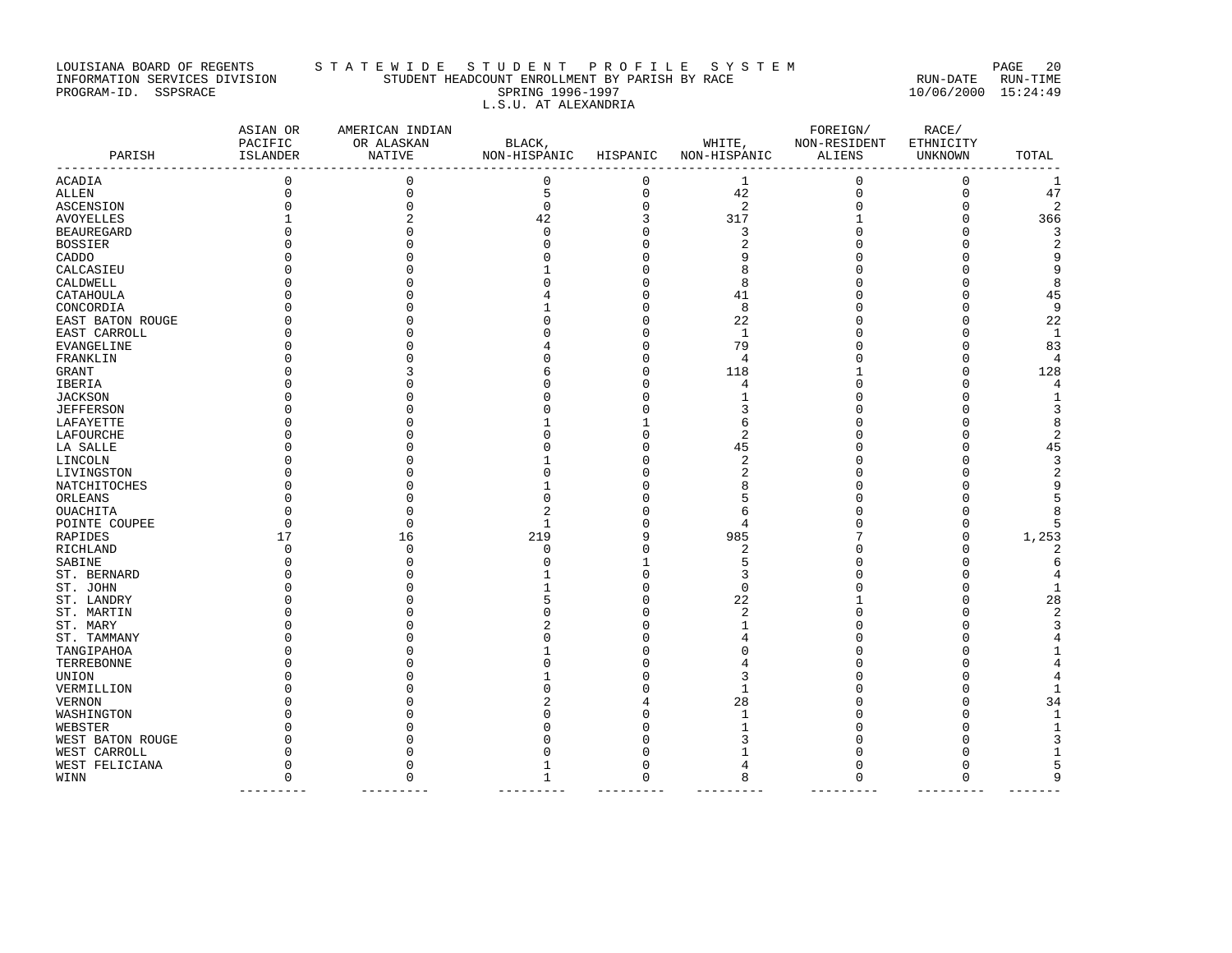LOUISIANA BOARD OF REGENTS — S T A T E W I D E  S T U D E N T  P R O F I L E  S Y S T E M
INFORMATION SERVICES DIVISION — STUDENT HEADCOUNT ENROLLMENT BY PARISH BY RACE — RUN-DATE RUN-TIME
PROGRAM-ID. SSPSRACE — SPRING 1996-1997 — 10/06/2000 15:24:49

L.S.U. AT ALEXANDRIA

| PARISH | ASIAN OR PACIFIC ISLANDER | AMERICAN INDIAN OR ALASKAN NATIVE | BLACK, NON-HISPANIC | HISPANIC | WHITE, NON-HISPANIC | FOREIGN/ NON-RESIDENT ALIENS | RACE/ ETHNICITY UNKNOWN | TOTAL |
|---|---|---|---|---|---|---|---|---|
| ACADIA | 0 | 0 | 0 | 0 | 1 | 0 | 0 | 1 |
| ALLEN | 0 | 0 | 5 | 0 | 42 | 0 | 0 | 47 |
| ASCENSION | 0 | 0 | 0 | 0 | 2 | 0 | 0 | 2 |
| AVOYELLES | 1 | 2 | 42 | 3 | 317 | 1 | 0 | 366 |
| BEAUREGARD | 0 | 0 | 0 | 0 | 3 | 0 | 0 | 3 |
| BOSSIER | 0 | 0 | 0 | 0 | 2 | 0 | 0 | 2 |
| CADDO | 0 | 0 | 0 | 0 | 9 | 0 | 0 | 9 |
| CALCASIEU | 0 | 0 | 1 | 0 | 8 | 0 | 0 | 9 |
| CALDWELL | 0 | 0 | 0 | 0 | 8 | 0 | 0 | 8 |
| CATAHOULA | 0 | 0 | 4 | 0 | 41 | 0 | 0 | 45 |
| CONCORDIA | 0 | 0 | 1 | 0 | 8 | 0 | 0 | 9 |
| EAST BATON ROUGE | 0 | 0 | 0 | 0 | 22 | 0 | 0 | 22 |
| EAST CARROLL | 0 | 0 | 0 | 0 | 1 | 0 | 0 | 1 |
| EVANGELINE | 0 | 0 | 4 | 0 | 79 | 0 | 0 | 83 |
| FRANKLIN | 0 | 0 | 0 | 0 | 4 | 0 | 0 | 4 |
| GRANT | 0 | 3 | 6 | 0 | 118 | 1 | 0 | 128 |
| IBERIA | 0 | 0 | 0 | 0 | 4 | 0 | 0 | 4 |
| JACKSON | 0 | 0 | 0 | 0 | 1 | 0 | 0 | 1 |
| JEFFERSON | 0 | 0 | 0 | 0 | 3 | 0 | 0 | 3 |
| LAFAYETTE | 0 | 0 | 1 | 1 | 6 | 0 | 0 | 8 |
| LAFOURCHE | 0 | 0 | 0 | 0 | 2 | 0 | 0 | 2 |
| LA SALLE | 0 | 0 | 0 | 0 | 45 | 0 | 0 | 45 |
| LINCOLN | 0 | 0 | 1 | 0 | 2 | 0 | 0 | 3 |
| LIVINGSTON | 0 | 0 | 0 | 0 | 2 | 0 | 0 | 2 |
| NATCHITOCHES | 0 | 0 | 1 | 0 | 8 | 0 | 0 | 9 |
| ORLEANS | 0 | 0 | 0 | 0 | 5 | 0 | 0 | 5 |
| OUACHITA | 0 | 0 | 2 | 0 | 6 | 0 | 0 | 8 |
| POINTE COUPEE | 0 | 0 | 1 | 0 | 4 | 0 | 0 | 5 |
| RAPIDES | 17 | 16 | 219 | 9 | 985 | 7 | 0 | 1,253 |
| RICHLAND | 0 | 0 | 0 | 0 | 2 | 0 | 0 | 2 |
| SABINE | 0 | 0 | 0 | 1 | 5 | 0 | 0 | 6 |
| ST. BERNARD | 0 | 0 | 1 | 0 | 3 | 0 | 0 | 4 |
| ST. JOHN | 0 | 0 | 1 | 0 | 0 | 0 | 0 | 1 |
| ST. LANDRY | 0 | 0 | 5 | 0 | 22 | 1 | 0 | 28 |
| ST. MARTIN | 0 | 0 | 0 | 0 | 2 | 0 | 0 | 2 |
| ST. MARY | 0 | 0 | 2 | 0 | 1 | 0 | 0 | 3 |
| ST. TAMMANY | 0 | 0 | 0 | 0 | 4 | 0 | 0 | 4 |
| TANGIPAHOA | 0 | 0 | 1 | 0 | 0 | 0 | 0 | 1 |
| TERREBONNE | 0 | 0 | 0 | 0 | 4 | 0 | 0 | 4 |
| UNION | 0 | 0 | 1 | 0 | 3 | 0 | 0 | 4 |
| VERMILLION | 0 | 0 | 0 | 0 | 1 | 0 | 0 | 1 |
| VERNON | 0 | 0 | 2 | 4 | 28 | 0 | 0 | 34 |
| WASHINGTON | 0 | 0 | 0 | 0 | 1 | 0 | 0 | 1 |
| WEBSTER | 0 | 0 | 0 | 0 | 1 | 0 | 0 | 1 |
| WEST BATON ROUGE | 0 | 0 | 0 | 0 | 3 | 0 | 0 | 3 |
| WEST CARROLL | 0 | 0 | 0 | 0 | 1 | 0 | 0 | 1 |
| WEST FELICIANA | 0 | 0 | 1 | 0 | 4 | 0 | 0 | 5 |
| WINN | 0 | 0 | 1 | 0 | 8 | 0 | 0 | 9 |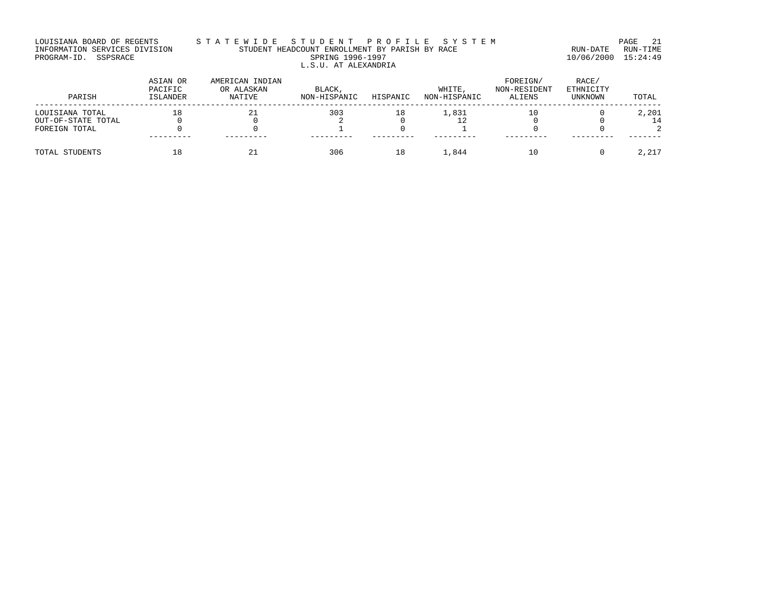LOUISIANA BOARD OF REGENTS — STATEWIDE STUDENT PROFILE SYSTEM
INFORMATION SERVICES DIVISION — STUDENT HEADCOUNT ENROLLMENT BY PARISH BY RACE — RUN-DATE 10/06/2000 RUN-TIME 15:24:49
PROGRAM-ID. SSPSRACE

SPRING 1996-1997

L.S.U. AT ALEXANDRIA

| PARISH | ASIAN OR PACIFIC ISLANDER | AMERICAN INDIAN OR ALASKAN NATIVE | BLACK, NON-HISPANIC | HISPANIC | WHITE, NON-HISPANIC | FOREIGN/ NON-RESIDENT ALIENS | RACE/ ETHNICITY UNKNOWN | TOTAL |
|---|---|---|---|---|---|---|---|---|
| LOUISIANA TOTAL | 18 | 21 | 303 | 18 | 1,831 | 10 | 0 | 2,201 |
| OUT-OF-STATE TOTAL | 0 | 0 | 2 | 0 | 12 | 0 | 0 | 14 |
| FOREIGN TOTAL | 0 | 0 | 1 | 0 | 1 | 0 | 0 | 2 |
| TOTAL STUDENTS | 18 | 21 | 306 | 18 | 1,844 | 10 | 0 | 2,217 |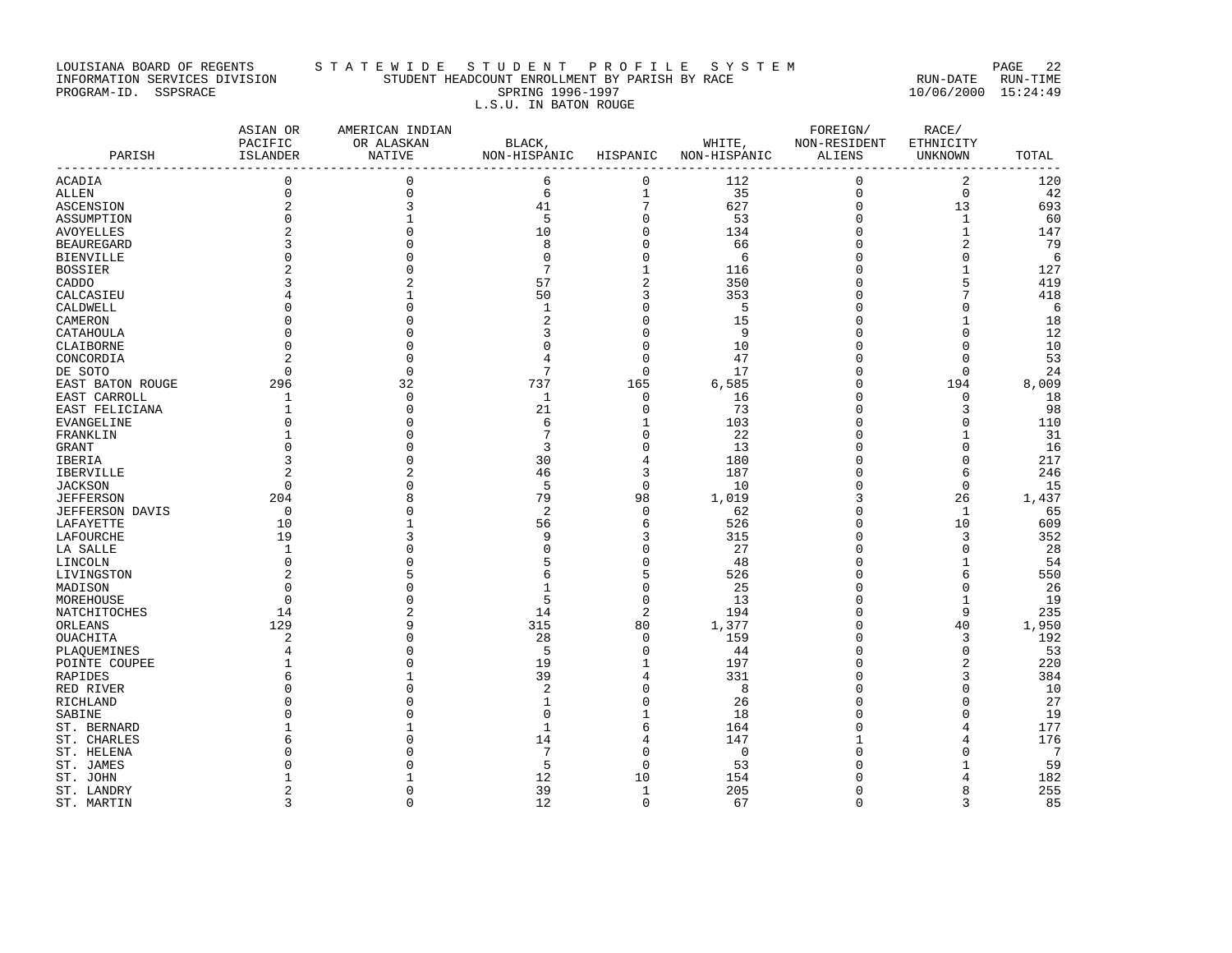LOUISIANA BOARD OF REGENTS — STATEWIDE STUDENT PROFILE SYSTEM

INFORMATION SERVICES DIVISION — STUDENT HEADCOUNT ENROLLMENT BY PARISH BY RACE — RUN-DATE 10/06/2000 RUN-TIME 15:24:49

PROGRAM-ID. SSPSRACE

SPRING 1996-1997

L.S.U. IN BATON ROUGE

| PARISH | ASIAN OR PACIFIC ISLANDER | AMERICAN INDIAN OR ALASKAN NATIVE | BLACK, NON-HISPANIC | HISPANIC | WHITE, NON-HISPANIC | FOREIGN/ NON-RESIDENT ALIENS | RACE/ ETHNICITY UNKNOWN | TOTAL |
|---|---|---|---|---|---|---|---|---|
| ACADIA | 0 | 0 | 6 | 0 | 112 | 0 | 2 | 120 |
| ALLEN | 0 | 0 | 6 | 1 | 35 | 0 | 0 | 42 |
| ASCENSION | 2 | 3 | 41 | 7 | 627 | 0 | 13 | 693 |
| ASSUMPTION | 0 | 1 | 5 | 0 | 53 | 0 | 1 | 60 |
| AVOYELLES | 2 | 0 | 10 | 0 | 134 | 0 | 1 | 147 |
| BEAUREGARD | 3 | 0 | 8 | 0 | 66 | 0 | 2 | 79 |
| BIENVILLE | 0 | 0 | 0 | 0 | 6 | 0 | 0 | 6 |
| BOSSIER | 2 | 0 | 7 | 1 | 116 | 0 | 1 | 127 |
| CADDO | 3 | 2 | 57 | 2 | 350 | 0 | 5 | 419 |
| CALCASIEU | 4 | 1 | 50 | 3 | 353 | 0 | 7 | 418 |
| CALDWELL | 0 | 0 | 1 | 0 | 5 | 0 | 0 | 6 |
| CAMERON | 0 | 0 | 2 | 0 | 15 | 0 | 1 | 18 |
| CATAHOULA | 0 | 0 | 3 | 0 | 9 | 0 | 0 | 12 |
| CLAIBORNE | 0 | 0 | 0 | 0 | 10 | 0 | 0 | 10 |
| CONCORDIA | 2 | 0 | 4 | 0 | 47 | 0 | 0 | 53 |
| DE SOTO | 0 | 0 | 7 | 0 | 17 | 0 | 0 | 24 |
| EAST BATON ROUGE | 296 | 32 | 737 | 165 | 6,585 | 0 | 194 | 8,009 |
| EAST CARROLL | 1 | 0 | 1 | 0 | 16 | 0 | 0 | 18 |
| EAST FELICIANA | 1 | 0 | 21 | 0 | 73 | 0 | 3 | 98 |
| EVANGELINE | 0 | 0 | 6 | 1 | 103 | 0 | 0 | 110 |
| FRANKLIN | 1 | 0 | 7 | 0 | 22 | 0 | 1 | 31 |
| GRANT | 0 | 0 | 3 | 0 | 13 | 0 | 0 | 16 |
| IBERIA | 3 | 0 | 30 | 4 | 180 | 0 | 0 | 217 |
| IBERVILLE | 2 | 2 | 46 | 3 | 187 | 0 | 6 | 246 |
| JACKSON | 0 | 0 | 5 | 0 | 10 | 0 | 0 | 15 |
| JEFFERSON | 204 | 8 | 79 | 98 | 1,019 | 3 | 26 | 1,437 |
| JEFFERSON DAVIS | 0 | 0 | 2 | 0 | 62 | 0 | 1 | 65 |
| LAFAYETTE | 10 | 1 | 56 | 6 | 526 | 0 | 10 | 609 |
| LAFOURCHE | 19 | 3 | 9 | 3 | 315 | 0 | 3 | 352 |
| LA SALLE | 1 | 0 | 0 | 0 | 27 | 0 | 0 | 28 |
| LINCOLN | 0 | 0 | 5 | 0 | 48 | 0 | 1 | 54 |
| LIVINGSTON | 2 | 5 | 6 | 5 | 526 | 0 | 6 | 550 |
| MADISON | 0 | 0 | 1 | 0 | 25 | 0 | 0 | 26 |
| MOREHOUSE | 0 | 0 | 5 | 0 | 13 | 0 | 1 | 19 |
| NATCHITOCHES | 14 | 2 | 14 | 2 | 194 | 0 | 9 | 235 |
| ORLEANS | 129 | 9 | 315 | 80 | 1,377 | 0 | 40 | 1,950 |
| OUACHITA | 2 | 0 | 28 | 0 | 159 | 0 | 3 | 192 |
| PLAQUEMINES | 4 | 0 | 5 | 0 | 44 | 0 | 0 | 53 |
| POINTE COUPEE | 1 | 0 | 19 | 1 | 197 | 0 | 2 | 220 |
| RAPIDES | 6 | 1 | 39 | 4 | 331 | 0 | 3 | 384 |
| RED RIVER | 0 | 0 | 2 | 0 | 8 | 0 | 0 | 10 |
| RICHLAND | 0 | 0 | 1 | 0 | 26 | 0 | 0 | 27 |
| SABINE | 0 | 0 | 0 | 1 | 18 | 0 | 0 | 19 |
| ST. BERNARD | 1 | 1 | 1 | 6 | 164 | 0 | 4 | 177 |
| ST. CHARLES | 6 | 0 | 14 | 4 | 147 | 1 | 4 | 176 |
| ST. HELENA | 0 | 0 | 7 | 0 | 0 | 0 | 0 | 7 |
| ST. JAMES | 0 | 0 | 5 | 0 | 53 | 0 | 1 | 59 |
| ST. JOHN | 1 | 1 | 12 | 10 | 154 | 0 | 4 | 182 |
| ST. LANDRY | 2 | 0 | 39 | 1 | 205 | 0 | 8 | 255 |
| ST. MARTIN | 3 | 0 | 12 | 0 | 67 | 0 | 3 | 85 |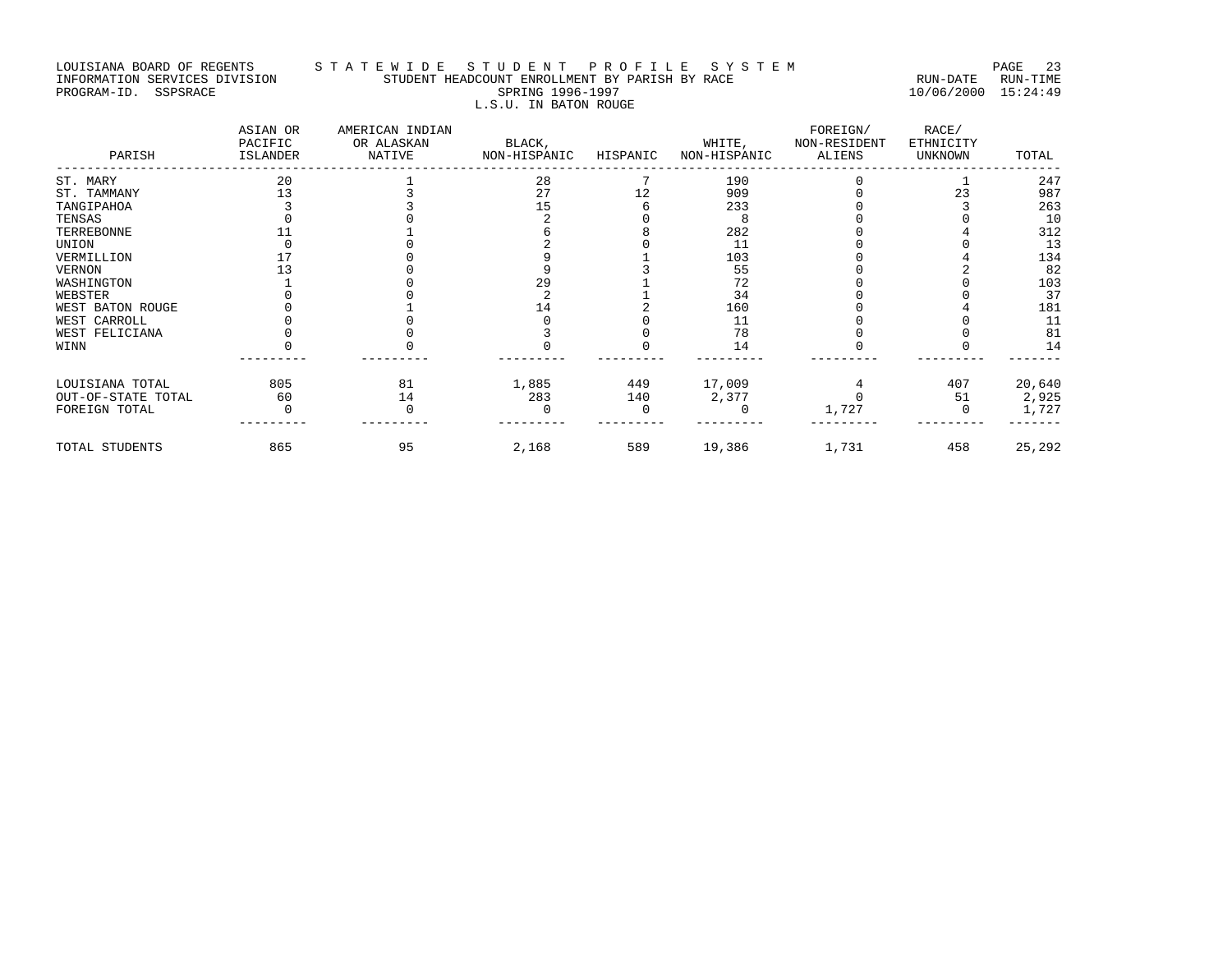LOUISIANA BOARD OF REGENTS — STATEWIDE STUDENT PROFILE SYSTEM
INFORMATION SERVICES DIVISION — STUDENT HEADCOUNT ENROLLMENT BY PARISH BY RACE — RUN-DATE 10/06/2000 RUN-TIME 15:24:49
PROGRAM-ID. SSPSRACE

SPRING 1996-1997

L.S.U. IN BATON ROUGE

| PARISH | ASIAN OR PACIFIC ISLANDER | AMERICAN INDIAN OR ALASKAN NATIVE | BLACK, NON-HISPANIC | HISPANIC | WHITE, NON-HISPANIC | FOREIGN/ NON-RESIDENT ALIENS | RACE/ ETHNICITY UNKNOWN | TOTAL |
|---|---|---|---|---|---|---|---|---|
| ST. MARY | 20 | 1 | 28 | 7 | 190 | 0 | 1 | 247 |
| ST. TAMMANY | 13 | 3 | 27 | 12 | 909 | 0 | 23 | 987 |
| TANGIPAHOA | 3 | 3 | 15 | 6 | 233 | 0 | 3 | 263 |
| TENSAS | 0 | 0 | 2 | 0 | 8 | 0 | 0 | 10 |
| TERREBONNE | 11 | 1 | 6 | 8 | 282 | 0 | 4 | 312 |
| UNION | 0 | 0 | 2 | 0 | 11 | 0 | 0 | 13 |
| VERMILLION | 17 | 0 | 9 | 1 | 103 | 0 | 4 | 134 |
| VERNON | 13 | 0 | 9 | 3 | 55 | 0 | 2 | 82 |
| WASHINGTON | 1 | 0 | 29 | 1 | 72 | 0 | 0 | 103 |
| WEBSTER | 0 | 0 | 2 | 1 | 34 | 0 | 0 | 37 |
| WEST BATON ROUGE | 0 | 1 | 14 | 2 | 160 | 0 | 4 | 181 |
| WEST CARROLL | 0 | 0 | 0 | 0 | 11 | 0 | 0 | 11 |
| WEST FELICIANA | 0 | 0 | 3 | 0 | 78 | 0 | 0 | 81 |
| WINN | 0 | 0 | 0 | 0 | 14 | 0 | 0 | 14 |
| LOUISIANA TOTAL | 805 | 81 | 1,885 | 449 | 17,009 | 4 | 407 | 20,640 |
| OUT-OF-STATE TOTAL | 60 | 14 | 283 | 140 | 2,377 | 0 | 51 | 2,925 |
| FOREIGN TOTAL | 0 | 0 | 0 | 0 | 0 | 1,727 | 0 | 1,727 |
| TOTAL STUDENTS | 865 | 95 | 2,168 | 589 | 19,386 | 1,731 | 458 | 25,292 |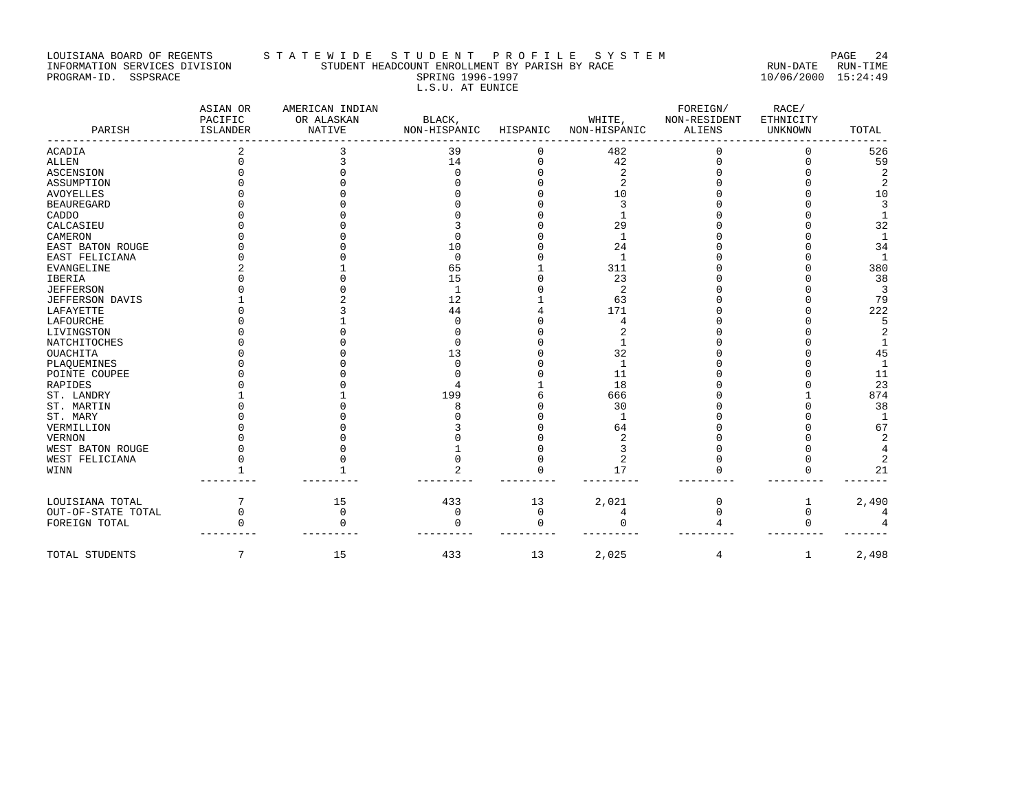LOUISIANA BOARD OF REGENTS
INFORMATION SERVICES DIVISION
PROGRAM-ID. SSPSRACE

S T A T E W I D E   S T U D E N T   P R O F I L E   S Y S T E M
STUDENT HEADCOUNT ENROLLMENT BY PARISH BY RACE
SPRING 1996-1997
L.S.U. AT EUNICE

RUN-DATE RUN-TIME
10/06/2000 15:24:49

| PARISH | ASIAN OR PACIFIC ISLANDER | AMERICAN INDIAN OR ALASKAN NATIVE | BLACK, NON-HISPANIC | HISPANIC | WHITE, NON-HISPANIC | FOREIGN/ NON-RESIDENT ALIENS | RACE/ ETHNICITY UNKNOWN | TOTAL |
|---|---|---|---|---|---|---|---|---|
| ACADIA | 2 | 3 | 39 | 0 | 482 | 0 | 0 | 526 |
| ALLEN | 0 | 3 | 14 | 0 | 42 | 0 | 0 | 59 |
| ASCENSION | 0 | 0 | 0 | 0 | 2 | 0 | 0 | 2 |
| ASSUMPTION | 0 | 0 | 0 | 0 | 2 | 0 | 0 | 2 |
| AVOYELLES | 0 | 0 | 0 | 0 | 10 | 0 | 0 | 10 |
| BEAUREGARD | 0 | 0 | 0 | 0 | 3 | 0 | 0 | 3 |
| CADDO | 0 | 0 | 0 | 0 | 1 | 0 | 0 | 1 |
| CALCASIEU | 0 | 0 | 3 | 0 | 29 | 0 | 0 | 32 |
| CAMERON | 0 | 0 | 0 | 0 | 1 | 0 | 0 | 1 |
| EAST BATON ROUGE | 0 | 0 | 10 | 0 | 24 | 0 | 0 | 34 |
| EAST FELICIANA | 0 | 0 | 0 | 0 | 1 | 0 | 0 | 1 |
| EVANGELINE | 2 | 1 | 65 | 1 | 311 | 0 | 0 | 380 |
| IBERIA | 0 | 0 | 15 | 0 | 23 | 0 | 0 | 38 |
| JEFFERSON | 0 | 0 | 1 | 0 | 2 | 0 | 0 | 3 |
| JEFFERSON DAVIS | 1 | 2 | 12 | 1 | 63 | 0 | 0 | 79 |
| LAFAYETTE | 0 | 3 | 44 | 4 | 171 | 0 | 0 | 222 |
| LAFOURCHE | 0 | 1 | 0 | 0 | 4 | 0 | 0 | 5 |
| LIVINGSTON | 0 | 0 | 0 | 0 | 2 | 0 | 0 | 2 |
| NATCHITOCHES | 0 | 0 | 0 | 0 | 1 | 0 | 0 | 1 |
| OUACHITA | 0 | 0 | 13 | 0 | 32 | 0 | 0 | 45 |
| PLAQUEMINES | 0 | 0 | 0 | 0 | 1 | 0 | 0 | 1 |
| POINTE COUPEE | 0 | 0 | 0 | 0 | 11 | 0 | 0 | 11 |
| RAPIDES | 0 | 0 | 4 | 1 | 18 | 0 | 0 | 23 |
| ST. LANDRY | 1 | 1 | 199 | 6 | 666 | 0 | 1 | 874 |
| ST. MARTIN | 0 | 0 | 8 | 0 | 30 | 0 | 0 | 38 |
| ST. MARY | 0 | 0 | 0 | 0 | 1 | 0 | 0 | 1 |
| VERMILLION | 0 | 0 | 3 | 0 | 64 | 0 | 0 | 67 |
| VERNON | 0 | 0 | 0 | 0 | 2 | 0 | 0 | 2 |
| WEST BATON ROUGE | 0 | 0 | 1 | 0 | 3 | 0 | 0 | 4 |
| WEST FELICIANA | 0 | 0 | 0 | 0 | 2 | 0 | 0 | 2 |
| WINN | 1 | 1 | 2 | 0 | 17 | 0 | 0 | 21 |
| LOUISIANA TOTAL | 7 | 15 | 433 | 13 | 2,021 | 0 | 1 | 2,490 |
| OUT-OF-STATE TOTAL | 0 | 0 | 0 | 0 | 4 | 0 | 0 | 4 |
| FOREIGN TOTAL | 0 | 0 | 0 | 0 | 0 | 4 | 0 | 4 |
| TOTAL STUDENTS | 7 | 15 | 433 | 13 | 2,025 | 4 | 1 | 2,498 |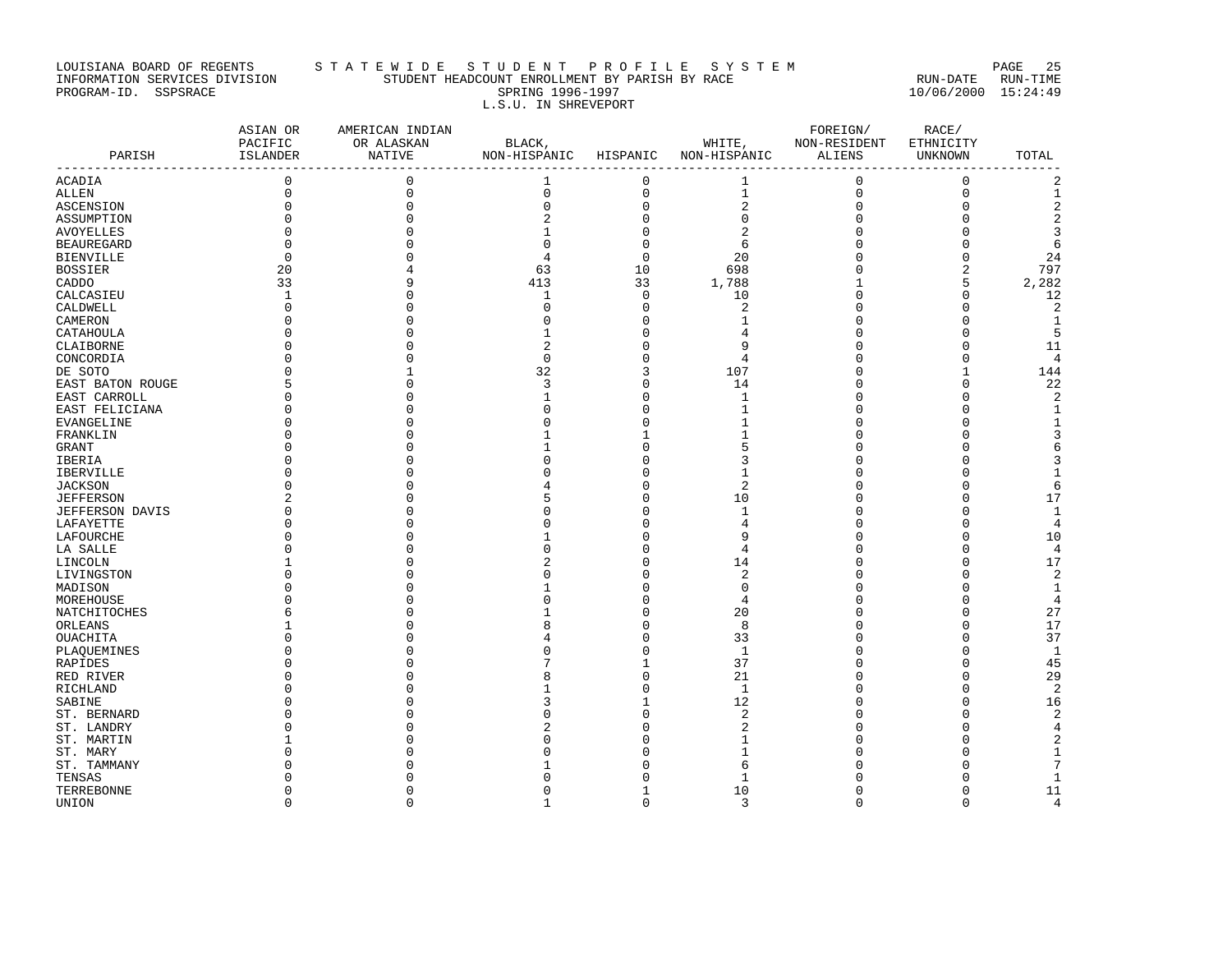LOUISIANA BOARD OF REGENTS — STATEWIDE STUDENT PROFILE SYSTEM
INFORMATION SERVICES DIVISION — STUDENT HEADCOUNT ENROLLMENT BY PARISH BY RACE — RUN-DATE 10/06/2000 RUN-TIME 15:24:49
PROGRAM-ID. SSPSRACE

SPRING 1996-1997

L.S.U. IN SHREVEPORT

| PARISH | ASIAN OR PACIFIC ISLANDER | AMERICAN INDIAN OR ALASKAN NATIVE | BLACK, NON-HISPANIC | HISPANIC | WHITE, NON-HISPANIC | FOREIGN/ NON-RESIDENT ALIENS | RACE/ ETHNICITY UNKNOWN | TOTAL |
|---|---|---|---|---|---|---|---|---|
| ACADIA | 0 | 0 | 1 | 0 | 1 | 0 | 0 | 2 |
| ALLEN | 0 | 0 | 0 | 0 | 1 | 0 | 0 | 1 |
| ASCENSION | 0 | 0 | 0 | 0 | 2 | 0 | 0 | 2 |
| ASSUMPTION | 0 | 0 | 2 | 0 | 0 | 0 | 0 | 2 |
| AVOYELLES | 0 | 0 | 1 | 0 | 2 | 0 | 0 | 3 |
| BEAUREGARD | 0 | 0 | 0 | 0 | 6 | 0 | 0 | 6 |
| BIENVILLE | 0 | 0 | 4 | 0 | 20 | 0 | 0 | 24 |
| BOSSIER | 20 | 4 | 63 | 10 | 698 | 0 | 2 | 797 |
| CADDO | 33 | 9 | 413 | 33 | 1,788 | 1 | 5 | 2,282 |
| CALCASIEU | 1 | 0 | 1 | 0 | 10 | 0 | 0 | 12 |
| CALDWELL | 0 | 0 | 0 | 0 | 2 | 0 | 0 | 2 |
| CAMERON | 0 | 0 | 0 | 0 | 1 | 0 | 0 | 1 |
| CATAHOULA | 0 | 0 | 1 | 0 | 4 | 0 | 0 | 5 |
| CLAIBORNE | 0 | 0 | 2 | 0 | 9 | 0 | 0 | 11 |
| CONCORDIA | 0 | 0 | 0 | 0 | 4 | 0 | 0 | 4 |
| DE SOTO | 0 | 1 | 32 | 3 | 107 | 0 | 1 | 144 |
| EAST BATON ROUGE | 5 | 0 | 3 | 0 | 14 | 0 | 0 | 22 |
| EAST CARROLL | 0 | 0 | 1 | 0 | 1 | 0 | 0 | 2 |
| EAST FELICIANA | 0 | 0 | 0 | 0 | 1 | 0 | 0 | 1 |
| EVANGELINE | 0 | 0 | 0 | 0 | 1 | 0 | 0 | 1 |
| FRANKLIN | 0 | 0 | 1 | 1 | 1 | 0 | 0 | 3 |
| GRANT | 0 | 0 | 1 | 0 | 5 | 0 | 0 | 6 |
| IBERIA | 0 | 0 | 0 | 0 | 3 | 0 | 0 | 3 |
| IBERVILLE | 0 | 0 | 0 | 0 | 1 | 0 | 0 | 1 |
| JACKSON | 0 | 0 | 4 | 0 | 2 | 0 | 0 | 6 |
| JEFFERSON | 2 | 0 | 5 | 0 | 10 | 0 | 0 | 17 |
| JEFFERSON DAVIS | 0 | 0 | 0 | 0 | 1 | 0 | 0 | 1 |
| LAFAYETTE | 0 | 0 | 0 | 0 | 4 | 0 | 0 | 4 |
| LAFOURCHE | 0 | 0 | 1 | 0 | 9 | 0 | 0 | 10 |
| LA SALLE | 0 | 0 | 0 | 0 | 4 | 0 | 0 | 4 |
| LINCOLN | 1 | 0 | 2 | 0 | 14 | 0 | 0 | 17 |
| LIVINGSTON | 0 | 0 | 0 | 0 | 2 | 0 | 0 | 2 |
| MADISON | 0 | 0 | 1 | 0 | 0 | 0 | 0 | 1 |
| MOREHOUSE | 0 | 0 | 0 | 0 | 4 | 0 | 0 | 4 |
| NATCHITOCHES | 6 | 0 | 1 | 0 | 20 | 0 | 0 | 27 |
| ORLEANS | 1 | 0 | 8 | 0 | 8 | 0 | 0 | 17 |
| OUACHITA | 0 | 0 | 4 | 0 | 33 | 0 | 0 | 37 |
| PLAQUEMINES | 0 | 0 | 0 | 0 | 1 | 0 | 0 | 1 |
| RAPIDES | 0 | 0 | 7 | 1 | 37 | 0 | 0 | 45 |
| RED RIVER | 0 | 0 | 8 | 0 | 21 | 0 | 0 | 29 |
| RICHLAND | 0 | 0 | 1 | 0 | 1 | 0 | 0 | 2 |
| SABINE | 0 | 0 | 3 | 1 | 12 | 0 | 0 | 16 |
| ST. BERNARD | 0 | 0 | 0 | 0 | 2 | 0 | 0 | 2 |
| ST. LANDRY | 0 | 0 | 2 | 0 | 2 | 0 | 0 | 4 |
| ST. MARTIN | 1 | 0 | 0 | 0 | 1 | 0 | 0 | 2 |
| ST. MARY | 0 | 0 | 0 | 0 | 1 | 0 | 0 | 1 |
| ST. TAMMANY | 0 | 0 | 1 | 0 | 6 | 0 | 0 | 7 |
| TENSAS | 0 | 0 | 0 | 0 | 1 | 0 | 0 | 1 |
| TERREBONNE | 0 | 0 | 0 | 1 | 10 | 0 | 0 | 11 |
| UNION | 0 | 0 | 1 | 0 | 3 | 0 | 0 | 4 |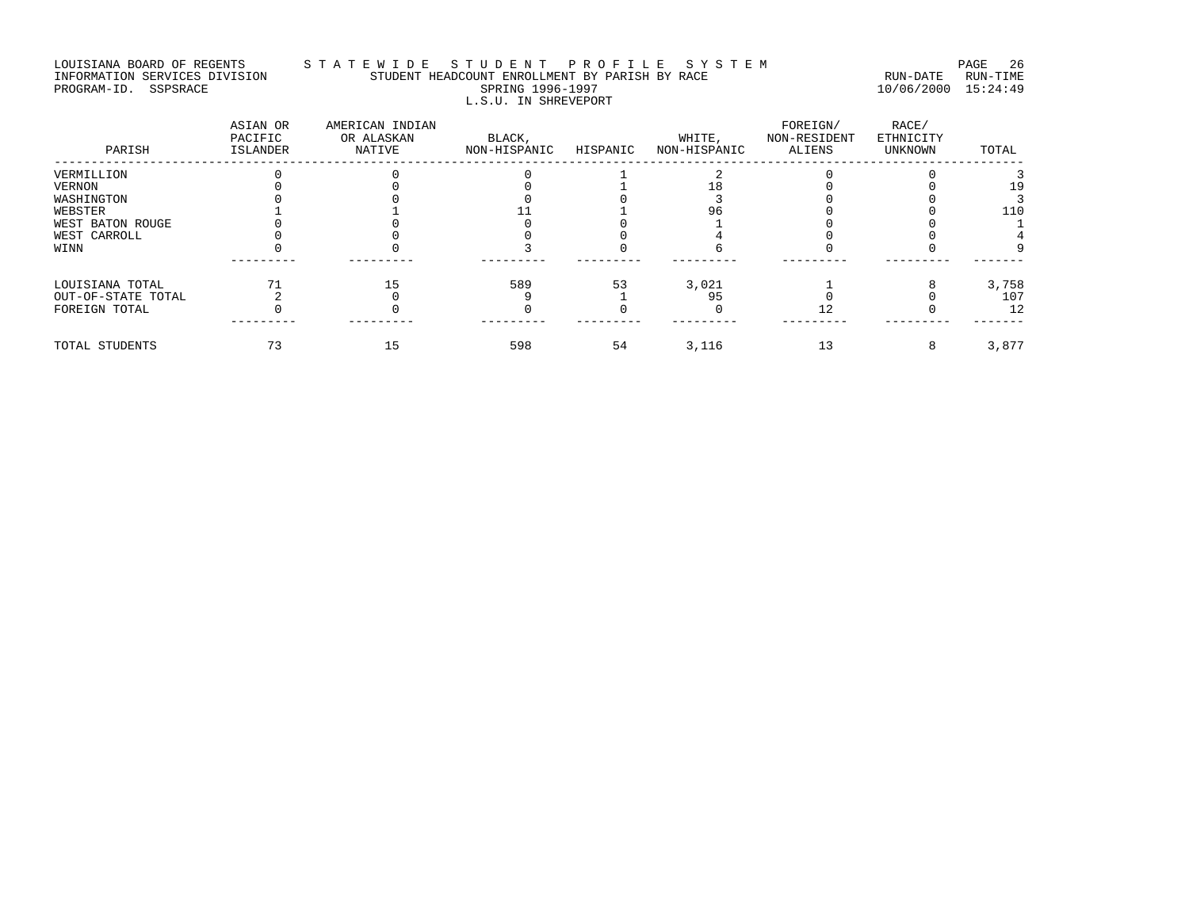LOUISIANA BOARD OF REGENTS — STATEWIDE STUDENT PROFILE SYSTEM
INFORMATION SERVICES DIVISION — STUDENT HEADCOUNT ENROLLMENT BY PARISH BY RACE — RUN-DATE 10/06/2000 RUN-TIME 15:24:49
PROGRAM-ID. SSPSRACE — SPRING 1996-1997

L.S.U. IN SHREVEPORT

| PARISH | ASIAN OR PACIFIC ISLANDER | AMERICAN INDIAN OR ALASKAN NATIVE | BLACK, NON-HISPANIC | HISPANIC | WHITE, NON-HISPANIC | FOREIGN/ NON-RESIDENT ALIENS | RACE/ ETHNICITY UNKNOWN | TOTAL |
|---|---|---|---|---|---|---|---|---|
| VERMILLION | 0 | 0 | 0 | 1 | 2 | 0 | 0 | 3 |
| VERNON | 0 | 0 | 0 | 1 | 18 | 0 | 0 | 19 |
| WASHINGTON | 0 | 0 | 0 | 0 | 3 | 0 | 0 | 3 |
| WEBSTER | 1 | 1 | 11 | 1 | 96 | 0 | 0 | 110 |
| WEST BATON ROUGE | 0 | 0 | 0 | 0 | 1 | 0 | 0 | 1 |
| WEST CARROLL | 0 | 0 | 0 | 0 | 4 | 0 | 0 | 4 |
| WINN | 0 | 0 | 3 | 0 | 6 | 0 | 0 | 9 |
| LOUISIANA TOTAL | 71 | 15 | 589 | 53 | 3,021 | 1 | 8 | 3,758 |
| OUT-OF-STATE TOTAL | 2 | 0 | 9 | 1 | 95 | 0 | 0 | 107 |
| FOREIGN TOTAL | 0 | 0 | 0 | 0 | 0 | 12 | 0 | 12 |
| TOTAL STUDENTS | 73 | 15 | 598 | 54 | 3,116 | 13 | 8 | 3,877 |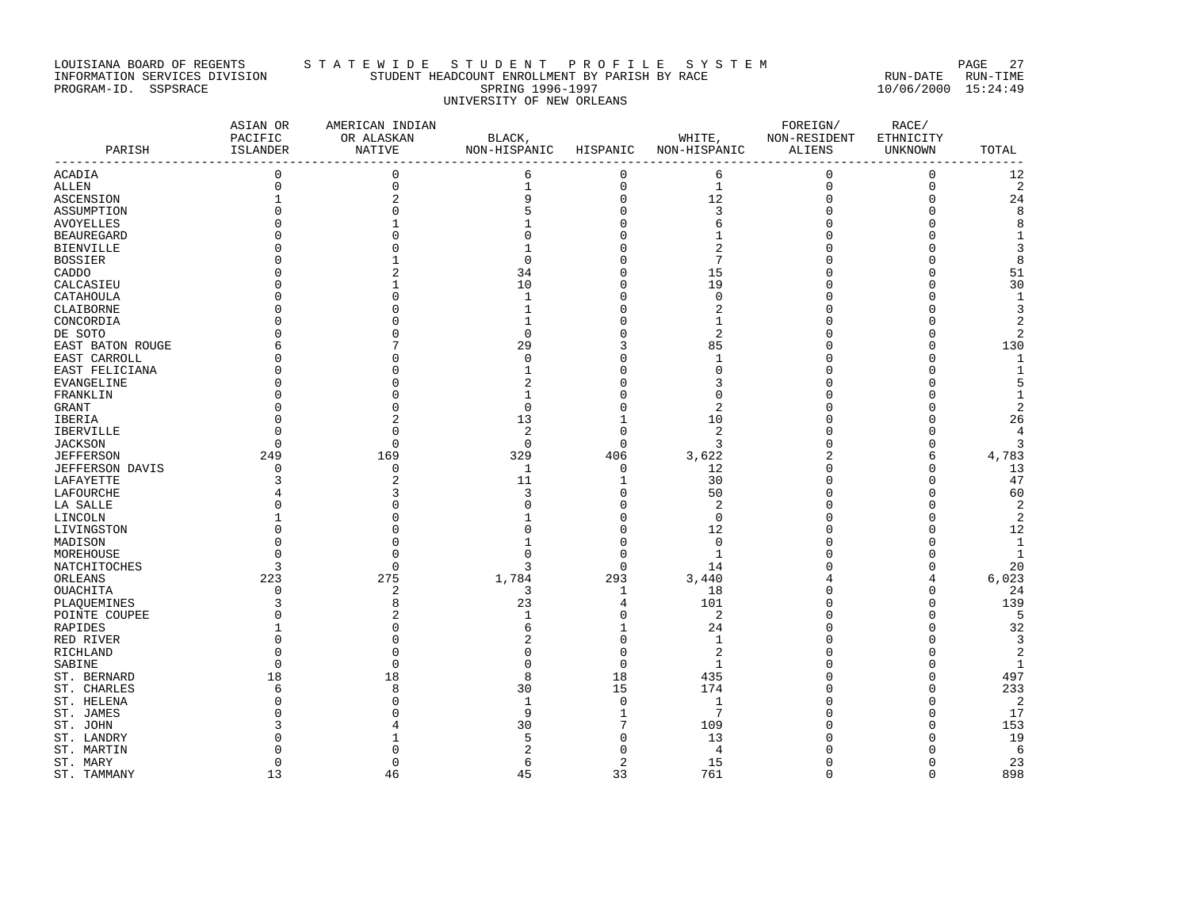LOUISIANA BOARD OF REGENTS — S T A T E W I D E   S T U D E N T   P R O F I L E   S Y S T E M

INFORMATION SERVICES DIVISION — STUDENT HEADCOUNT ENROLLMENT BY PARISH BY RACE — RUN-DATE 10/06/2000 RUN-TIME 15:24:49

PROGRAM-ID. SSPSRACE — SPRING 1996-1997

UNIVERSITY OF NEW ORLEANS

| PARISH | ASIAN OR PACIFIC ISLANDER | AMERICAN INDIAN OR ALASKAN NATIVE | BLACK, NON-HISPANIC | HISPANIC | WHITE, NON-HISPANIC | FOREIGN/ NON-RESIDENT ALIENS | RACE/ ETHNICITY UNKNOWN | TOTAL |
|---|---|---|---|---|---|---|---|---|
| ACADIA | 0 | 0 | 6 | 0 | 6 | 0 | 0 | 12 |
| ALLEN | 0 | 0 | 1 | 0 | 1 | 0 | 0 | 2 |
| ASCENSION | 1 | 2 | 9 | 0 | 12 | 0 | 0 | 24 |
| ASSUMPTION | 0 | 0 | 5 | 0 | 3 | 0 | 0 | 8 |
| AVOYELLES | 0 | 1 | 1 | 0 | 6 | 0 | 0 | 8 |
| BEAUREGARD | 0 | 0 | 0 | 0 | 1 | 0 | 0 | 1 |
| BIENVILLE | 0 | 0 | 1 | 0 | 2 | 0 | 0 | 3 |
| BOSSIER | 0 | 1 | 0 | 0 | 7 | 0 | 0 | 8 |
| CADDO | 0 | 2 | 34 | 0 | 15 | 0 | 0 | 51 |
| CALCASIEU | 0 | 1 | 10 | 0 | 19 | 0 | 0 | 30 |
| CATAHOULA | 0 | 0 | 1 | 0 | 0 | 0 | 0 | 1 |
| CLAIBORNE | 0 | 0 | 1 | 0 | 2 | 0 | 0 | 3 |
| CONCORDIA | 0 | 0 | 1 | 0 | 1 | 0 | 0 | 2 |
| DE SOTO | 0 | 0 | 0 | 0 | 2 | 0 | 0 | 2 |
| EAST BATON ROUGE | 6 | 7 | 29 | 3 | 85 | 0 | 0 | 130 |
| EAST CARROLL | 0 | 0 | 0 | 0 | 1 | 0 | 0 | 1 |
| EAST FELICIANA | 0 | 0 | 1 | 0 | 0 | 0 | 0 | 1 |
| EVANGELINE | 0 | 0 | 2 | 0 | 3 | 0 | 0 | 5 |
| FRANKLIN | 0 | 0 | 1 | 0 | 0 | 0 | 0 | 1 |
| GRANT | 0 | 0 | 0 | 0 | 2 | 0 | 0 | 2 |
| IBERIA | 0 | 2 | 13 | 1 | 10 | 0 | 0 | 26 |
| IBERVILLE | 0 | 0 | 2 | 0 | 2 | 0 | 0 | 4 |
| JACKSON | 0 | 0 | 0 | 0 | 3 | 0 | 0 | 3 |
| JEFFERSON | 249 | 169 | 329 | 406 | 3,622 | 2 | 6 | 4,783 |
| JEFFERSON DAVIS | 0 | 0 | 1 | 0 | 12 | 0 | 0 | 13 |
| LAFAYETTE | 3 | 2 | 11 | 1 | 30 | 0 | 0 | 47 |
| LAFOURCHE | 4 | 3 | 3 | 0 | 50 | 0 | 0 | 60 |
| LA SALLE | 0 | 0 | 0 | 0 | 2 | 0 | 0 | 2 |
| LINCOLN | 1 | 0 | 1 | 0 | 0 | 0 | 0 | 2 |
| LIVINGSTON | 0 | 0 | 0 | 0 | 12 | 0 | 0 | 12 |
| MADISON | 0 | 0 | 1 | 0 | 0 | 0 | 0 | 1 |
| MOREHOUSE | 0 | 0 | 0 | 0 | 1 | 0 | 0 | 1 |
| NATCHITOCHES | 3 | 0 | 3 | 0 | 14 | 0 | 0 | 20 |
| ORLEANS | 223 | 275 | 1,784 | 293 | 3,440 | 4 | 4 | 6,023 |
| OUACHITA | 0 | 2 | 3 | 1 | 18 | 0 | 0 | 24 |
| PLAQUEMINES | 3 | 8 | 23 | 4 | 101 | 0 | 0 | 139 |
| POINTE COUPEE | 0 | 2 | 1 | 0 | 2 | 0 | 0 | 5 |
| RAPIDES | 1 | 0 | 6 | 1 | 24 | 0 | 0 | 32 |
| RED RIVER | 0 | 0 | 2 | 0 | 1 | 0 | 0 | 3 |
| RICHLAND | 0 | 0 | 0 | 0 | 2 | 0 | 0 | 2 |
| SABINE | 0 | 0 | 0 | 0 | 1 | 0 | 0 | 1 |
| ST. BERNARD | 18 | 18 | 8 | 18 | 435 | 0 | 0 | 497 |
| ST. CHARLES | 6 | 8 | 30 | 15 | 174 | 0 | 0 | 233 |
| ST. HELENA | 0 | 0 | 1 | 0 | 1 | 0 | 0 | 2 |
| ST. JAMES | 0 | 0 | 9 | 1 | 7 | 0 | 0 | 17 |
| ST. JOHN | 3 | 4 | 30 | 7 | 109 | 0 | 0 | 153 |
| ST. LANDRY | 0 | 1 | 5 | 0 | 13 | 0 | 0 | 19 |
| ST. MARTIN | 0 | 0 | 2 | 0 | 4 | 0 | 0 | 6 |
| ST. MARY | 0 | 0 | 6 | 2 | 15 | 0 | 0 | 23 |
| ST. TAMMANY | 13 | 46 | 45 | 33 | 761 | 0 | 0 | 898 |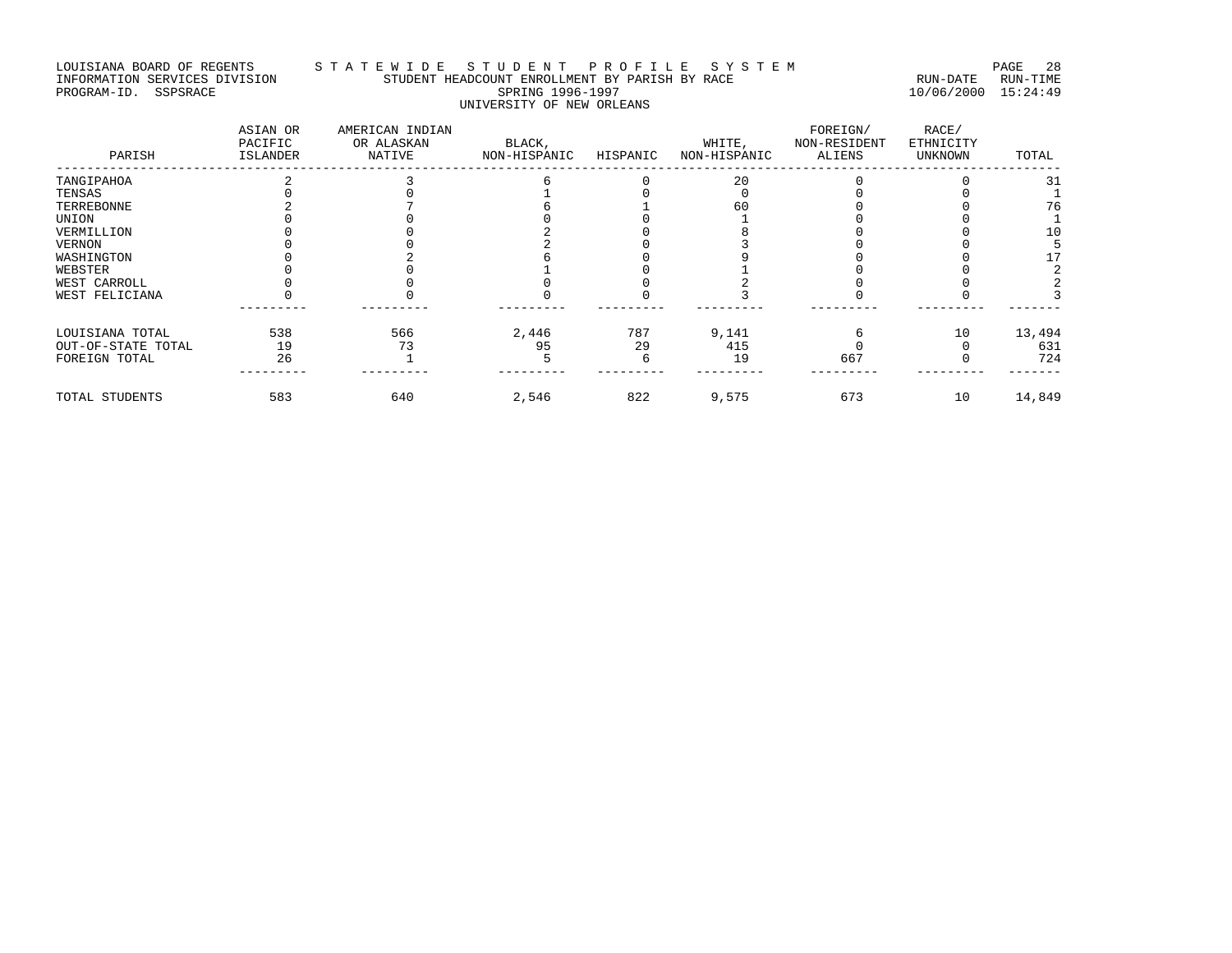LOUISIANA BOARD OF REGENTS — S T A T E W I D E   S T U D E N T   P R O F I L E   S Y S T E M

INFORMATION SERVICES DIVISION — STUDENT HEADCOUNT ENROLLMENT BY PARISH BY RACE — RUN-DATE 10/06/2000 RUN-TIME 15:24:49

PROGRAM-ID. SSPSRACE — SPRING 1996-1997

UNIVERSITY OF NEW ORLEANS

| PARISH | ASIAN OR PACIFIC ISLANDER | AMERICAN INDIAN OR ALASKAN NATIVE | BLACK, NON-HISPANIC | HISPANIC | WHITE, NON-HISPANIC | FOREIGN/ NON-RESIDENT ALIENS | RACE/ ETHNICITY UNKNOWN | TOTAL |
|---|---|---|---|---|---|---|---|---|
| TANGIPAHOA | 2 | 3 | 6 | 0 | 20 | 0 | 0 | 31 |
| TENSAS | 0 | 0 | 1 | 0 | 0 | 0 | 0 | 1 |
| TERREBONNE | 2 | 7 | 6 | 1 | 60 | 0 | 0 | 76 |
| UNION | 0 | 0 | 0 | 0 | 1 | 0 | 0 | 1 |
| VERMILLION | 0 | 0 | 2 | 0 | 8 | 0 | 0 | 10 |
| VERNON | 0 | 0 | 2 | 0 | 3 | 0 | 0 | 5 |
| WASHINGTON | 0 | 2 | 6 | 0 | 9 | 0 | 0 | 17 |
| WEBSTER | 0 | 0 | 1 | 0 | 1 | 0 | 0 | 2 |
| WEST CARROLL | 0 | 0 | 0 | 0 | 2 | 0 | 0 | 2 |
| WEST FELICIANA | 0 | 0 | 0 | 0 | 3 | 0 | 0 | 3 |
| LOUISIANA TOTAL | 538 | 566 | 2,446 | 787 | 9,141 | 6 | 10 | 13,494 |
| OUT-OF-STATE TOTAL | 19 | 73 | 95 | 29 | 415 | 0 | 0 | 631 |
| FOREIGN TOTAL | 26 | 1 | 5 | 6 | 19 | 667 | 0 | 724 |
| TOTAL STUDENTS | 583 | 640 | 2,546 | 822 | 9,575 | 673 | 10 | 14,849 |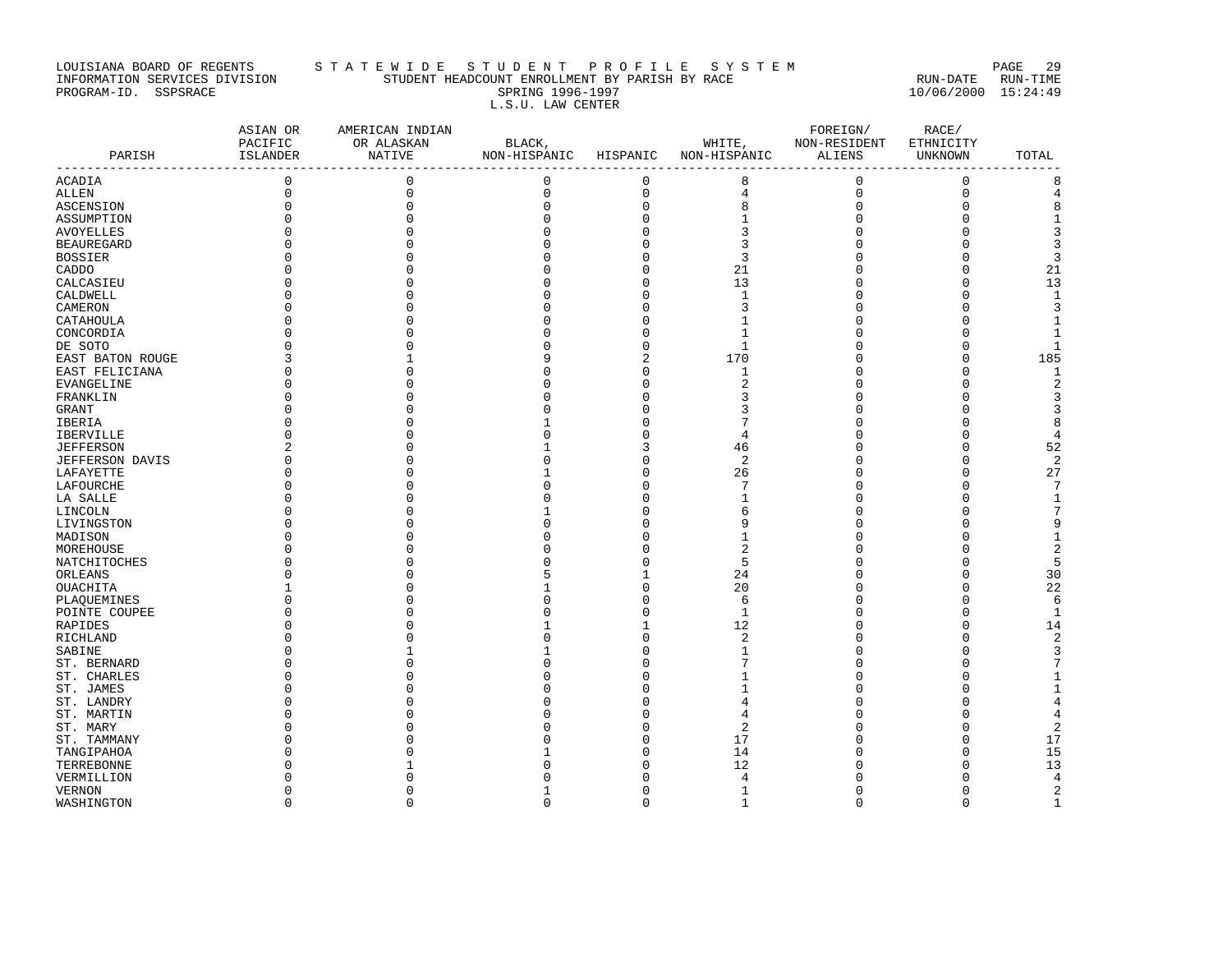LOUISIANA BOARD OF REGENTS — STATEWIDE STUDENT PROFILE SYSTEM

INFORMATION SERVICES DIVISION — STUDENT HEADCOUNT ENROLLMENT BY PARISH BY RACE — RUN-DATE 10/06/2000 RUN-TIME 15:24:49

PROGRAM-ID. SSPSRACE — SPRING 1996-1997

L.S.U. LAW CENTER

| PARISH | ASIAN OR PACIFIC ISLANDER | AMERICAN INDIAN OR ALASKAN NATIVE | BLACK, NON-HISPANIC | HISPANIC | WHITE, NON-HISPANIC | FOREIGN/ NON-RESIDENT ALIENS | RACE/ ETHNICITY UNKNOWN | TOTAL |
|---|---|---|---|---|---|---|---|---|
| ACADIA | 0 | 0 | 0 | 0 | 8 | 0 | 0 | 8 |
| ALLEN | 0 | 0 | 0 | 0 | 4 | 0 | 0 | 4 |
| ASCENSION | 0 | 0 | 0 | 0 | 8 | 0 | 0 | 8 |
| ASSUMPTION | 0 | 0 | 0 | 0 | 1 | 0 | 0 | 1 |
| AVOYELLES | 0 | 0 | 0 | 0 | 3 | 0 | 0 | 3 |
| BEAUREGARD | 0 | 0 | 0 | 0 | 3 | 0 | 0 | 3 |
| BOSSIER | 0 | 0 | 0 | 0 | 3 | 0 | 0 | 3 |
| CADDO | 0 | 0 | 0 | 0 | 21 | 0 | 0 | 21 |
| CALCASIEU | 0 | 0 | 0 | 0 | 13 | 0 | 0 | 13 |
| CALDWELL | 0 | 0 | 0 | 0 | 1 | 0 | 0 | 1 |
| CAMERON | 0 | 0 | 0 | 0 | 3 | 0 | 0 | 3 |
| CATAHOULA | 0 | 0 | 0 | 0 | 1 | 0 | 0 | 1 |
| CONCORDIA | 0 | 0 | 0 | 0 | 1 | 0 | 0 | 1 |
| DE SOTO | 0 | 0 | 0 | 0 | 1 | 0 | 0 | 1 |
| EAST BATON ROUGE | 3 | 1 | 9 | 2 | 170 | 0 | 0 | 185 |
| EAST FELICIANA | 0 | 0 | 0 | 0 | 1 | 0 | 0 | 1 |
| EVANGELINE | 0 | 0 | 0 | 0 | 2 | 0 | 0 | 2 |
| FRANKLIN | 0 | 0 | 0 | 0 | 3 | 0 | 0 | 3 |
| GRANT | 0 | 0 | 0 | 0 | 3 | 0 | 0 | 3 |
| IBERIA | 0 | 0 | 1 | 0 | 7 | 0 | 0 | 8 |
| IBERVILLE | 0 | 0 | 0 | 0 | 4 | 0 | 0 | 4 |
| JEFFERSON | 2 | 0 | 1 | 3 | 46 | 0 | 0 | 52 |
| JEFFERSON DAVIS | 0 | 0 | 0 | 0 | 2 | 0 | 0 | 2 |
| LAFAYETTE | 0 | 0 | 1 | 0 | 26 | 0 | 0 | 27 |
| LAFOURCHE | 0 | 0 | 0 | 0 | 7 | 0 | 0 | 7 |
| LA SALLE | 0 | 0 | 0 | 0 | 1 | 0 | 0 | 1 |
| LINCOLN | 0 | 0 | 1 | 0 | 6 | 0 | 0 | 7 |
| LIVINGSTON | 0 | 0 | 0 | 0 | 9 | 0 | 0 | 9 |
| MADISON | 0 | 0 | 0 | 0 | 1 | 0 | 0 | 1 |
| MOREHOUSE | 0 | 0 | 0 | 0 | 2 | 0 | 0 | 2 |
| NATCHITOCHES | 0 | 0 | 0 | 0 | 5 | 0 | 0 | 5 |
| ORLEANS | 0 | 0 | 5 | 1 | 24 | 0 | 0 | 30 |
| OUACHITA | 1 | 0 | 1 | 0 | 20 | 0 | 0 | 22 |
| PLAQUEMINES | 0 | 0 | 0 | 0 | 6 | 0 | 0 | 6 |
| POINTE COUPEE | 0 | 0 | 0 | 0 | 1 | 0 | 0 | 1 |
| RAPIDES | 0 | 0 | 1 | 1 | 12 | 0 | 0 | 14 |
| RICHLAND | 0 | 0 | 0 | 0 | 2 | 0 | 0 | 2 |
| SABINE | 0 | 1 | 1 | 0 | 1 | 0 | 0 | 3 |
| ST. BERNARD | 0 | 0 | 0 | 0 | 7 | 0 | 0 | 7 |
| ST. CHARLES | 0 | 0 | 0 | 0 | 1 | 0 | 0 | 1 |
| ST. JAMES | 0 | 0 | 0 | 0 | 1 | 0 | 0 | 1 |
| ST. LANDRY | 0 | 0 | 0 | 0 | 4 | 0 | 0 | 4 |
| ST. MARTIN | 0 | 0 | 0 | 0 | 4 | 0 | 0 | 4 |
| ST. MARY | 0 | 0 | 0 | 0 | 2 | 0 | 0 | 2 |
| ST. TAMMANY | 0 | 0 | 0 | 0 | 17 | 0 | 0 | 17 |
| TANGIPAHOA | 0 | 0 | 1 | 0 | 14 | 0 | 0 | 15 |
| TERREBONNE | 0 | 1 | 0 | 0 | 12 | 0 | 0 | 13 |
| VERMILLION | 0 | 0 | 0 | 0 | 4 | 0 | 0 | 4 |
| VERNON | 0 | 0 | 1 | 0 | 1 | 0 | 0 | 2 |
| WASHINGTON | 0 | 0 | 0 | 0 | 1 | 0 | 0 | 1 |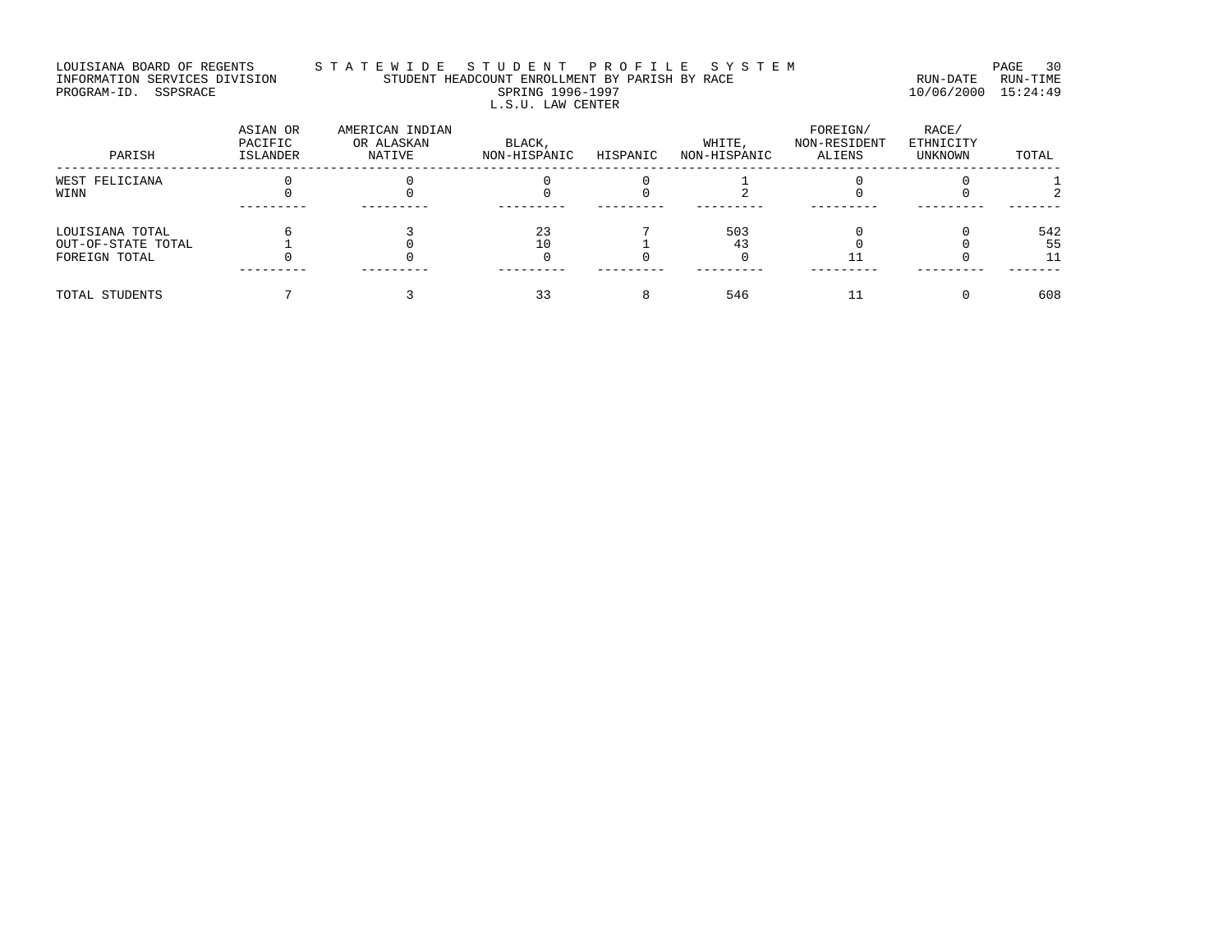LOUISIANA BOARD OF REGENTS — STATEWIDE STUDENT PROFILE SYSTEM
INFORMATION SERVICES DIVISION — STUDENT HEADCOUNT ENROLLMENT BY PARISH BY RACE
PROGRAM-ID. SSPSRACE — SPRING 1996-1997
RUN-DATE 10/06/2000 RUN-TIME 15:24:49

## L.S.U. LAW CENTER

| PARISH | ASIAN OR PACIFIC ISLANDER | AMERICAN INDIAN OR ALASKAN NATIVE | BLACK, NON-HISPANIC | HISPANIC | WHITE, NON-HISPANIC | FOREIGN/ NON-RESIDENT ALIENS | RACE/ ETHNICITY UNKNOWN | TOTAL |
|---|---|---|---|---|---|---|---|---|
| WEST FELICIANA | 0 | 0 | 0 | 0 | 1 | 0 | 0 | 1 |
| WINN | 0 | 0 | 0 | 0 | 2 | 0 | 0 | 2 |
| LOUISIANA TOTAL | 6 | 3 | 23 | 7 | 503 | 0 | 0 | 542 |
| OUT-OF-STATE TOTAL | 1 | 0 | 10 | 1 | 43 | 0 | 0 | 55 |
| FOREIGN TOTAL | 0 | 0 | 0 | 0 | 0 | 11 | 0 | 11 |
| TOTAL STUDENTS | 7 | 3 | 33 | 8 | 546 | 11 | 0 | 608 |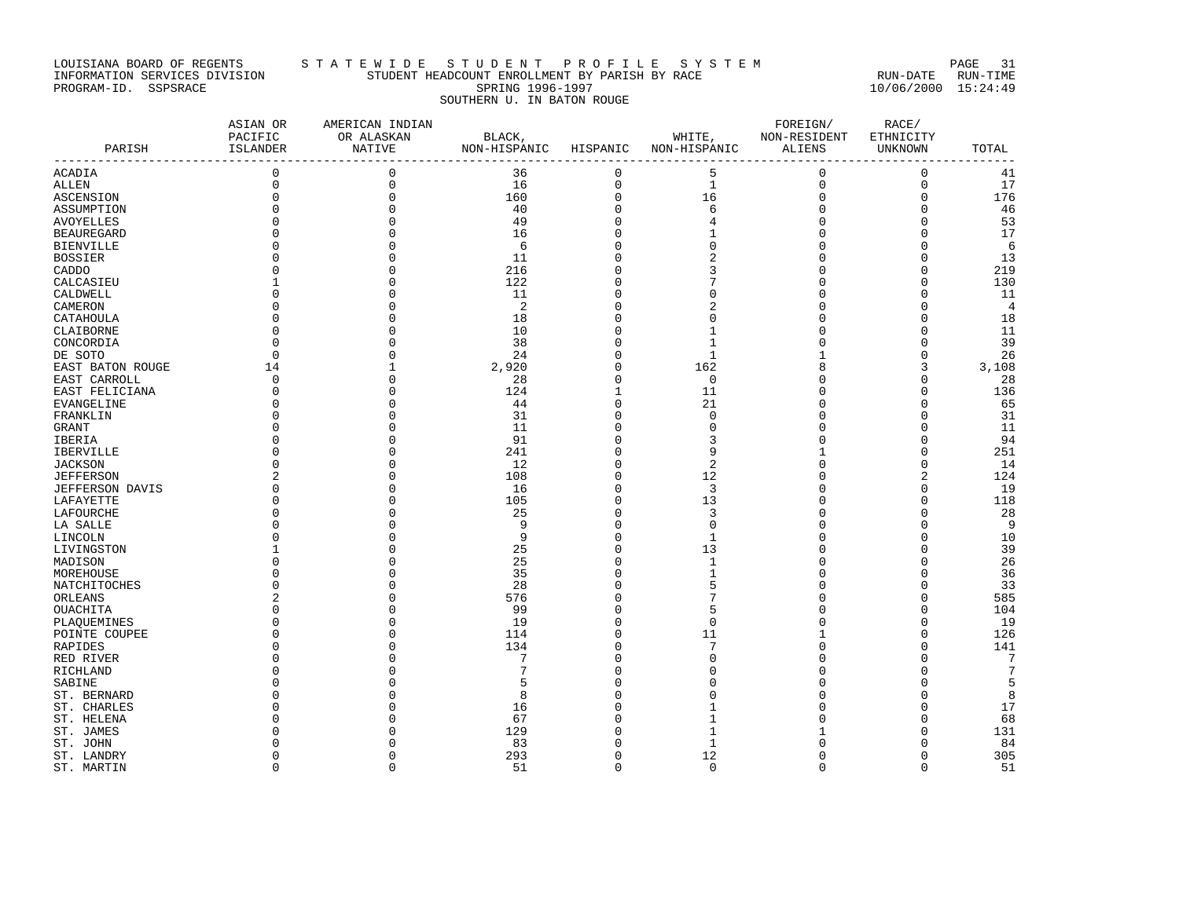LOUISIANA BOARD OF REGENTS — S T A T E W I D E   S T U D E N T   P R O F I L E   S Y S T E M

INFORMATION SERVICES DIVISION — STUDENT HEADCOUNT ENROLLMENT BY PARISH BY RACE — RUN-DATE 10/06/2000 RUN-TIME 15:24:49

PROGRAM-ID. SSPSRACE

SPRING 1996-1997

SOUTHERN U. IN BATON ROUGE

| PARISH | ASIAN OR PACIFIC ISLANDER | AMERICAN INDIAN OR ALASKAN NATIVE | BLACK, NON-HISPANIC | HISPANIC | WHITE, NON-HISPANIC | FOREIGN/ NON-RESIDENT ALIENS | RACE/ ETHNICITY UNKNOWN | TOTAL |
|---|---|---|---|---|---|---|---|---|
| ACADIA | 0 | 0 | 36 | 0 | 5 | 0 | 0 | 41 |
| ALLEN | 0 | 0 | 16 | 0 | 1 | 0 | 0 | 17 |
| ASCENSION | 0 | 0 | 160 | 0 | 16 | 0 | 0 | 176 |
| ASSUMPTION | 0 | 0 | 40 | 0 | 6 | 0 | 0 | 46 |
| AVOYELLES | 0 | 0 | 49 | 0 | 4 | 0 | 0 | 53 |
| BEAUREGARD | 0 | 0 | 16 | 0 | 1 | 0 | 0 | 17 |
| BIENVILLE | 0 | 0 | 6 | 0 | 0 | 0 | 0 | 6 |
| BOSSIER | 0 | 0 | 11 | 0 | 2 | 0 | 0 | 13 |
| CADDO | 0 | 0 | 216 | 0 | 3 | 0 | 0 | 219 |
| CALCASIEU | 1 | 0 | 122 | 0 | 7 | 0 | 0 | 130 |
| CALDWELL | 0 | 0 | 11 | 0 | 0 | 0 | 0 | 11 |
| CAMERON | 0 | 0 | 2 | 0 | 2 | 0 | 0 | 4 |
| CATAHOULA | 0 | 0 | 18 | 0 | 0 | 0 | 0 | 18 |
| CLAIBORNE | 0 | 0 | 10 | 0 | 1 | 0 | 0 | 11 |
| CONCORDIA | 0 | 0 | 38 | 0 | 1 | 0 | 0 | 39 |
| DE SOTO | 0 | 0 | 24 | 0 | 1 | 1 | 0 | 26 |
| EAST BATON ROUGE | 14 | 1 | 2,920 | 0 | 162 | 8 | 3 | 3,108 |
| EAST CARROLL | 0 | 0 | 28 | 0 | 0 | 0 | 0 | 28 |
| EAST FELICIANA | 0 | 0 | 124 | 1 | 11 | 0 | 0 | 136 |
| EVANGELINE | 0 | 0 | 44 | 0 | 21 | 0 | 0 | 65 |
| FRANKLIN | 0 | 0 | 31 | 0 | 0 | 0 | 0 | 31 |
| GRANT | 0 | 0 | 11 | 0 | 0 | 0 | 0 | 11 |
| IBERIA | 0 | 0 | 91 | 0 | 3 | 0 | 0 | 94 |
| IBERVILLE | 0 | 0 | 241 | 0 | 9 | 1 | 0 | 251 |
| JACKSON | 0 | 0 | 12 | 0 | 2 | 0 | 0 | 14 |
| JEFFERSON | 2 | 0 | 108 | 0 | 12 | 0 | 2 | 124 |
| JEFFERSON DAVIS | 0 | 0 | 16 | 0 | 3 | 0 | 0 | 19 |
| LAFAYETTE | 0 | 0 | 105 | 0 | 13 | 0 | 0 | 118 |
| LAFOURCHE | 0 | 0 | 25 | 0 | 3 | 0 | 0 | 28 |
| LA SALLE | 0 | 0 | 9 | 0 | 0 | 0 | 0 | 9 |
| LINCOLN | 0 | 0 | 9 | 0 | 1 | 0 | 0 | 10 |
| LIVINGSTON | 1 | 0 | 25 | 0 | 13 | 0 | 0 | 39 |
| MADISON | 0 | 0 | 25 | 0 | 1 | 0 | 0 | 26 |
| MOREHOUSE | 0 | 0 | 35 | 0 | 1 | 0 | 0 | 36 |
| NATCHITOCHES | 0 | 0 | 28 | 0 | 5 | 0 | 0 | 33 |
| ORLEANS | 2 | 0 | 576 | 0 | 7 | 0 | 0 | 585 |
| OUACHITA | 0 | 0 | 99 | 0 | 5 | 0 | 0 | 104 |
| PLAQUEMINES | 0 | 0 | 19 | 0 | 0 | 0 | 0 | 19 |
| POINTE COUPEE | 0 | 0 | 114 | 0 | 11 | 1 | 0 | 126 |
| RAPIDES | 0 | 0 | 134 | 0 | 7 | 0 | 0 | 141 |
| RED RIVER | 0 | 0 | 7 | 0 | 0 | 0 | 0 | 7 |
| RICHLAND | 0 | 0 | 7 | 0 | 0 | 0 | 0 | 7 |
| SABINE | 0 | 0 | 5 | 0 | 0 | 0 | 0 | 5 |
| ST. BERNARD | 0 | 0 | 8 | 0 | 0 | 0 | 0 | 8 |
| ST. CHARLES | 0 | 0 | 16 | 0 | 1 | 0 | 0 | 17 |
| ST. HELENA | 0 | 0 | 67 | 0 | 1 | 0 | 0 | 68 |
| ST. JAMES | 0 | 0 | 129 | 0 | 1 | 1 | 0 | 131 |
| ST. JOHN | 0 | 0 | 83 | 0 | 1 | 0 | 0 | 84 |
| ST. LANDRY | 0 | 0 | 293 | 0 | 12 | 0 | 0 | 305 |
| ST. MARTIN | 0 | 0 | 51 | 0 | 0 | 0 | 0 | 51 |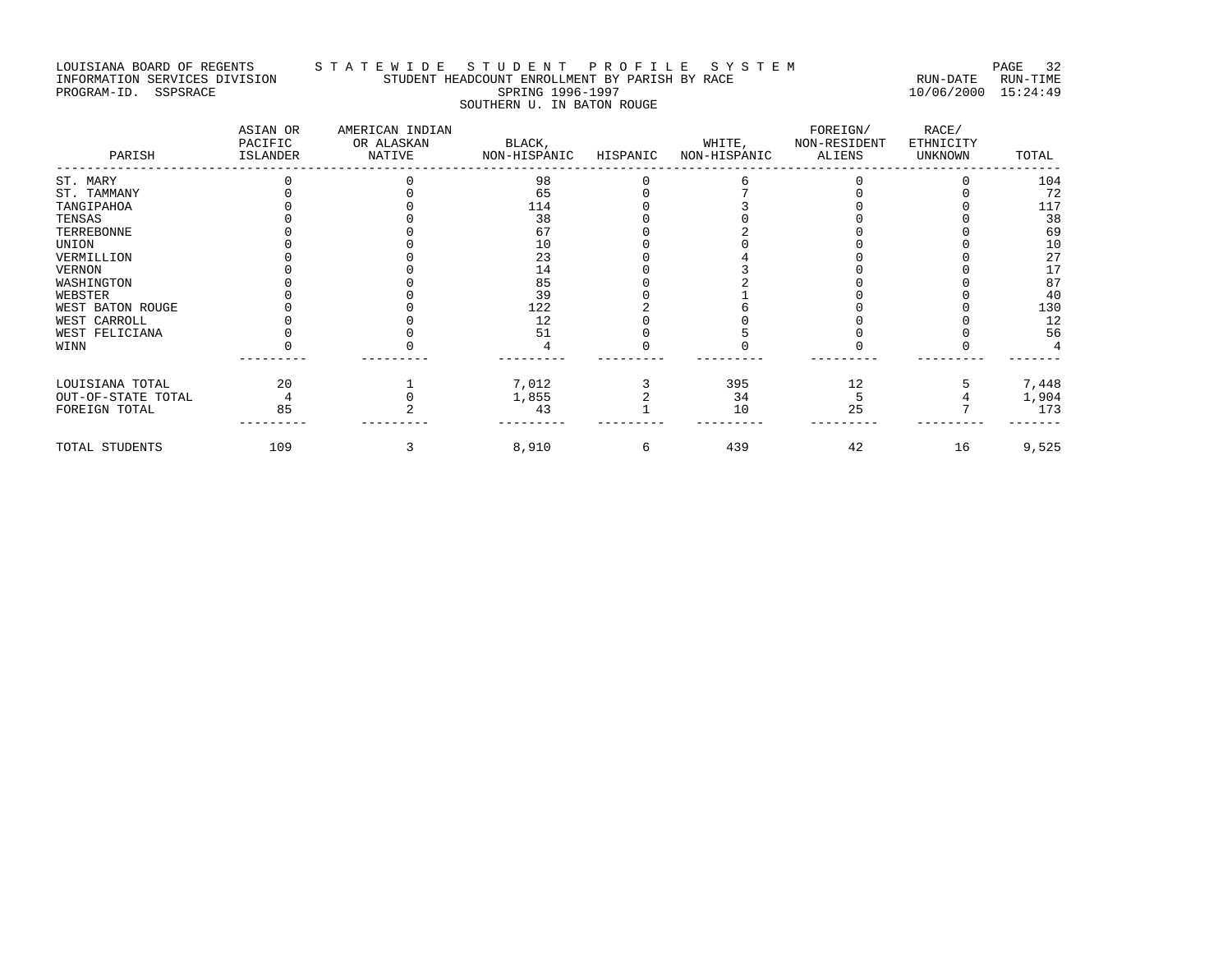LOUISIANA BOARD OF REGENTS — S T A T E W I D E   S T U D E N T   P R O F I L E   S Y S T E M

INFORMATION SERVICES DIVISION — STUDENT HEADCOUNT ENROLLMENT BY PARISH BY RACE — RUN-DATE 10/06/2000 RUN-TIME 15:24:49

PROGRAM-ID. SSPSRACE

SPRING 1996-1997

SOUTHERN U. IN BATON ROUGE

| PARISH | ASIAN OR PACIFIC ISLANDER | AMERICAN INDIAN OR ALASKAN NATIVE | BLACK, NON-HISPANIC | HISPANIC | WHITE, NON-HISPANIC | FOREIGN/ NON-RESIDENT ALIENS | RACE/ ETHNICITY UNKNOWN | TOTAL |
|---|---|---|---|---|---|---|---|---|
| ST. MARY | 0 | 0 | 98 | 0 | 6 | 0 | 0 | 104 |
| ST. TAMMANY | 0 | 0 | 65 | 0 | 7 | 0 | 0 | 72 |
| TANGIPAHOA | 0 | 0 | 114 | 0 | 3 | 0 | 0 | 117 |
| TENSAS | 0 | 0 | 38 | 0 | 0 | 0 | 0 | 38 |
| TERREBONNE | 0 | 0 | 67 | 0 | 2 | 0 | 0 | 69 |
| UNION | 0 | 0 | 10 | 0 | 0 | 0 | 0 | 10 |
| VERMILLION | 0 | 0 | 23 | 0 | 4 | 0 | 0 | 27 |
| VERNON | 0 | 0 | 14 | 0 | 3 | 0 | 0 | 17 |
| WASHINGTON | 0 | 0 | 85 | 0 | 2 | 0 | 0 | 87 |
| WEBSTER | 0 | 0 | 39 | 0 | 1 | 0 | 0 | 40 |
| WEST BATON ROUGE | 0 | 0 | 122 | 2 | 6 | 0 | 0 | 130 |
| WEST CARROLL | 0 | 0 | 12 | 0 | 0 | 0 | 0 | 12 |
| WEST FELICIANA | 0 | 0 | 51 | 0 | 5 | 0 | 0 | 56 |
| WINN | 0 | 0 | 4 | 0 | 0 | 0 | 0 | 4 |
| LOUISIANA TOTAL | 20 | 1 | 7,012 | 3 | 395 | 12 | 5 | 7,448 |
| OUT-OF-STATE TOTAL | 4 | 0 | 1,855 | 2 | 34 | 5 | 4 | 1,904 |
| FOREIGN TOTAL | 85 | 2 | 43 | 1 | 10 | 25 | 7 | 173 |
| TOTAL STUDENTS | 109 | 3 | 8,910 | 6 | 439 | 42 | 16 | 9,525 |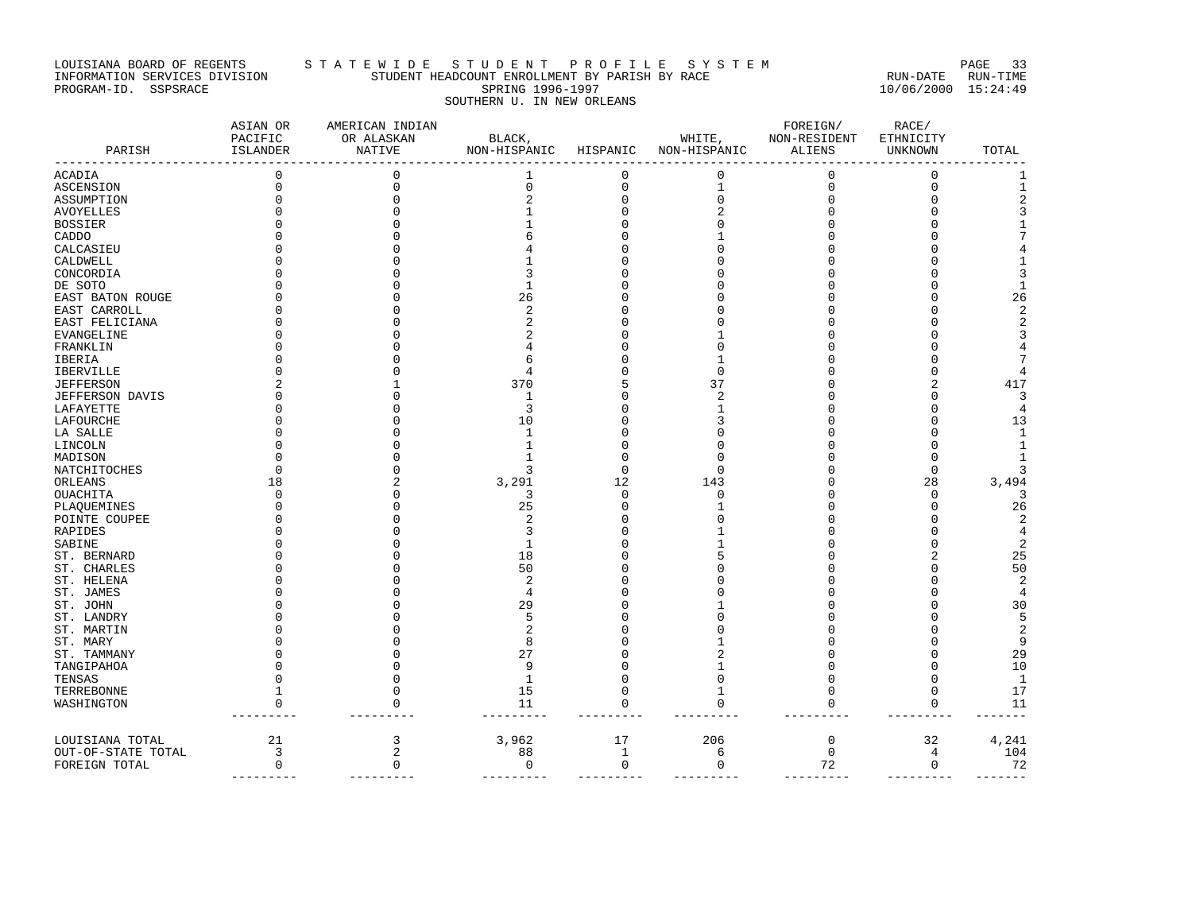LOUISIANA BOARD OF REGENTS — STATEWIDE STUDENT PROFILE SYSTEM

INFORMATION SERVICES DIVISION — STUDENT HEADCOUNT ENROLLMENT BY PARISH BY RACE — RUN-DATE 10/06/2000 RUN-TIME 15:24:49

PROGRAM-ID. SSPSRACE — SPRING 1996-1997

SOUTHERN U. IN NEW ORLEANS

| PARISH | ASIAN OR PACIFIC ISLANDER | AMERICAN INDIAN OR ALASKAN NATIVE | BLACK, NON-HISPANIC | HISPANIC | WHITE, NON-HISPANIC | FOREIGN/ NON-RESIDENT ALIENS | RACE/ ETHNICITY UNKNOWN | TOTAL |
|---|---|---|---|---|---|---|---|---|
| ACADIA | 0 | 0 | 1 | 0 | 0 | 0 | 0 | 1 |
| ASCENSION | 0 | 0 | 0 | 0 | 1 | 0 | 0 | 1 |
| ASSUMPTION | 0 | 0 | 2 | 0 | 0 | 0 | 0 | 2 |
| AVOYELLES | 0 | 0 | 1 | 0 | 2 | 0 | 0 | 3 |
| BOSSIER | 0 | 0 | 1 | 0 | 0 | 0 | 0 | 1 |
| CADDO | 0 | 0 | 6 | 0 | 1 | 0 | 0 | 7 |
| CALCASIEU | 0 | 0 | 4 | 0 | 0 | 0 | 0 | 4 |
| CALDWELL | 0 | 0 | 1 | 0 | 0 | 0 | 0 | 1 |
| CONCORDIA | 0 | 0 | 3 | 0 | 0 | 0 | 0 | 3 |
| DE SOTO | 0 | 0 | 1 | 0 | 0 | 0 | 0 | 1 |
| EAST BATON ROUGE | 0 | 0 | 26 | 0 | 0 | 0 | 0 | 26 |
| EAST CARROLL | 0 | 0 | 2 | 0 | 0 | 0 | 0 | 2 |
| EAST FELICIANA | 0 | 0 | 2 | 0 | 0 | 0 | 0 | 2 |
| EVANGELINE | 0 | 0 | 2 | 0 | 1 | 0 | 0 | 3 |
| FRANKLIN | 0 | 0 | 4 | 0 | 0 | 0 | 0 | 4 |
| IBERIA | 0 | 0 | 6 | 0 | 1 | 0 | 0 | 7 |
| IBERVILLE | 0 | 0 | 4 | 0 | 0 | 0 | 0 | 4 |
| JEFFERSON | 2 | 1 | 370 | 5 | 37 | 0 | 2 | 417 |
| JEFFERSON DAVIS | 0 | 0 | 1 | 0 | 2 | 0 | 0 | 3 |
| LAFAYETTE | 0 | 0 | 3 | 0 | 1 | 0 | 0 | 4 |
| LAFOURCHE | 0 | 0 | 10 | 0 | 3 | 0 | 0 | 13 |
| LA SALLE | 0 | 0 | 1 | 0 | 0 | 0 | 0 | 1 |
| LINCOLN | 0 | 0 | 1 | 0 | 0 | 0 | 0 | 1 |
| MADISON | 0 | 0 | 1 | 0 | 0 | 0 | 0 | 1 |
| NATCHITOCHES | 0 | 0 | 3 | 0 | 0 | 0 | 0 | 3 |
| ORLEANS | 18 | 2 | 3,291 | 12 | 143 | 0 | 28 | 3,494 |
| OUACHITA | 0 | 0 | 3 | 0 | 0 | 0 | 0 | 3 |
| PLAQUEMINES | 0 | 0 | 25 | 0 | 1 | 0 | 0 | 26 |
| POINTE COUPEE | 0 | 0 | 2 | 0 | 0 | 0 | 0 | 2 |
| RAPIDES | 0 | 0 | 3 | 0 | 1 | 0 | 0 | 4 |
| SABINE | 0 | 0 | 1 | 0 | 1 | 0 | 0 | 2 |
| ST. BERNARD | 0 | 0 | 18 | 0 | 5 | 0 | 2 | 25 |
| ST. CHARLES | 0 | 0 | 50 | 0 | 0 | 0 | 0 | 50 |
| ST. HELENA | 0 | 0 | 2 | 0 | 0 | 0 | 0 | 2 |
| ST. JAMES | 0 | 0 | 4 | 0 | 0 | 0 | 0 | 4 |
| ST. JOHN | 0 | 0 | 29 | 0 | 1 | 0 | 0 | 30 |
| ST. LANDRY | 0 | 0 | 5 | 0 | 0 | 0 | 0 | 5 |
| ST. MARTIN | 0 | 0 | 2 | 0 | 0 | 0 | 0 | 2 |
| ST. MARY | 0 | 0 | 8 | 0 | 1 | 0 | 0 | 9 |
| ST. TAMMANY | 0 | 0 | 27 | 0 | 2 | 0 | 0 | 29 |
| TANGIPAHOA | 0 | 0 | 9 | 0 | 1 | 0 | 0 | 10 |
| TENSAS | 0 | 0 | 1 | 0 | 0 | 0 | 0 | 1 |
| TERREBONNE | 1 | 0 | 15 | 0 | 1 | 0 | 0 | 17 |
| WASHINGTON | 0 | 0 | 11 | 0 | 0 | 0 | 0 | 11 |
| LOUISIANA TOTAL | 21 | 3 | 3,962 | 17 | 206 | 0 | 32 | 4,241 |
| OUT-OF-STATE TOTAL | 3 | 2 | 88 | 1 | 6 | 0 | 4 | 104 |
| FOREIGN TOTAL | 0 | 0 | 0 | 0 | 0 | 72 | 0 | 72 |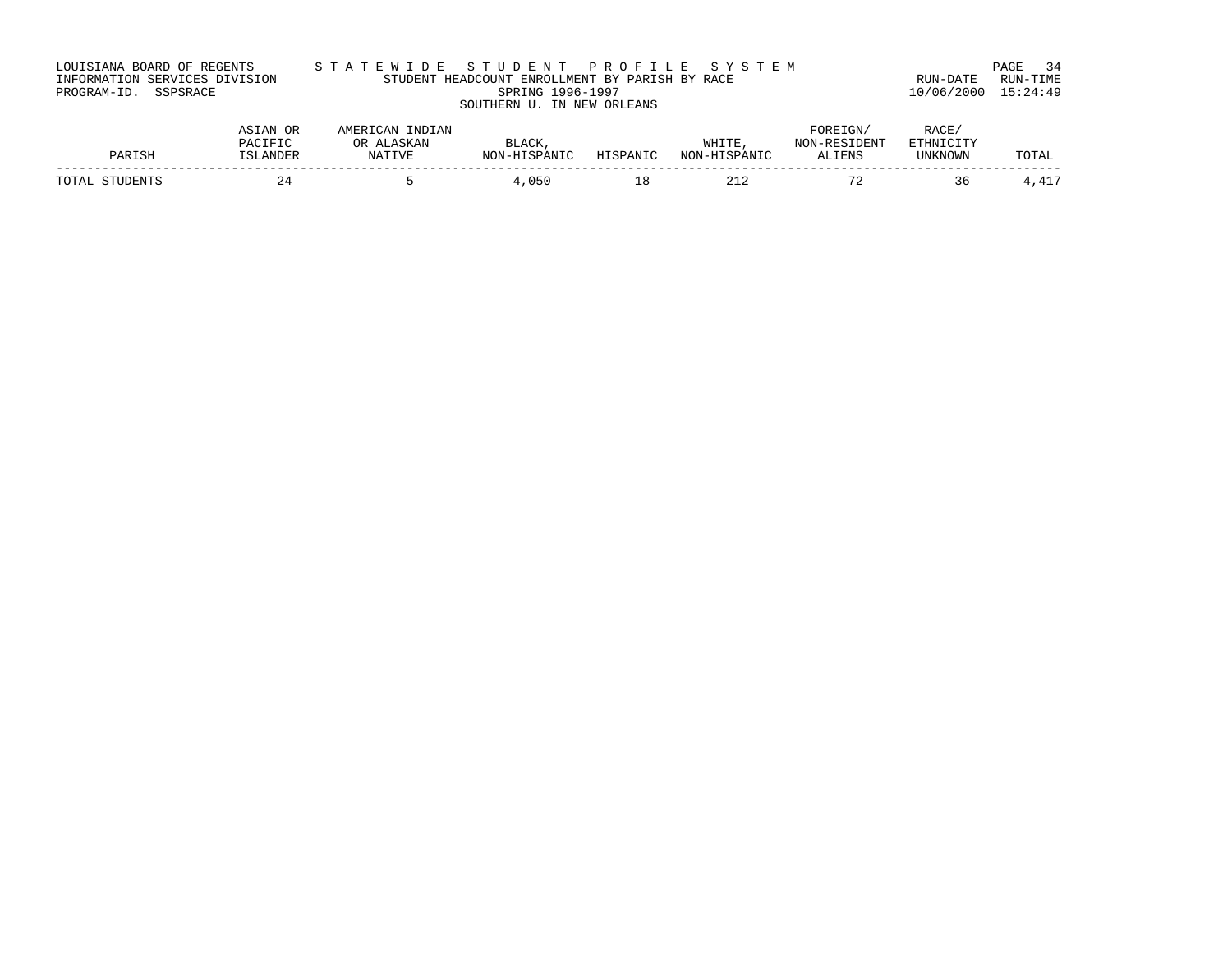LOUISIANA BOARD OF REGENTS — INFORMATION SERVICES DIVISION — PROGRAM-ID. SSPSRACE

# STATEWIDE STUDENT PROFILE SYSTEM

## STUDENT HEADCOUNT ENROLLMENT BY PARISH BY RACE

### SPRING 1996-1997

### SOUTHERN U. IN NEW ORLEANS

RUN-DATE 10/06/2000 RUN-TIME 15:24:49

| PARISH | ASIAN OR PACIFIC ISLANDER | AMERICAN INDIAN OR ALASKAN NATIVE | BLACK, NON-HISPANIC | HISPANIC | WHITE, NON-HISPANIC | FOREIGN/ NON-RESIDENT ALIENS | RACE/ ETHNICITY UNKNOWN | TOTAL |
|---|---|---|---|---|---|---|---|---|
| TOTAL STUDENTS | 24 | 5 | 4,050 | 18 | 212 | 72 | 36 | 4,417 |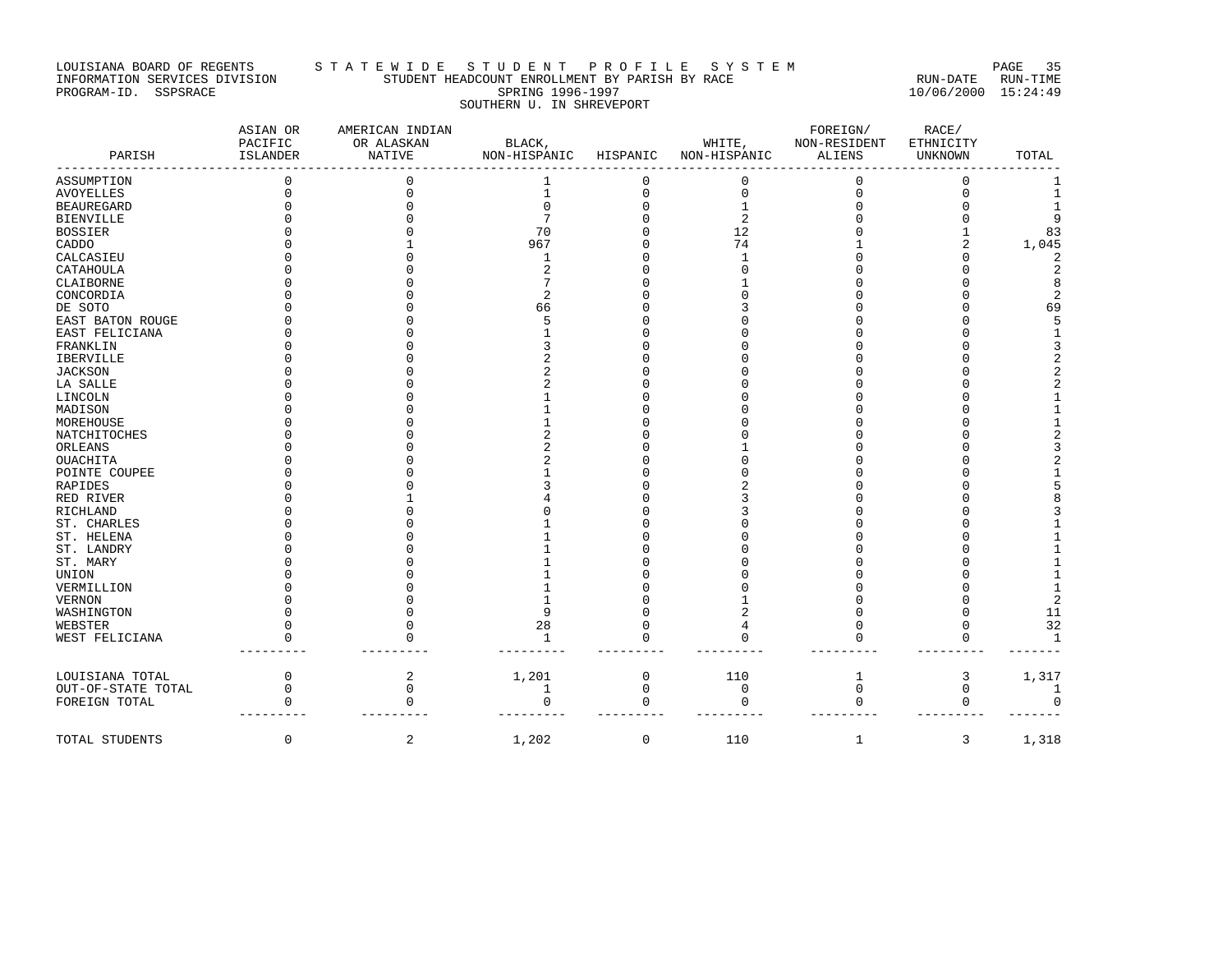LOUISIANA BOARD OF REGENTS — STATEWIDE STUDENT PROFILE SYSTEM
INFORMATION SERVICES DIVISION — STUDENT HEADCOUNT ENROLLMENT BY PARISH BY RACE — RUN-DATE 10/06/2000 RUN-TIME 15:24:49
PROGRAM-ID. SSPSRACE — SPRING 1996-1997

SOUTHERN U. IN SHREVEPORT

| PARISH | ASIAN OR PACIFIC ISLANDER | AMERICAN INDIAN OR ALASKAN NATIVE | BLACK, NON-HISPANIC | HISPANIC | WHITE, NON-HISPANIC | FOREIGN/ NON-RESIDENT ALIENS | RACE/ ETHNICITY UNKNOWN | TOTAL |
|---|---|---|---|---|---|---|---|---|
| ASSUMPTION | 0 | 0 | 1 | 0 | 0 | 0 | 0 | 1 |
| AVOYELLES | 0 | 0 | 1 | 0 | 0 | 0 | 0 | 1 |
| BEAUREGARD | 0 | 0 | 0 | 0 | 1 | 0 | 0 | 1 |
| BIENVILLE | 0 | 0 | 7 | 0 | 2 | 0 | 0 | 9 |
| BOSSIER | 0 | 0 | 70 | 0 | 12 | 0 | 1 | 83 |
| CADDO | 0 | 1 | 967 | 0 | 74 | 1 | 2 | 1,045 |
| CALCASIEU | 0 | 0 | 1 | 0 | 1 | 0 | 0 | 2 |
| CATAHOULA | 0 | 0 | 2 | 0 | 0 | 0 | 0 | 2 |
| CLAIBORNE | 0 | 0 | 7 | 0 | 1 | 0 | 0 | 8 |
| CONCORDIA | 0 | 0 | 2 | 0 | 0 | 0 | 0 | 2 |
| DE SOTO | 0 | 0 | 66 | 0 | 3 | 0 | 0 | 69 |
| EAST BATON ROUGE | 0 | 0 | 5 | 0 | 0 | 0 | 0 | 5 |
| EAST FELICIANA | 0 | 0 | 1 | 0 | 0 | 0 | 0 | 1 |
| FRANKLIN | 0 | 0 | 3 | 0 | 0 | 0 | 0 | 3 |
| IBERVILLE | 0 | 0 | 2 | 0 | 0 | 0 | 0 | 2 |
| JACKSON | 0 | 0 | 2 | 0 | 0 | 0 | 0 | 2 |
| LA SALLE | 0 | 0 | 2 | 0 | 0 | 0 | 0 | 2 |
| LINCOLN | 0 | 0 | 1 | 0 | 0 | 0 | 0 | 1 |
| MADISON | 0 | 0 | 1 | 0 | 0 | 0 | 0 | 1 |
| MOREHOUSE | 0 | 0 | 1 | 0 | 0 | 0 | 0 | 1 |
| NATCHITOCHES | 0 | 0 | 2 | 0 | 0 | 0 | 0 | 2 |
| ORLEANS | 0 | 0 | 2 | 0 | 1 | 0 | 0 | 3 |
| OUACHITA | 0 | 0 | 2 | 0 | 0 | 0 | 0 | 2 |
| POINTE COUPEE | 0 | 0 | 1 | 0 | 0 | 0 | 0 | 1 |
| RAPIDES | 0 | 0 | 3 | 0 | 2 | 0 | 0 | 5 |
| RED RIVER | 0 | 1 | 4 | 0 | 3 | 0 | 0 | 8 |
| RICHLAND | 0 | 0 | 0 | 0 | 3 | 0 | 0 | 3 |
| ST. CHARLES | 0 | 0 | 1 | 0 | 0 | 0 | 0 | 1 |
| ST. HELENA | 0 | 0 | 1 | 0 | 0 | 0 | 0 | 1 |
| ST. LANDRY | 0 | 0 | 1 | 0 | 0 | 0 | 0 | 1 |
| ST. MARY | 0 | 0 | 1 | 0 | 0 | 0 | 0 | 1 |
| UNION | 0 | 0 | 1 | 0 | 0 | 0 | 0 | 1 |
| VERMILLION | 0 | 0 | 1 | 0 | 0 | 0 | 0 | 1 |
| VERNON | 0 | 0 | 1 | 0 | 1 | 0 | 0 | 2 |
| WASHINGTON | 0 | 0 | 9 | 0 | 2 | 0 | 0 | 11 |
| WEBSTER | 0 | 0 | 28 | 0 | 4 | 0 | 0 | 32 |
| WEST FELICIANA | 0 | 0 | 1 | 0 | 0 | 0 | 0 | 1 |
| LOUISIANA TOTAL | 0 | 2 | 1,201 | 0 | 110 | 1 | 3 | 1,317 |
| OUT-OF-STATE TOTAL | 0 | 0 | 1 | 0 | 0 | 0 | 0 | 1 |
| FOREIGN TOTAL | 0 | 0 | 0 | 0 | 0 | 0 | 0 | 0 |
| TOTAL STUDENTS | 0 | 2 | 1,202 | 0 | 110 | 1 | 3 | 1,318 |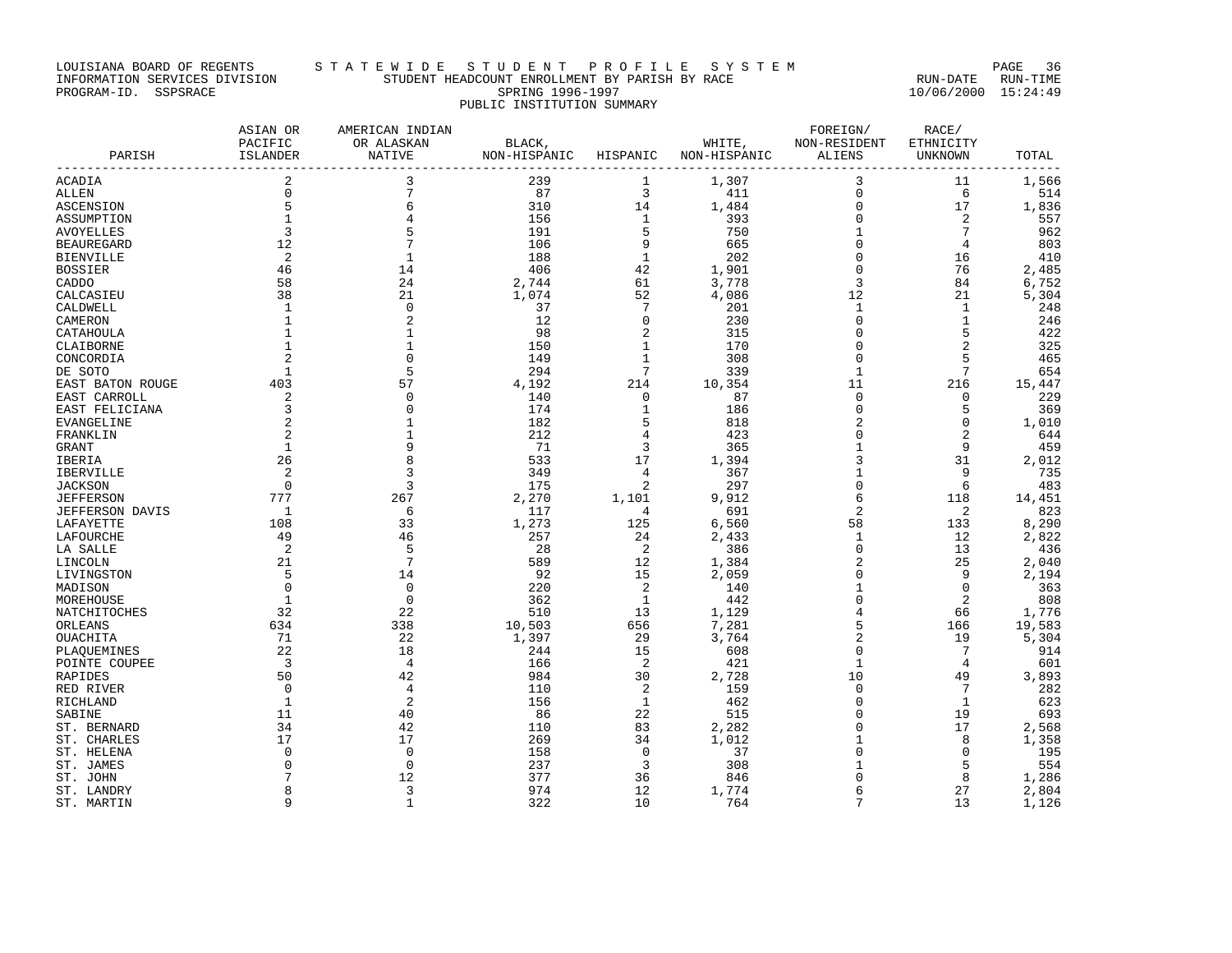LOUISIANA BOARD OF REGENTS — STATEWIDE STUDENT PROFILE SYSTEM
INFORMATION SERVICES DIVISION — STUDENT HEADCOUNT ENROLLMENT BY PARISH BY RACE — RUN-DATE 10/06/2000 RUN-TIME 15:24:49
PROGRAM-ID. SSPSRACE — SPRING 1996-1997

PUBLIC INSTITUTION SUMMARY

| PARISH | ASIAN OR PACIFIC ISLANDER | AMERICAN INDIAN OR ALASKAN NATIVE | BLACK, NON-HISPANIC | HISPANIC | WHITE, NON-HISPANIC | FOREIGN/ NON-RESIDENT ALIENS | RACE/ ETHNICITY UNKNOWN | TOTAL |
|---|---|---|---|---|---|---|---|---|
| ACADIA | 2 | 3 | 239 | 1 | 1,307 | 3 | 11 | 1,566 |
| ALLEN | 0 | 7 | 87 | 3 | 411 | 0 | 6 | 514 |
| ASCENSION | 5 | 6 | 310 | 14 | 1,484 | 0 | 17 | 1,836 |
| ASSUMPTION | 1 | 4 | 156 | 1 | 393 | 0 | 2 | 557 |
| AVOYELLES | 3 | 5 | 191 | 5 | 750 | 1 | 7 | 962 |
| BEAUREGARD | 12 | 7 | 106 | 9 | 665 | 0 | 4 | 803 |
| BIENVILLE | 2 | 1 | 188 | 1 | 202 | 0 | 16 | 410 |
| BOSSIER | 46 | 14 | 406 | 42 | 1,901 | 0 | 76 | 2,485 |
| CADDO | 58 | 24 | 2,744 | 61 | 3,778 | 3 | 84 | 6,752 |
| CALCASIEU | 38 | 21 | 1,074 | 52 | 4,086 | 12 | 21 | 5,304 |
| CALDWELL | 1 | 0 | 37 | 7 | 201 | 1 | 1 | 248 |
| CAMERON | 1 | 2 | 12 | 0 | 230 | 0 | 1 | 246 |
| CATAHOULA | 1 | 1 | 98 | 2 | 315 | 0 | 5 | 422 |
| CLAIBORNE | 1 | 1 | 150 | 1 | 170 | 0 | 2 | 325 |
| CONCORDIA | 2 | 0 | 149 | 1 | 308 | 0 | 5 | 465 |
| DE SOTO | 1 | 5 | 294 | 7 | 339 | 1 | 7 | 654 |
| EAST BATON ROUGE | 403 | 57 | 4,192 | 214 | 10,354 | 11 | 216 | 15,447 |
| EAST CARROLL | 2 | 0 | 140 | 0 | 87 | 0 | 0 | 229 |
| EAST FELICIANA | 3 | 0 | 174 | 1 | 186 | 0 | 5 | 369 |
| EVANGELINE | 2 | 1 | 182 | 5 | 818 | 2 | 0 | 1,010 |
| FRANKLIN | 2 | 1 | 212 | 4 | 423 | 0 | 2 | 644 |
| GRANT | 1 | 9 | 71 | 3 | 365 | 1 | 9 | 459 |
| IBERIA | 26 | 8 | 533 | 17 | 1,394 | 3 | 31 | 2,012 |
| IBERVILLE | 2 | 3 | 349 | 4 | 367 | 1 | 9 | 735 |
| JACKSON | 0 | 3 | 175 | 2 | 297 | 0 | 6 | 483 |
| JEFFERSON | 777 | 267 | 2,270 | 1,101 | 9,912 | 6 | 118 | 14,451 |
| JEFFERSON DAVIS | 1 | 6 | 117 | 4 | 691 | 2 | 2 | 823 |
| LAFAYETTE | 108 | 33 | 1,273 | 125 | 6,560 | 58 | 133 | 8,290 |
| LAFOURCHE | 49 | 46 | 257 | 24 | 2,433 | 1 | 12 | 2,822 |
| LA SALLE | 2 | 5 | 28 | 2 | 386 | 0 | 13 | 436 |
| LINCOLN | 21 | 7 | 589 | 12 | 1,384 | 2 | 25 | 2,040 |
| LIVINGSTON | 5 | 14 | 92 | 15 | 2,059 | 0 | 9 | 2,194 |
| MADISON | 0 | 0 | 220 | 2 | 140 | 1 | 0 | 363 |
| MOREHOUSE | 1 | 0 | 362 | 1 | 442 | 0 | 2 | 808 |
| NATCHITOCHES | 32 | 22 | 510 | 13 | 1,129 | 4 | 66 | 1,776 |
| ORLEANS | 634 | 338 | 10,503 | 656 | 7,281 | 5 | 166 | 19,583 |
| OUACHITA | 71 | 22 | 1,397 | 29 | 3,764 | 2 | 19 | 5,304 |
| PLAQUEMINES | 22 | 18 | 244 | 15 | 608 | 0 | 7 | 914 |
| POINTE COUPEE | 3 | 4 | 166 | 2 | 421 | 1 | 4 | 601 |
| RAPIDES | 50 | 42 | 984 | 30 | 2,728 | 10 | 49 | 3,893 |
| RED RIVER | 0 | 4 | 110 | 2 | 159 | 0 | 7 | 282 |
| RICHLAND | 1 | 2 | 156 | 1 | 462 | 0 | 1 | 623 |
| SABINE | 11 | 40 | 86 | 22 | 515 | 0 | 19 | 693 |
| ST. BERNARD | 34 | 42 | 110 | 83 | 2,282 | 0 | 17 | 2,568 |
| ST. CHARLES | 17 | 17 | 269 | 34 | 1,012 | 1 | 8 | 1,358 |
| ST. HELENA | 0 | 0 | 158 | 0 | 37 | 0 | 0 | 195 |
| ST. JAMES | 0 | 0 | 237 | 3 | 308 | 1 | 5 | 554 |
| ST. JOHN | 7 | 12 | 377 | 36 | 846 | 0 | 8 | 1,286 |
| ST. LANDRY | 8 | 3 | 974 | 12 | 1,774 | 6 | 27 | 2,804 |
| ST. MARTIN | 9 | 1 | 322 | 10 | 764 | 7 | 13 | 1,126 |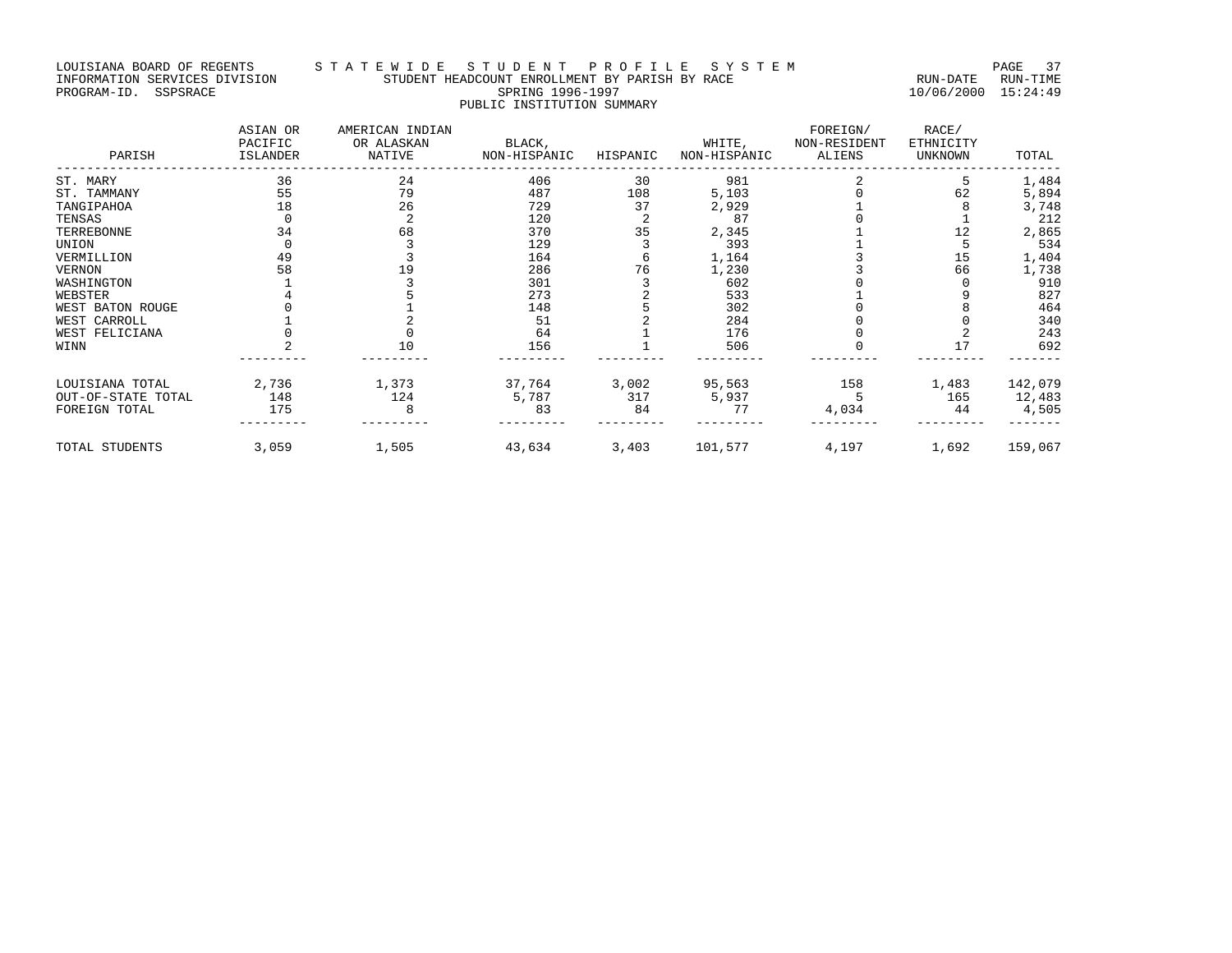LOUISIANA BOARD OF REGENTS — STATEWIDE STUDENT PROFILE SYSTEM
INFORMATION SERVICES DIVISION — STUDENT HEADCOUNT ENROLLMENT BY PARISH BY RACE — RUN-DATE 10/06/2000 RUN-TIME 15:24:49
PROGRAM-ID. SSPSRACE — SPRING 1996-1997

PUBLIC INSTITUTION SUMMARY

| PARISH | ASIAN OR PACIFIC ISLANDER | AMERICAN INDIAN OR ALASKAN NATIVE | BLACK, NON-HISPANIC | HISPANIC | WHITE, NON-HISPANIC | FOREIGN/ NON-RESIDENT ALIENS | RACE/ ETHNICITY UNKNOWN | TOTAL |
|---|---|---|---|---|---|---|---|---|
| ST. MARY | 36 | 24 | 406 | 30 | 981 | 2 | 5 | 1,484 |
| ST. TAMMANY | 55 | 79 | 487 | 108 | 5,103 | 0 | 62 | 5,894 |
| TANGIPAHOA | 18 | 26 | 729 | 37 | 2,929 | 1 | 8 | 3,748 |
| TENSAS | 0 | 2 | 120 | 2 | 87 | 0 | 1 | 212 |
| TERREBONNE | 34 | 68 | 370 | 35 | 2,345 | 1 | 12 | 2,865 |
| UNION | 0 | 3 | 129 | 3 | 393 | 1 | 5 | 534 |
| VERMILLION | 49 | 3 | 164 | 6 | 1,164 | 3 | 15 | 1,404 |
| VERNON | 58 | 19 | 286 | 76 | 1,230 | 3 | 66 | 1,738 |
| WASHINGTON | 1 | 3 | 301 | 3 | 602 | 0 | 0 | 910 |
| WEBSTER | 4 | 5 | 273 | 2 | 533 | 1 | 9 | 827 |
| WEST BATON ROUGE | 0 | 1 | 148 | 5 | 302 | 0 | 8 | 464 |
| WEST CARROLL | 1 | 2 | 51 | 2 | 284 | 0 | 0 | 340 |
| WEST FELICIANA | 0 | 0 | 64 | 1 | 176 | 0 | 2 | 243 |
| WINN | 2 | 10 | 156 | 1 | 506 | 0 | 17 | 692 |
| LOUISIANA TOTAL | 2,736 | 1,373 | 37,764 | 3,002 | 95,563 | 158 | 1,483 | 142,079 |
| OUT-OF-STATE TOTAL | 148 | 124 | 5,787 | 317 | 5,937 | 5 | 165 | 12,483 |
| FOREIGN TOTAL | 175 | 8 | 83 | 84 | 77 | 4,034 | 44 | 4,505 |
| TOTAL STUDENTS | 3,059 | 1,505 | 43,634 | 3,403 | 101,577 | 4,197 | 1,692 | 159,067 |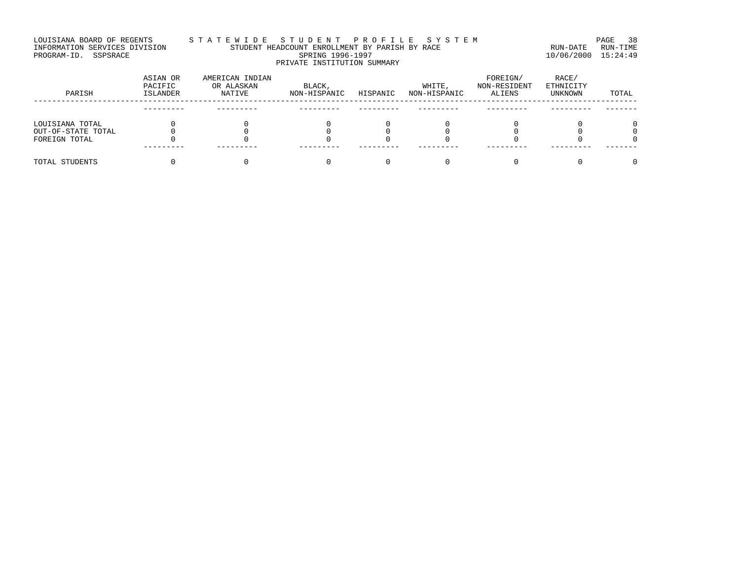LOUISIANA BOARD OF REGENTS — STATEWIDE STUDENT PROFILE SYSTEM
INFORMATION SERVICES DIVISION — STUDENT HEADCOUNT ENROLLMENT BY PARISH BY RACE — RUN-DATE 10/06/2000 RUN-TIME 15:24:49
PROGRAM-ID. SSPSRACE — SPRING 1996-1997

PRIVATE INSTITUTION SUMMARY

| PARISH | ASIAN OR PACIFIC ISLANDER | AMERICAN INDIAN OR ALASKAN NATIVE | BLACK, NON-HISPANIC | HISPANIC | WHITE, NON-HISPANIC | FOREIGN/ NON-RESIDENT ALIENS | RACE/ ETHNICITY UNKNOWN | TOTAL |
|---|---|---|---|---|---|---|---|---|
| LOUISIANA TOTAL | 0 | 0 | 0 | 0 | 0 | 0 | 0 | 0 |
| OUT-OF-STATE TOTAL | 0 | 0 | 0 | 0 | 0 | 0 | 0 | 0 |
| FOREIGN TOTAL | 0 | 0 | 0 | 0 | 0 | 0 | 0 | 0 |
| TOTAL STUDENTS | 0 | 0 | 0 | 0 | 0 | 0 | 0 | 0 |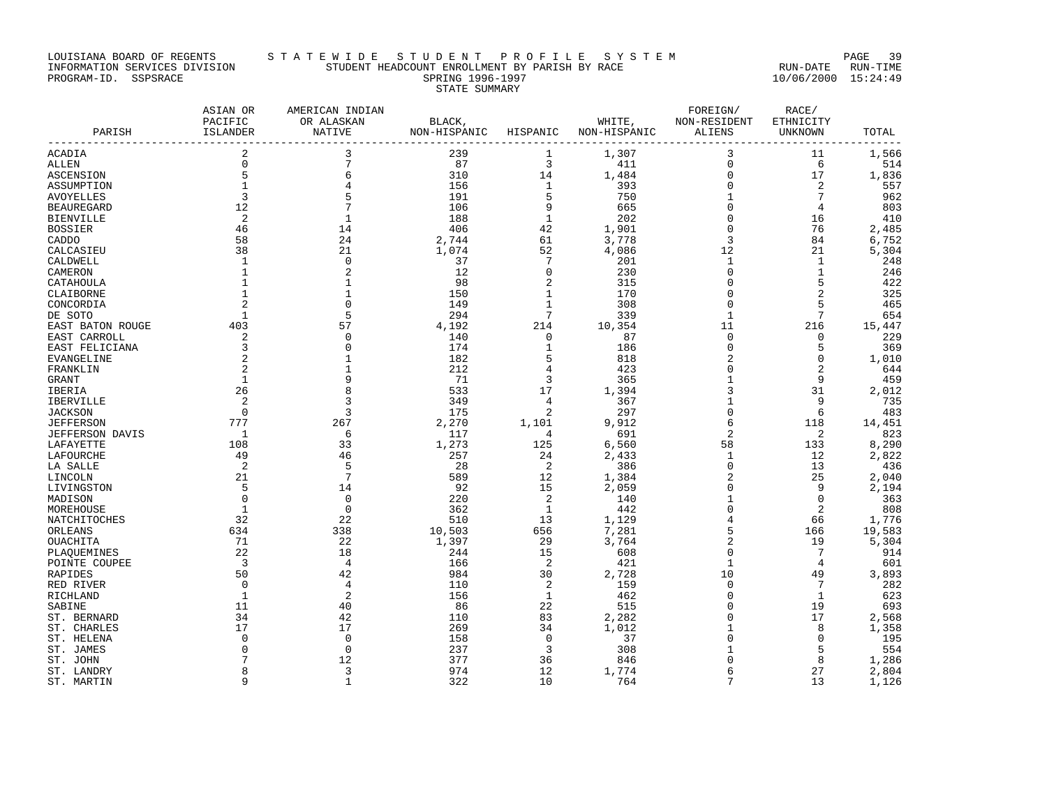LOUISIANA BOARD OF REGENTS — STATEWIDE STUDENT PROFILE SYSTEM
INFORMATION SERVICES DIVISION — STUDENT HEADCOUNT ENROLLMENT BY PARISH BY RACE — RUN-DATE 10/06/2000 RUN-TIME 15:24:49
PROGRAM-ID. SSPSRACE — SPRING 1996-1997

STATE SUMMARY

| PARISH | ASIAN OR PACIFIC ISLANDER | AMERICAN INDIAN OR ALASKAN NATIVE | BLACK, NON-HISPANIC | HISPANIC | WHITE, NON-HISPANIC | FOREIGN/ NON-RESIDENT ALIENS | RACE/ ETHNICITY UNKNOWN | TOTAL |
|---|---|---|---|---|---|---|---|---|
| ACADIA | 2 | 3 | 239 | 1 | 1,307 | 3 | 11 | 1,566 |
| ALLEN | 0 | 7 | 87 | 3 | 411 | 0 | 6 | 514 |
| ASCENSION | 5 | 6 | 310 | 14 | 1,484 | 0 | 17 | 1,836 |
| ASSUMPTION | 1 | 4 | 156 | 1 | 393 | 0 | 2 | 557 |
| AVOYELLES | 3 | 5 | 191 | 5 | 750 | 1 | 7 | 962 |
| BEAUREGARD | 12 | 7 | 106 | 9 | 665 | 0 | 4 | 803 |
| BIENVILLE | 2 | 1 | 188 | 1 | 202 | 0 | 16 | 410 |
| BOSSIER | 46 | 14 | 406 | 42 | 1,901 | 0 | 76 | 2,485 |
| CADDO | 58 | 24 | 2,744 | 61 | 3,778 | 3 | 84 | 6,752 |
| CALCASIEU | 38 | 21 | 1,074 | 52 | 4,086 | 12 | 21 | 5,304 |
| CALDWELL | 1 | 0 | 37 | 7 | 201 | 1 | 1 | 248 |
| CAMERON | 1 | 2 | 12 | 0 | 230 | 0 | 1 | 246 |
| CATAHOULA | 1 | 1 | 98 | 2 | 315 | 0 | 5 | 422 |
| CLAIBORNE | 1 | 1 | 150 | 1 | 170 | 0 | 2 | 325 |
| CONCORDIA | 2 | 0 | 149 | 1 | 308 | 0 | 5 | 465 |
| DE SOTO | 1 | 5 | 294 | 7 | 339 | 1 | 7 | 654 |
| EAST BATON ROUGE | 403 | 57 | 4,192 | 214 | 10,354 | 11 | 216 | 15,447 |
| EAST CARROLL | 2 | 0 | 140 | 0 | 87 | 0 | 0 | 229 |
| EAST FELICIANA | 3 | 0 | 174 | 1 | 186 | 0 | 5 | 369 |
| EVANGELINE | 2 | 1 | 182 | 5 | 818 | 2 | 0 | 1,010 |
| FRANKLIN | 2 | 1 | 212 | 4 | 423 | 0 | 2 | 644 |
| GRANT | 1 | 9 | 71 | 3 | 365 | 1 | 9 | 459 |
| IBERIA | 26 | 8 | 533 | 17 | 1,394 | 3 | 31 | 2,012 |
| IBERVILLE | 2 | 3 | 349 | 4 | 367 | 1 | 9 | 735 |
| JACKSON | 0 | 3 | 175 | 2 | 297 | 0 | 6 | 483 |
| JEFFERSON | 777 | 267 | 2,270 | 1,101 | 9,912 | 6 | 118 | 14,451 |
| JEFFERSON DAVIS | 1 | 6 | 117 | 4 | 691 | 2 | 2 | 823 |
| LAFAYETTE | 108 | 33 | 1,273 | 125 | 6,560 | 58 | 133 | 8,290 |
| LAFOURCHE | 49 | 46 | 257 | 24 | 2,433 | 1 | 12 | 2,822 |
| LA SALLE | 2 | 5 | 28 | 2 | 386 | 0 | 13 | 436 |
| LINCOLN | 21 | 7 | 589 | 12 | 1,384 | 2 | 25 | 2,040 |
| LIVINGSTON | 5 | 14 | 92 | 15 | 2,059 | 0 | 9 | 2,194 |
| MADISON | 0 | 0 | 220 | 2 | 140 | 1 | 0 | 363 |
| MOREHOUSE | 1 | 0 | 362 | 1 | 442 | 0 | 2 | 808 |
| NATCHITOCHES | 32 | 22 | 510 | 13 | 1,129 | 4 | 66 | 1,776 |
| ORLEANS | 634 | 338 | 10,503 | 656 | 7,281 | 5 | 166 | 19,583 |
| OUACHITA | 71 | 22 | 1,397 | 29 | 3,764 | 2 | 19 | 5,304 |
| PLAQUEMINES | 22 | 18 | 244 | 15 | 608 | 0 | 7 | 914 |
| POINTE COUPEE | 3 | 4 | 166 | 2 | 421 | 1 | 4 | 601 |
| RAPIDES | 50 | 42 | 984 | 30 | 2,728 | 10 | 49 | 3,893 |
| RED RIVER | 0 | 4 | 110 | 2 | 159 | 0 | 7 | 282 |
| RICHLAND | 1 | 2 | 156 | 1 | 462 | 0 | 1 | 623 |
| SABINE | 11 | 40 | 86 | 22 | 515 | 0 | 19 | 693 |
| ST. BERNARD | 34 | 42 | 110 | 83 | 2,282 | 0 | 17 | 2,568 |
| ST. CHARLES | 17 | 17 | 269 | 34 | 1,012 | 1 | 8 | 1,358 |
| ST. HELENA | 0 | 0 | 158 | 0 | 37 | 0 | 0 | 195 |
| ST. JAMES | 0 | 0 | 237 | 3 | 308 | 1 | 5 | 554 |
| ST. JOHN | 7 | 12 | 377 | 36 | 846 | 0 | 8 | 1,286 |
| ST. LANDRY | 8 | 3 | 974 | 12 | 1,774 | 6 | 27 | 2,804 |
| ST. MARTIN | 9 | 1 | 322 | 10 | 764 | 7 | 13 | 1,126 |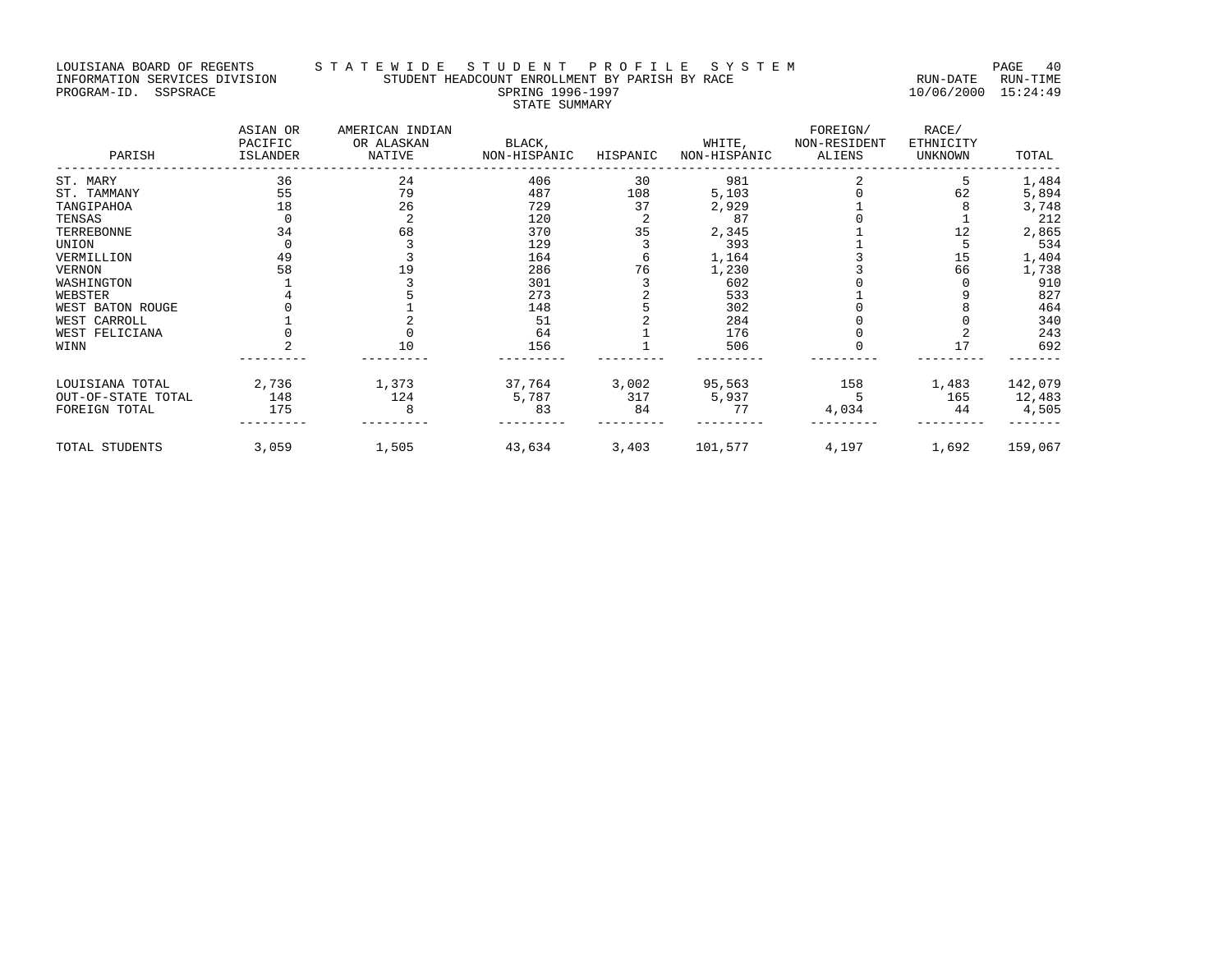LOUISIANA BOARD OF REGENTS — STATEWIDE STUDENT PROFILE SYSTEM
INFORMATION SERVICES DIVISION — STUDENT HEADCOUNT ENROLLMENT BY PARISH BY RACE — RUN-DATE 10/06/2000 RUN-TIME 15:24:49
PROGRAM-ID. SSPSRACE — SPRING 1996-1997

STATE SUMMARY

| PARISH | ASIAN OR PACIFIC ISLANDER | AMERICAN INDIAN OR ALASKAN NATIVE | BLACK, NON-HISPANIC | HISPANIC | WHITE, NON-HISPANIC | FOREIGN/ NON-RESIDENT ALIENS | RACE/ ETHNICITY UNKNOWN | TOTAL |
|---|---|---|---|---|---|---|---|---|
| ST. MARY | 36 | 24 | 406 | 30 | 981 | 2 | 5 | 1,484 |
| ST. TAMMANY | 55 | 79 | 487 | 108 | 5,103 | 0 | 62 | 5,894 |
| TANGIPAHOA | 18 | 26 | 729 | 37 | 2,929 | 1 | 8 | 3,748 |
| TENSAS | 0 | 2 | 120 | 2 | 87 | 0 | 1 | 212 |
| TERREBONNE | 34 | 68 | 370 | 35 | 2,345 | 1 | 12 | 2,865 |
| UNION | 0 | 3 | 129 | 3 | 393 | 1 | 5 | 534 |
| VERMILLION | 49 | 3 | 164 | 6 | 1,164 | 3 | 15 | 1,404 |
| VERNON | 58 | 19 | 286 | 76 | 1,230 | 3 | 66 | 1,738 |
| WASHINGTON | 1 | 3 | 301 | 3 | 602 | 0 | 0 | 910 |
| WEBSTER | 4 | 5 | 273 | 2 | 533 | 1 | 9 | 827 |
| WEST BATON ROUGE | 0 | 1 | 148 | 5 | 302 | 0 | 8 | 464 |
| WEST CARROLL | 1 | 2 | 51 | 2 | 284 | 0 | 0 | 340 |
| WEST FELICIANA | 0 | 0 | 64 | 1 | 176 | 0 | 2 | 243 |
| WINN | 2 | 10 | 156 | 1 | 506 | 0 | 17 | 692 |
| LOUISIANA TOTAL | 2,736 | 1,373 | 37,764 | 3,002 | 95,563 | 158 | 1,483 | 142,079 |
| OUT-OF-STATE TOTAL | 148 | 124 | 5,787 | 317 | 5,937 | 5 | 165 | 12,483 |
| FOREIGN TOTAL | 175 | 8 | 83 | 84 | 77 | 4,034 | 44 | 4,505 |
| TOTAL STUDENTS | 3,059 | 1,505 | 43,634 | 3,403 | 101,577 | 4,197 | 1,692 | 159,067 |